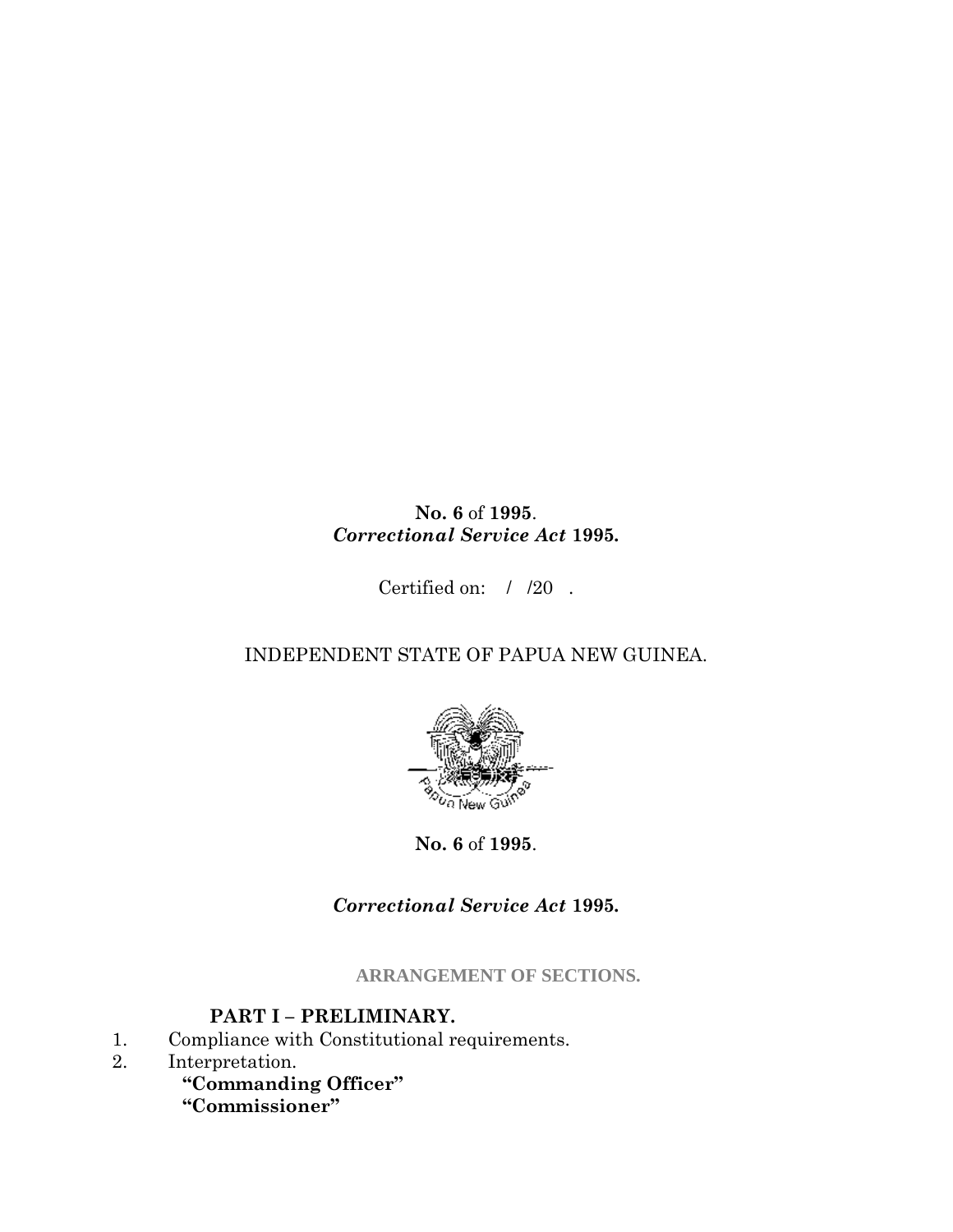**No. 6** of **1995**.
***Correctional Service Act* 1995.**

Certified on: / /20 .

INDEPENDENT STATE OF PAPUA NEW GUINEA.

**No. 6** of **1995**.

***Correctional Service Act* 1995.**

**ARRANGEMENT OF SECTIONS.**

## PART I – PRELIMINARY.

1. Compliance with Constitutional requirements.
2. Interpretation.
   **"Commanding Officer"**
   **"Commissioner"**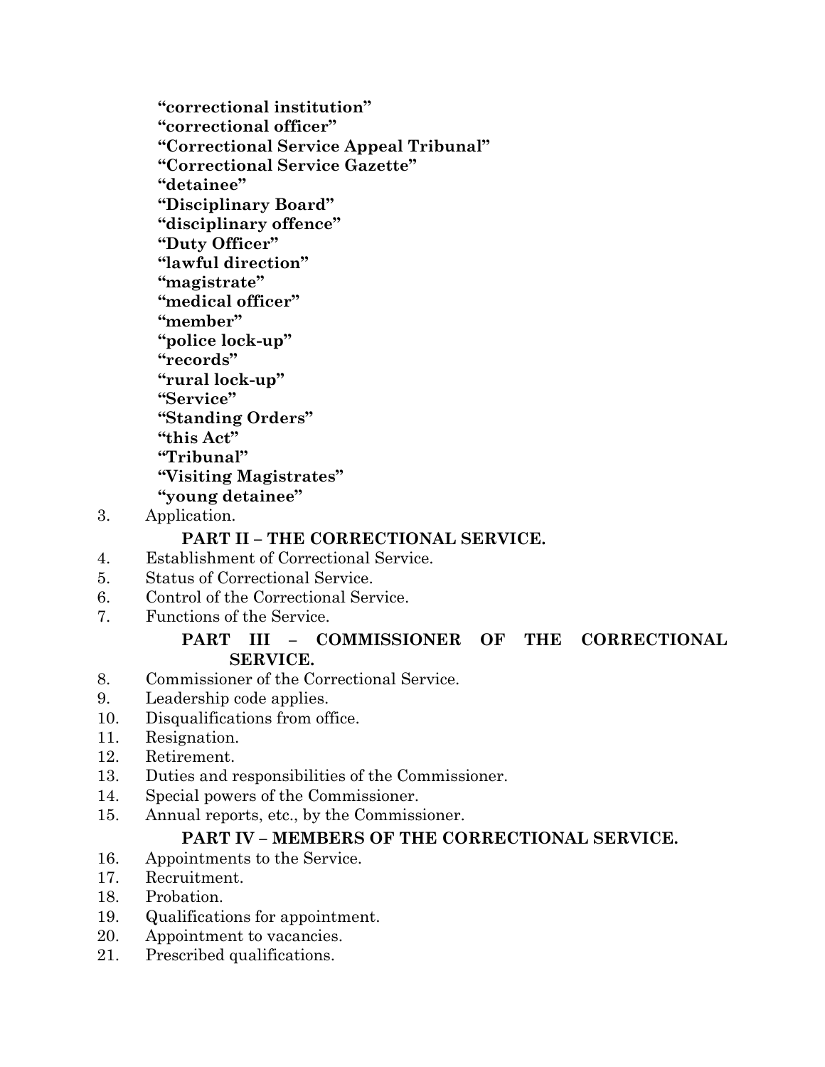**"correctional institution"**
**"correctional officer"**
**"Correctional Service Appeal Tribunal"**
**"Correctional Service Gazette"**
**"detainee"**
**"Disciplinary Board"**
**"disciplinary offence"**
**"Duty Officer"**
**"lawful direction"**
**"magistrate"**
**"medical officer"**
**"member"**
**"police lock-up"**
**"records"**
**"rural lock-up"**
**"Service"**
**"Standing Orders"**
**"this Act"**
**"Tribunal"**
**"Visiting Magistrates"**
**"young detainee"**

3. Application.

**PART II – THE CORRECTIONAL SERVICE.**

4. Establishment of Correctional Service.
5. Status of Correctional Service.
6. Control of the Correctional Service.
7. Functions of the Service.

**PART III – COMMISSIONER OF THE CORRECTIONAL SERVICE.**

8. Commissioner of the Correctional Service.
9. Leadership code applies.
10. Disqualifications from office.
11. Resignation.
12. Retirement.
13. Duties and responsibilities of the Commissioner.
14. Special powers of the Commissioner.
15. Annual reports, etc., by the Commissioner.

**PART IV – MEMBERS OF THE CORRECTIONAL SERVICE.**

16. Appointments to the Service.
17. Recruitment.
18. Probation.
19. Qualifications for appointment.
20. Appointment to vacancies.
21. Prescribed qualifications.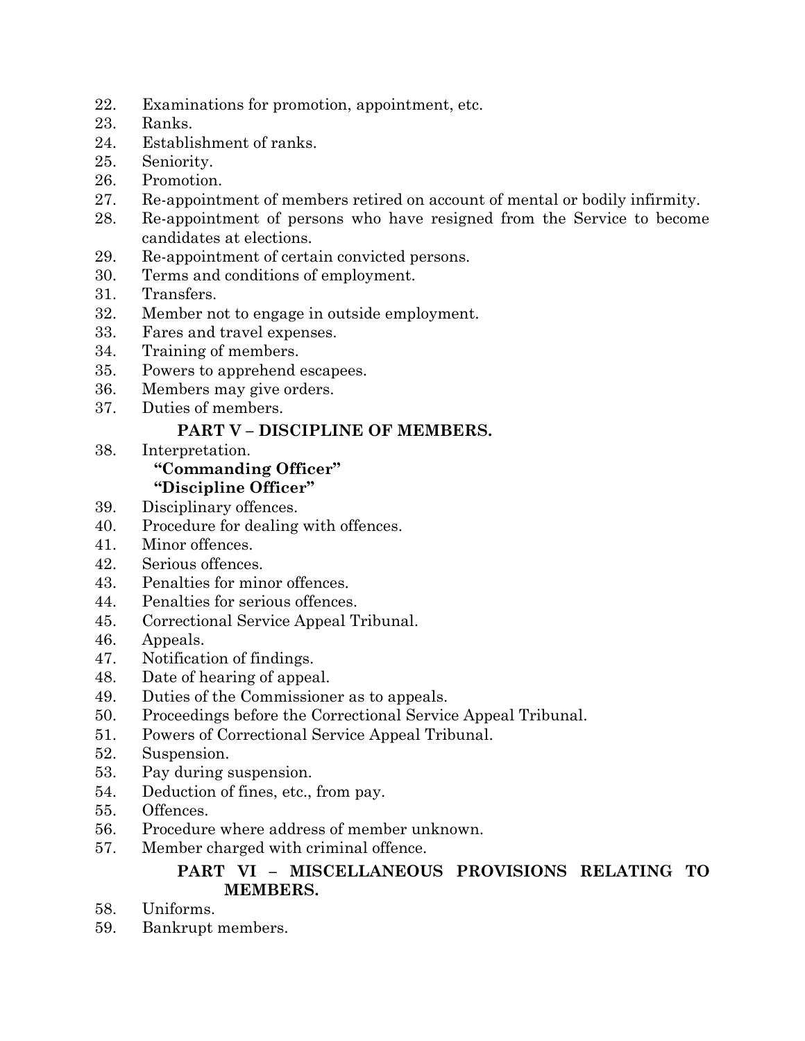22. Examinations for promotion, appointment, etc.
23. Ranks.
24. Establishment of ranks.
25. Seniority.
26. Promotion.
27. Re-appointment of members retired on account of mental or bodily infirmity.
28. Re-appointment of persons who have resigned from the Service to become candidates at elections.
29. Re-appointment of certain convicted persons.
30. Terms and conditions of employment.
31. Transfers.
32. Member not to engage in outside employment.
33. Fares and travel expenses.
34. Training of members.
35. Powers to apprehend escapees.
36. Members may give orders.
37. Duties of members.

**PART V – DISCIPLINE OF MEMBERS.**

38. Interpretation.
    **"Commanding Officer"**
    **"Discipline Officer"**
39. Disciplinary offences.
40. Procedure for dealing with offences.
41. Minor offences.
42. Serious offences.
43. Penalties for minor offences.
44. Penalties for serious offences.
45. Correctional Service Appeal Tribunal.
46. Appeals.
47. Notification of findings.
48. Date of hearing of appeal.
49. Duties of the Commissioner as to appeals.
50. Proceedings before the Correctional Service Appeal Tribunal.
51. Powers of Correctional Service Appeal Tribunal.
52. Suspension.
53. Pay during suspension.
54. Deduction of fines, etc., from pay.
55. Offences.
56. Procedure where address of member unknown.
57. Member charged with criminal offence.

**PART VI – MISCELLANEOUS PROVISIONS RELATING TO MEMBERS.**

58. Uniforms.
59. Bankrupt members.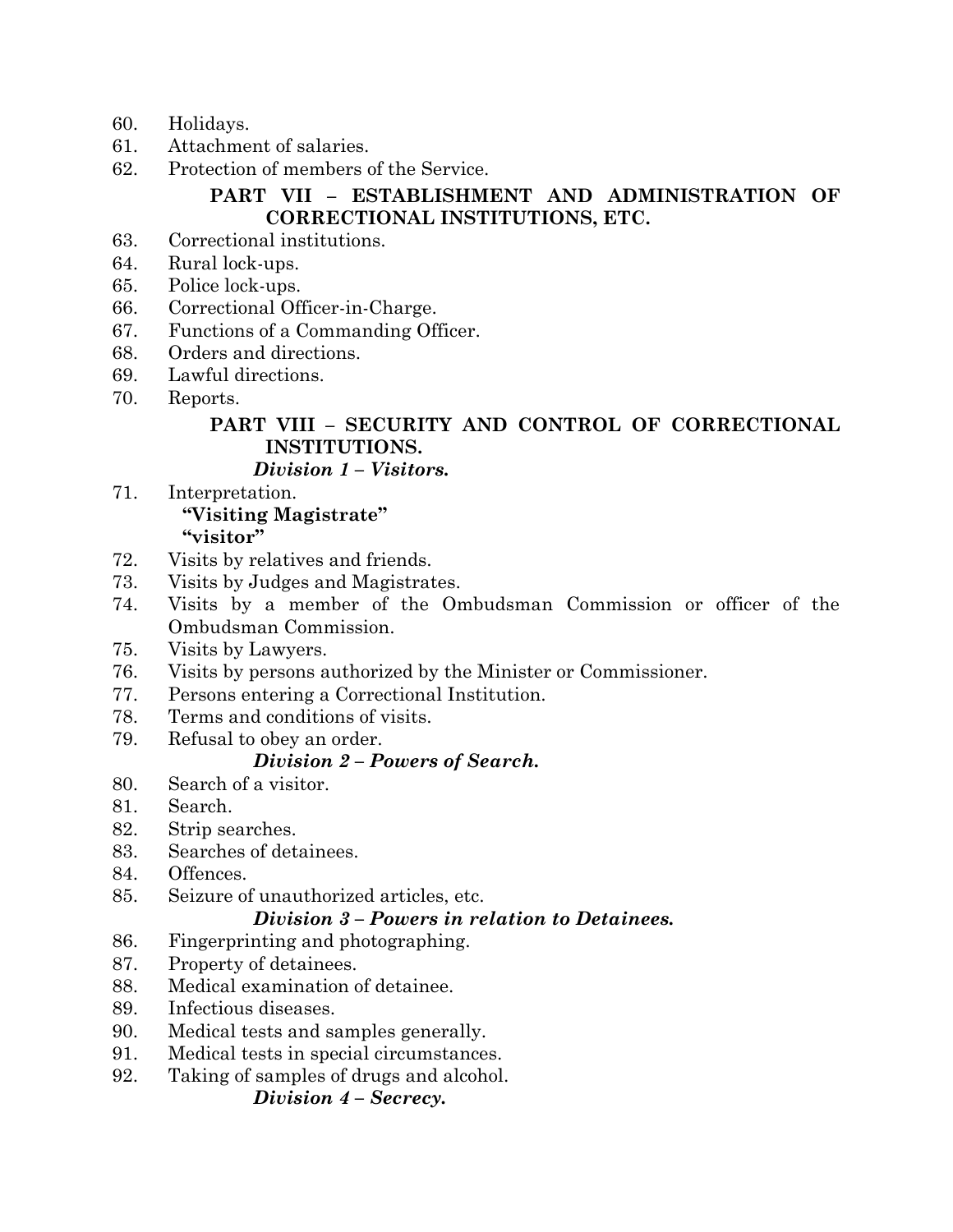60. Holidays.
61. Attachment of salaries.
62. Protection of members of the Service.

**PART VII – ESTABLISHMENT AND ADMINISTRATION OF CORRECTIONAL INSTITUTIONS, ETC.**

63. Correctional institutions.
64. Rural lock-ups.
65. Police lock-ups.
66. Correctional Officer-in-Charge.
67. Functions of a Commanding Officer.
68. Orders and directions.
69. Lawful directions.
70. Reports.

**PART VIII – SECURITY AND CONTROL OF CORRECTIONAL INSTITUTIONS.**

***Division 1 – Visitors.***

71. Interpretation.
    **"Visiting Magistrate"**
    **"visitor"**
72. Visits by relatives and friends.
73. Visits by Judges and Magistrates.
74. Visits by a member of the Ombudsman Commission or officer of the Ombudsman Commission.
75. Visits by Lawyers.
76. Visits by persons authorized by the Minister or Commissioner.
77. Persons entering a Correctional Institution.
78. Terms and conditions of visits.
79. Refusal to obey an order.

***Division 2 – Powers of Search.***

80. Search of a visitor.
81. Search.
82. Strip searches.
83. Searches of detainees.
84. Offences.
85. Seizure of unauthorized articles, etc.

***Division 3 – Powers in relation to Detainees.***

86. Fingerprinting and photographing.
87. Property of detainees.
88. Medical examination of detainee.
89. Infectious diseases.
90. Medical tests and samples generally.
91. Medical tests in special circumstances.
92. Taking of samples of drugs and alcohol.

***Division 4 – Secrecy.***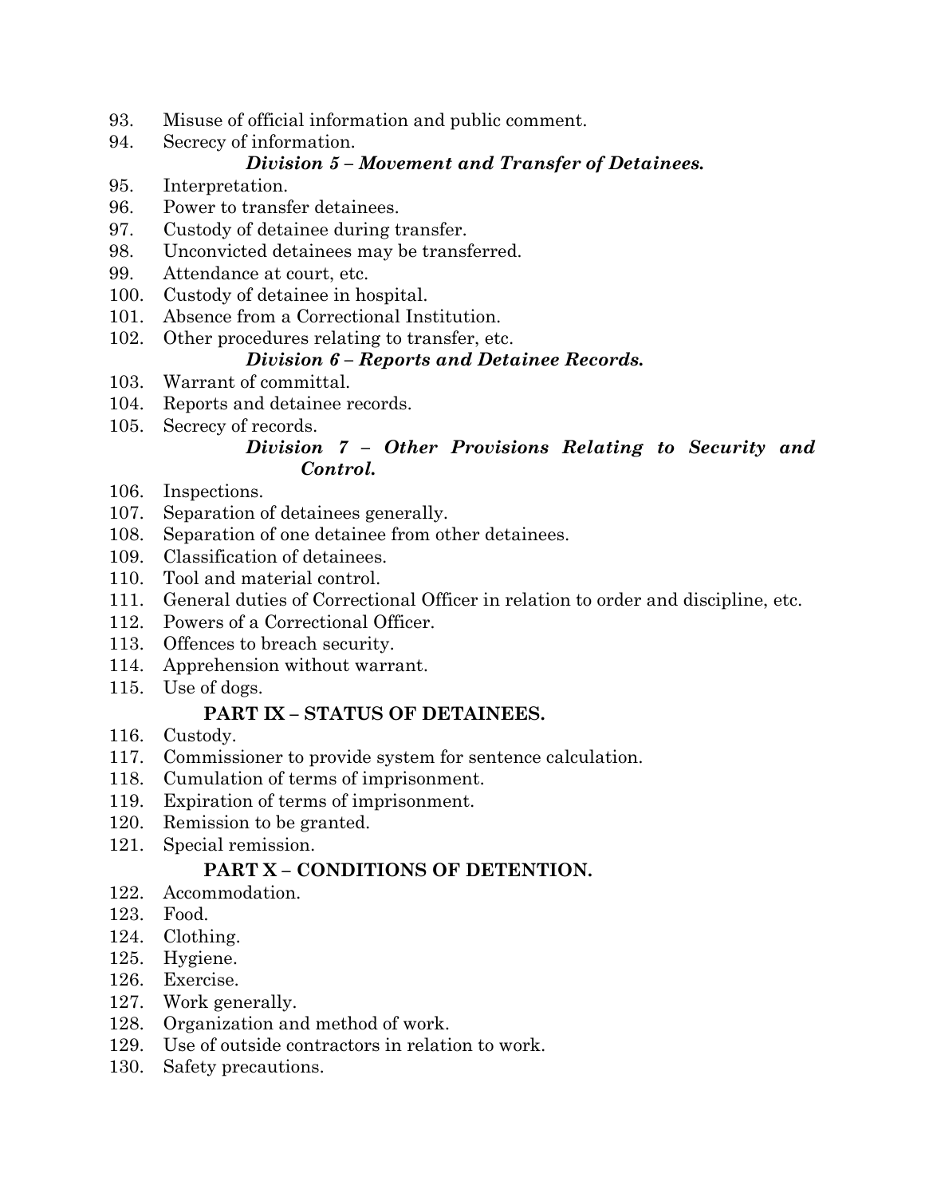93. Misuse of official information and public comment.
94. Secrecy of information.

***Division 5 – Movement and Transfer of Detainees.***

95. Interpretation.
96. Power to transfer detainees.
97. Custody of detainee during transfer.
98. Unconvicted detainees may be transferred.
99. Attendance at court, etc.
100. Custody of detainee in hospital.
101. Absence from a Correctional Institution.
102. Other procedures relating to transfer, etc.

***Division 6 – Reports and Detainee Records.***

103. Warrant of committal.
104. Reports and detainee records.
105. Secrecy of records.

***Division 7 – Other Provisions Relating to Security and Control.***

106. Inspections.
107. Separation of detainees generally.
108. Separation of one detainee from other detainees.
109. Classification of detainees.
110. Tool and material control.
111. General duties of Correctional Officer in relation to order and discipline, etc.
112. Powers of a Correctional Officer.
113. Offences to breach security.
114. Apprehension without warrant.
115. Use of dogs.

**PART IX – STATUS OF DETAINEES.**

116. Custody.
117. Commissioner to provide system for sentence calculation.
118. Cumulation of terms of imprisonment.
119. Expiration of terms of imprisonment.
120. Remission to be granted.
121. Special remission.

**PART X – CONDITIONS OF DETENTION.**

122. Accommodation.
123. Food.
124. Clothing.
125. Hygiene.
126. Exercise.
127. Work generally.
128. Organization and method of work.
129. Use of outside contractors in relation to work.
130. Safety precautions.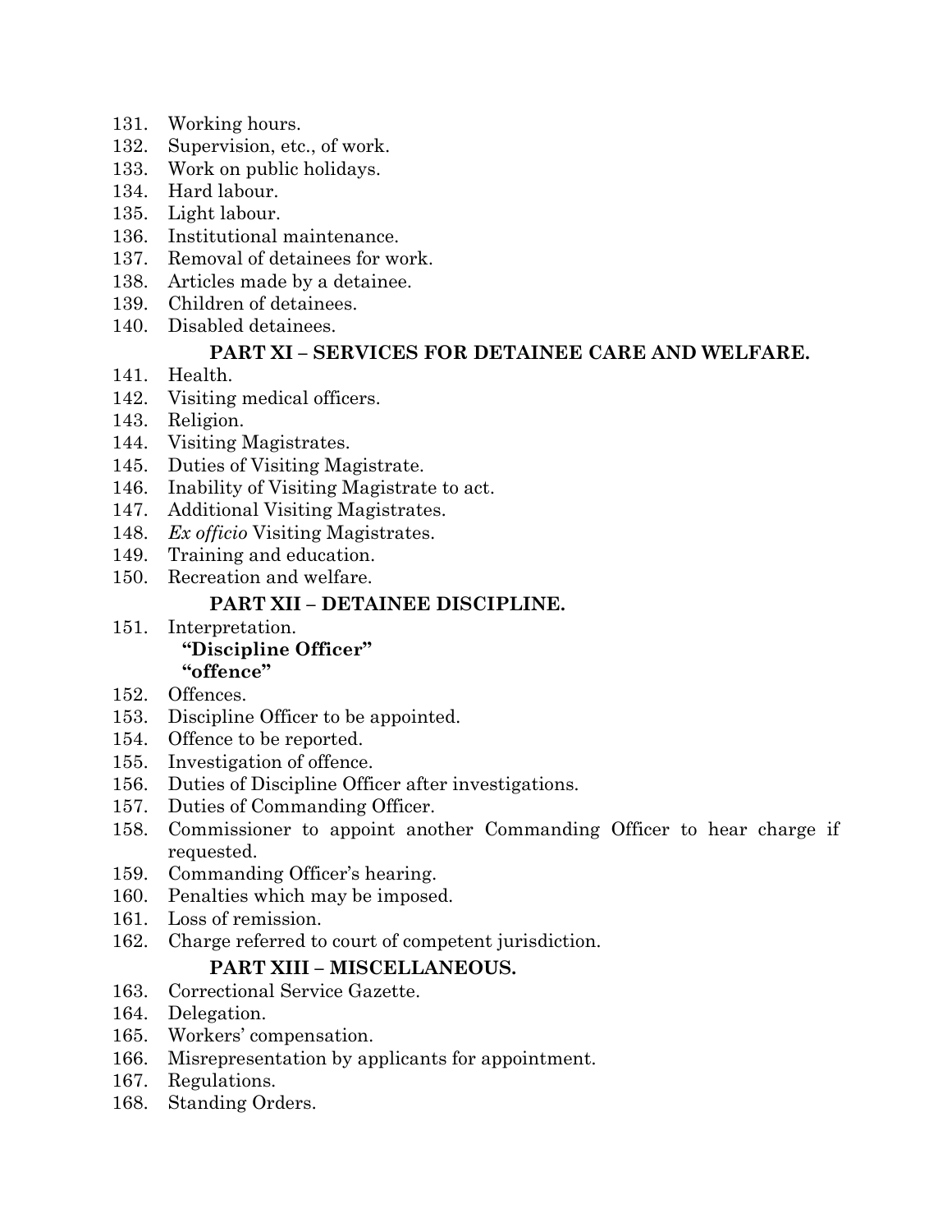131. Working hours.
132. Supervision, etc., of work.
133. Work on public holidays.
134. Hard labour.
135. Light labour.
136. Institutional maintenance.
137. Removal of detainees for work.
138. Articles made by a detainee.
139. Children of detainees.
140. Disabled detainees.

**PART XI – SERVICES FOR DETAINEE CARE AND WELFARE.**

141. Health.
142. Visiting medical officers.
143. Religion.
144. Visiting Magistrates.
145. Duties of Visiting Magistrate.
146. Inability of Visiting Magistrate to act.
147. Additional Visiting Magistrates.
148. *Ex officio* Visiting Magistrates.
149. Training and education.
150. Recreation and welfare.

**PART XII – DETAINEE DISCIPLINE.**

151. Interpretation.
 **"Discipline Officer"**
 **"offence"**
152. Offences.
153. Discipline Officer to be appointed.
154. Offence to be reported.
155. Investigation of offence.
156. Duties of Discipline Officer after investigations.
157. Duties of Commanding Officer.
158. Commissioner to appoint another Commanding Officer to hear charge if requested.
159. Commanding Officer's hearing.
160. Penalties which may be imposed.
161. Loss of remission.
162. Charge referred to court of competent jurisdiction.

**PART XIII – MISCELLANEOUS.**

163. Correctional Service Gazette.
164. Delegation.
165. Workers' compensation.
166. Misrepresentation by applicants for appointment.
167. Regulations.
168. Standing Orders.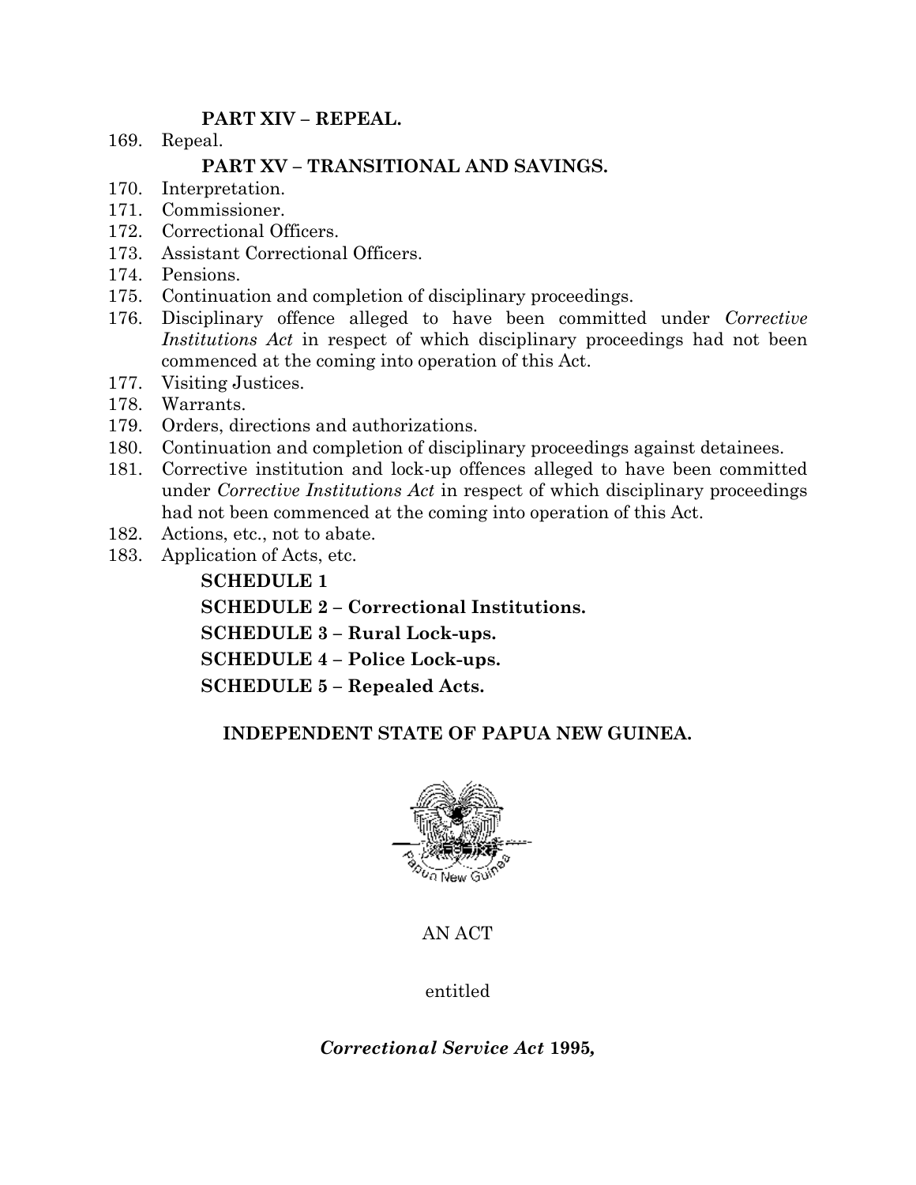**PART XIV – REPEAL.**

169. Repeal.

**PART XV – TRANSITIONAL AND SAVINGS.**

170. Interpretation.
171. Commissioner.
172. Correctional Officers.
173. Assistant Correctional Officers.
174. Pensions.
175. Continuation and completion of disciplinary proceedings.
176. Disciplinary offence alleged to have been committed under *Corrective Institutions Act* in respect of which disciplinary proceedings had not been commenced at the coming into operation of this Act.
177. Visiting Justices.
178. Warrants.
179. Orders, directions and authorizations.
180. Continuation and completion of disciplinary proceedings against detainees.
181. Corrective institution and lock-up offences alleged to have been committed under *Corrective Institutions Act* in respect of which disciplinary proceedings had not been commenced at the coming into operation of this Act.
182. Actions, etc., not to abate.
183. Application of Acts, etc.

**SCHEDULE 1**

**SCHEDULE 2 – Correctional Institutions.**

**SCHEDULE 3 – Rural Lock-ups.**

**SCHEDULE 4 – Police Lock-ups.**

**SCHEDULE 5 – Repealed Acts.**

**INDEPENDENT STATE OF PAPUA NEW GUINEA.**

AN ACT

entitled

***Correctional Service Act* 1995,**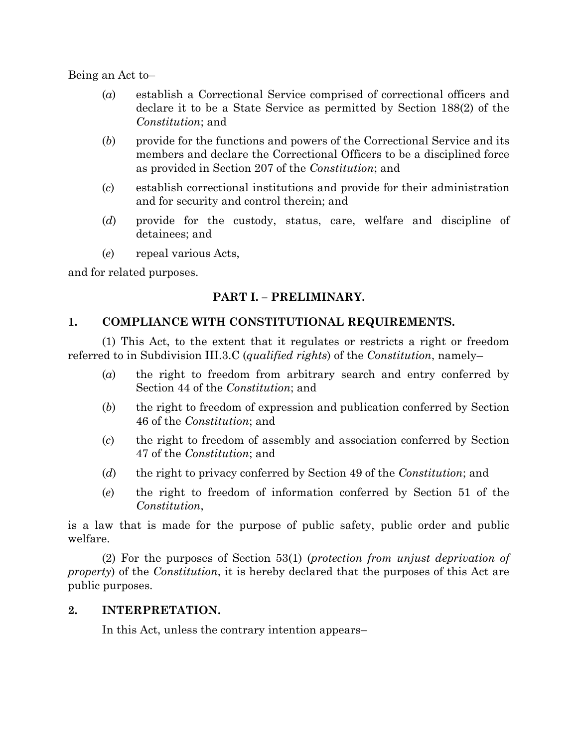Being an Act to–

(*a*) establish a Correctional Service comprised of correctional officers and declare it to be a State Service as permitted by Section 188(2) of the *Constitution*; and

(*b*) provide for the functions and powers of the Correctional Service and its members and declare the Correctional Officers to be a disciplined force as provided in Section 207 of the *Constitution*; and

(*c*) establish correctional institutions and provide for their administration and for security and control therein; and

(*d*) provide for the custody, status, care, welfare and discipline of detainees; and

(*e*) repeal various Acts,

and for related purposes.

## PART I. – PRELIMINARY.

### 1. COMPLIANCE WITH CONSTITUTIONAL REQUIREMENTS.

(1) This Act, to the extent that it regulates or restricts a right or freedom referred to in Subdivision III.3.C (*qualified rights*) of the *Constitution*, namely–

(*a*) the right to freedom from arbitrary search and entry conferred by Section 44 of the *Constitution*; and

(*b*) the right to freedom of expression and publication conferred by Section 46 of the *Constitution*; and

(*c*) the right to freedom of assembly and association conferred by Section 47 of the *Constitution*; and

(*d*) the right to privacy conferred by Section 49 of the *Constitution*; and

(*e*) the right to freedom of information conferred by Section 51 of the *Constitution*,

is a law that is made for the purpose of public safety, public order and public welfare.

(2) For the purposes of Section 53(1) (*protection from unjust deprivation of property*) of the *Constitution*, it is hereby declared that the purposes of this Act are public purposes.

### 2. INTERPRETATION.

In this Act, unless the contrary intention appears–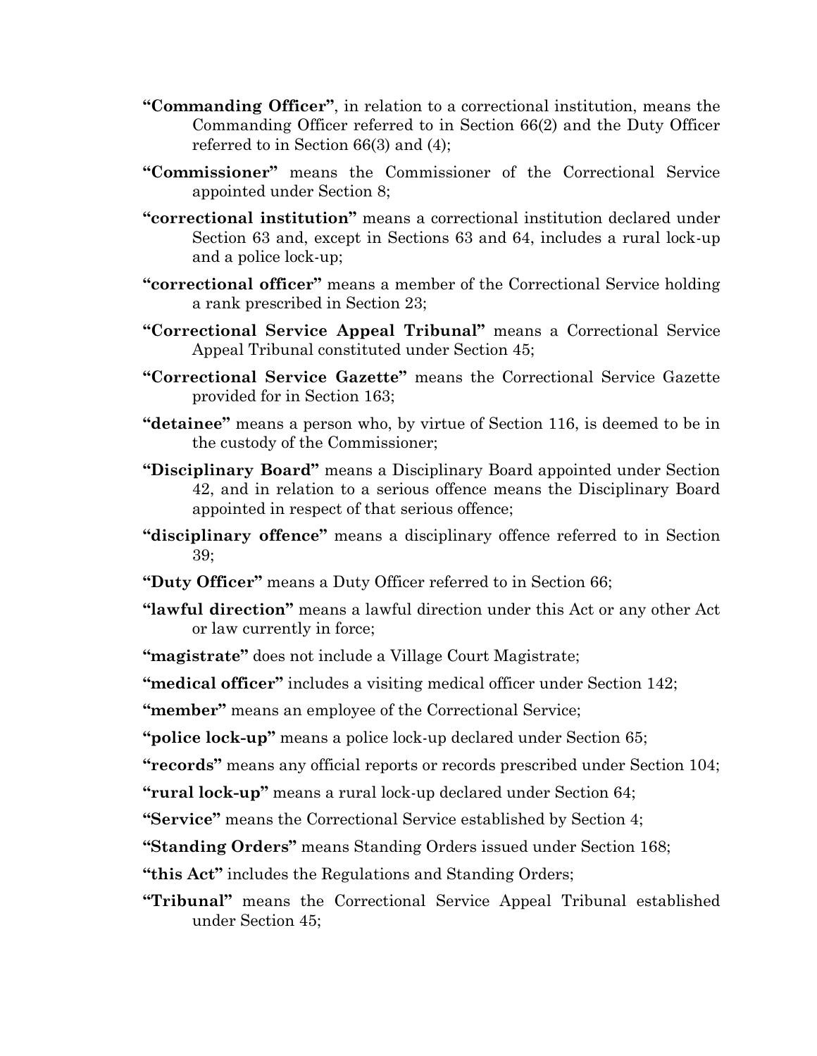**"Commanding Officer"**, in relation to a correctional institution, means the Commanding Officer referred to in Section 66(2) and the Duty Officer referred to in Section 66(3) and (4);

**"Commissioner"** means the Commissioner of the Correctional Service appointed under Section 8;

**"correctional institution"** means a correctional institution declared under Section 63 and, except in Sections 63 and 64, includes a rural lock-up and a police lock-up;

**"correctional officer"** means a member of the Correctional Service holding a rank prescribed in Section 23;

**"Correctional Service Appeal Tribunal"** means a Correctional Service Appeal Tribunal constituted under Section 45;

**"Correctional Service Gazette"** means the Correctional Service Gazette provided for in Section 163;

**"detainee"** means a person who, by virtue of Section 116, is deemed to be in the custody of the Commissioner;

**"Disciplinary Board"** means a Disciplinary Board appointed under Section 42, and in relation to a serious offence means the Disciplinary Board appointed in respect of that serious offence;

**"disciplinary offence"** means a disciplinary offence referred to in Section 39;

**"Duty Officer"** means a Duty Officer referred to in Section 66;

**"lawful direction"** means a lawful direction under this Act or any other Act or law currently in force;

**"magistrate"** does not include a Village Court Magistrate;

**"medical officer"** includes a visiting medical officer under Section 142;

**"member"** means an employee of the Correctional Service;

**"police lock-up"** means a police lock-up declared under Section 65;

**"records"** means any official reports or records prescribed under Section 104;

**"rural lock-up"** means a rural lock-up declared under Section 64;

**"Service"** means the Correctional Service established by Section 4;

**"Standing Orders"** means Standing Orders issued under Section 168;

**"this Act"** includes the Regulations and Standing Orders;

**"Tribunal"** means the Correctional Service Appeal Tribunal established under Section 45;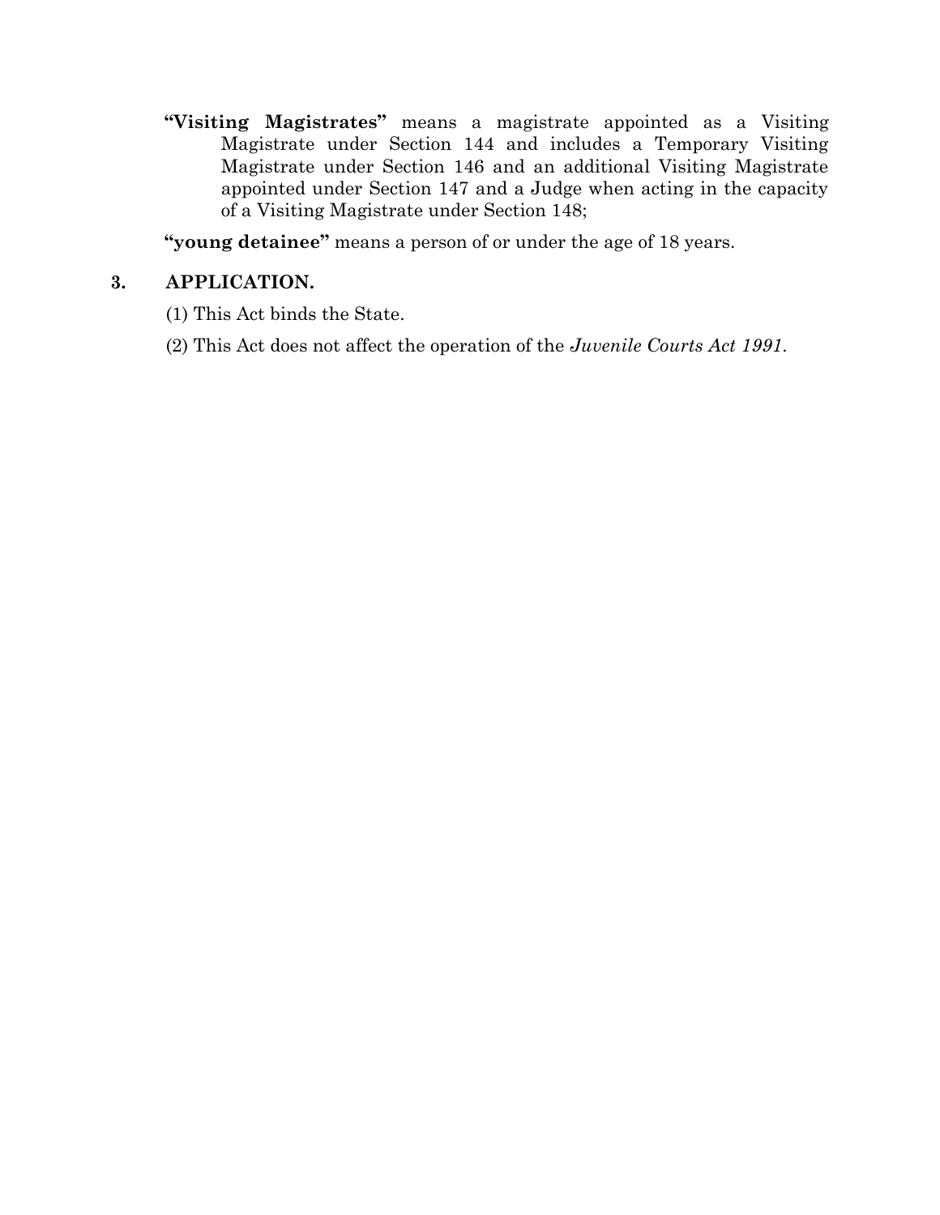**"Visiting Magistrates"** means a magistrate appointed as a Visiting Magistrate under Section 144 and includes a Temporary Visiting Magistrate under Section 146 and an additional Visiting Magistrate appointed under Section 147 and a Judge when acting in the capacity of a Visiting Magistrate under Section 148;

**"young detainee"** means a person of or under the age of 18 years.

## 3. APPLICATION.

(1) This Act binds the State.

(2) This Act does not affect the operation of the *Juvenile Courts Act 1991*.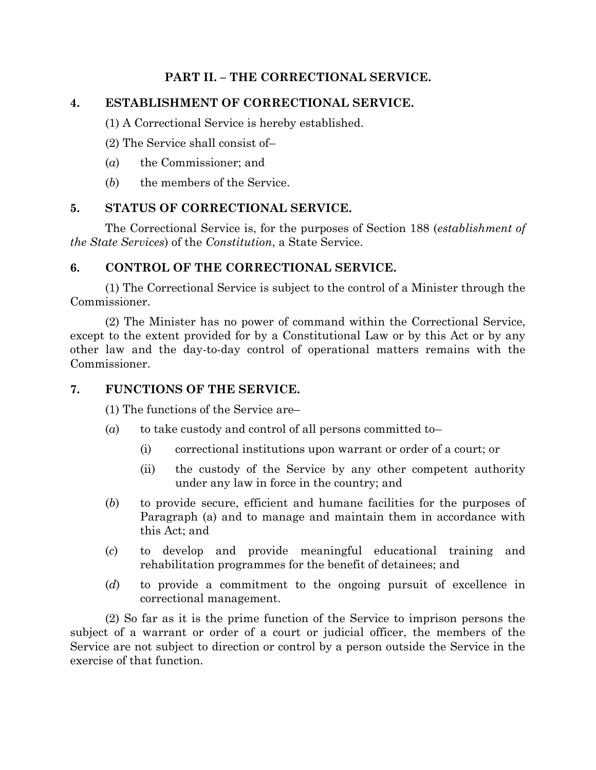## PART II. – THE CORRECTIONAL SERVICE.

### 4. ESTABLISHMENT OF CORRECTIONAL SERVICE.

(1) A Correctional Service is hereby established.

(2) The Service shall consist of–

(*a*) the Commissioner; and

(*b*) the members of the Service.

### 5. STATUS OF CORRECTIONAL SERVICE.

The Correctional Service is, for the purposes of Section 188 (*establishment of the State Services*) of the *Constitution*, a State Service.

### 6. CONTROL OF THE CORRECTIONAL SERVICE.

(1) The Correctional Service is subject to the control of a Minister through the Commissioner.

(2) The Minister has no power of command within the Correctional Service, except to the extent provided for by a Constitutional Law or by this Act or by any other law and the day-to-day control of operational matters remains with the Commissioner.

### 7. FUNCTIONS OF THE SERVICE.

(1) The functions of the Service are–

(*a*) to take custody and control of all persons committed to–

  (i) correctional institutions upon warrant or order of a court; or

  (ii) the custody of the Service by any other competent authority under any law in force in the country; and

(*b*) to provide secure, efficient and humane facilities for the purposes of Paragraph (a) and to manage and maintain them in accordance with this Act; and

(*c*) to develop and provide meaningful educational training and rehabilitation programmes for the benefit of detainees; and

(*d*) to provide a commitment to the ongoing pursuit of excellence in correctional management.

(2) So far as it is the prime function of the Service to imprison persons the subject of a warrant or order of a court or judicial officer, the members of the Service are not subject to direction or control by a person outside the Service in the exercise of that function.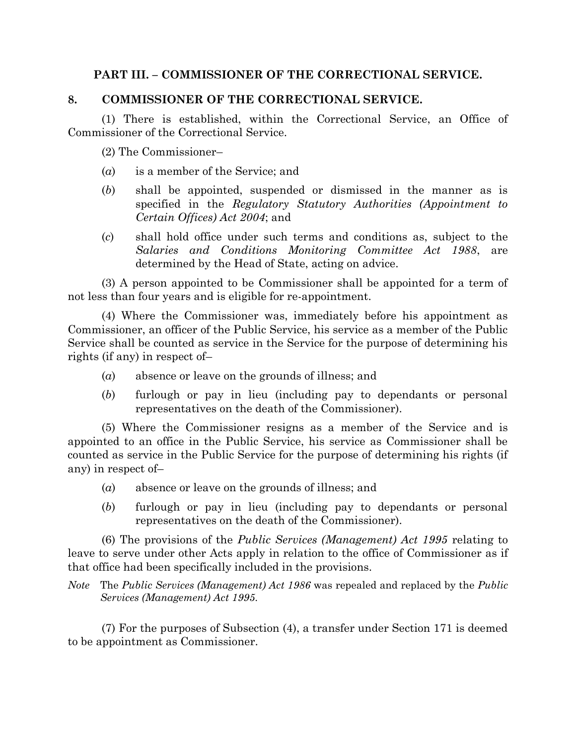## PART III. – COMMISSIONER OF THE CORRECTIONAL SERVICE.

### 8. COMMISSIONER OF THE CORRECTIONAL SERVICE.

(1) There is established, within the Correctional Service, an Office of Commissioner of the Correctional Service.

(2) The Commissioner–

(*a*) is a member of the Service; and

(*b*) shall be appointed, suspended or dismissed in the manner as is specified in the *Regulatory Statutory Authorities (Appointment to Certain Offices) Act 2004*; and

(*c*) shall hold office under such terms and conditions as, subject to the *Salaries and Conditions Monitoring Committee Act 1988*, are determined by the Head of State, acting on advice.

(3) A person appointed to be Commissioner shall be appointed for a term of not less than four years and is eligible for re-appointment.

(4) Where the Commissioner was, immediately before his appointment as Commissioner, an officer of the Public Service, his service as a member of the Public Service shall be counted as service in the Service for the purpose of determining his rights (if any) in respect of–

(*a*) absence or leave on the grounds of illness; and

(*b*) furlough or pay in lieu (including pay to dependants or personal representatives on the death of the Commissioner).

(5) Where the Commissioner resigns as a member of the Service and is appointed to an office in the Public Service, his service as Commissioner shall be counted as service in the Public Service for the purpose of determining his rights (if any) in respect of–

(*a*) absence or leave on the grounds of illness; and

(*b*) furlough or pay in lieu (including pay to dependants or personal representatives on the death of the Commissioner).

(6) The provisions of the *Public Services (Management) Act 1995* relating to leave to serve under other Acts apply in relation to the office of Commissioner as if that office had been specifically included in the provisions.

*Note* The *Public Services (Management) Act 1986* was repealed and replaced by the *Public Services (Management) Act 1995.*

(7) For the purposes of Subsection (4), a transfer under Section 171 is deemed to be appointment as Commissioner.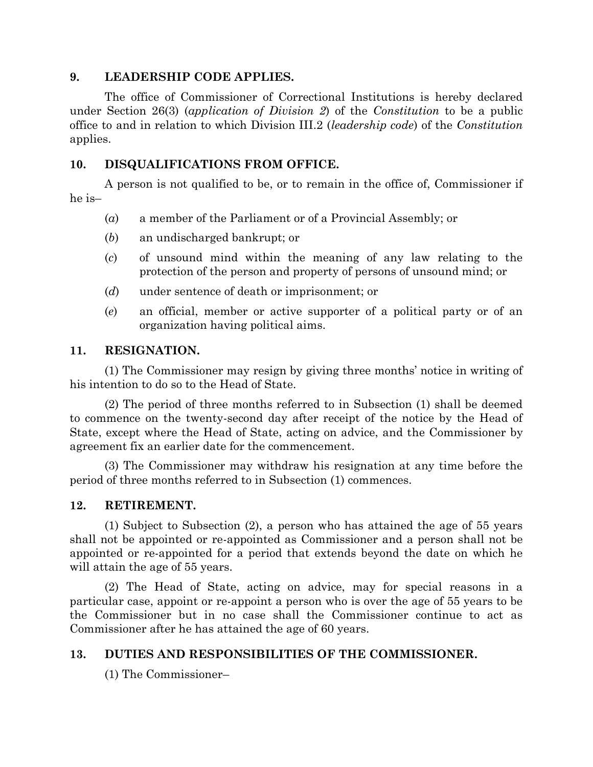## 9. LEADERSHIP CODE APPLIES.

The office of Commissioner of Correctional Institutions is hereby declared under Section 26(3) (*application of Division 2*) of the *Constitution* to be a public office to and in relation to which Division III.2 (*leadership code*) of the *Constitution* applies.

## 10. DISQUALIFICATIONS FROM OFFICE.

A person is not qualified to be, or to remain in the office of, Commissioner if he is–

(*a*) a member of the Parliament or of a Provincial Assembly; or

(*b*) an undischarged bankrupt; or

(*c*) of unsound mind within the meaning of any law relating to the protection of the person and property of persons of unsound mind; or

(*d*) under sentence of death or imprisonment; or

(*e*) an official, member or active supporter of a political party or of an organization having political aims.

## 11. RESIGNATION.

(1) The Commissioner may resign by giving three months' notice in writing of his intention to do so to the Head of State.

(2) The period of three months referred to in Subsection (1) shall be deemed to commence on the twenty-second day after receipt of the notice by the Head of State, except where the Head of State, acting on advice, and the Commissioner by agreement fix an earlier date for the commencement.

(3) The Commissioner may withdraw his resignation at any time before the period of three months referred to in Subsection (1) commences.

## 12. RETIREMENT.

(1) Subject to Subsection (2), a person who has attained the age of 55 years shall not be appointed or re-appointed as Commissioner and a person shall not be appointed or re-appointed for a period that extends beyond the date on which he will attain the age of 55 years.

(2) The Head of State, acting on advice, may for special reasons in a particular case, appoint or re-appoint a person who is over the age of 55 years to be the Commissioner but in no case shall the Commissioner continue to act as Commissioner after he has attained the age of 60 years.

## 13. DUTIES AND RESPONSIBILITIES OF THE COMMISSIONER.

(1) The Commissioner–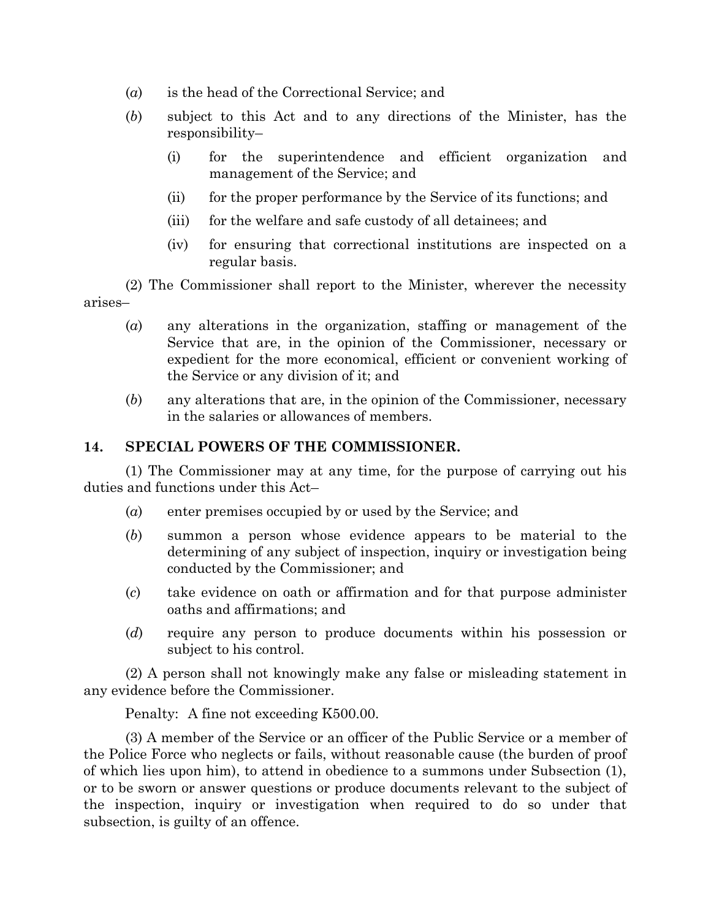(*a*) is the head of the Correctional Service; and

(*b*) subject to this Act and to any directions of the Minister, has the responsibility–

   (i) for the superintendence and efficient organization and management of the Service; and

   (ii) for the proper performance by the Service of its functions; and

   (iii) for the welfare and safe custody of all detainees; and

   (iv) for ensuring that correctional institutions are inspected on a regular basis.

(2) The Commissioner shall report to the Minister, wherever the necessity arises–

(*a*) any alterations in the organization, staffing or management of the Service that are, in the opinion of the Commissioner, necessary or expedient for the more economical, efficient or convenient working of the Service or any division of it; and

(*b*) any alterations that are, in the opinion of the Commissioner, necessary in the salaries or allowances of members.

### 14. SPECIAL POWERS OF THE COMMISSIONER.

(1) The Commissioner may at any time, for the purpose of carrying out his duties and functions under this Act–

(*a*) enter premises occupied by or used by the Service; and

(*b*) summon a person whose evidence appears to be material to the determining of any subject of inspection, inquiry or investigation being conducted by the Commissioner; and

(*c*) take evidence on oath or affirmation and for that purpose administer oaths and affirmations; and

(*d*) require any person to produce documents within his possession or subject to his control.

(2) A person shall not knowingly make any false or misleading statement in any evidence before the Commissioner.

Penalty: A fine not exceeding K500.00.

(3) A member of the Service or an officer of the Public Service or a member of the Police Force who neglects or fails, without reasonable cause (the burden of proof of which lies upon him), to attend in obedience to a summons under Subsection (1), or to be sworn or answer questions or produce documents relevant to the subject of the inspection, inquiry or investigation when required to do so under that subsection, is guilty of an offence.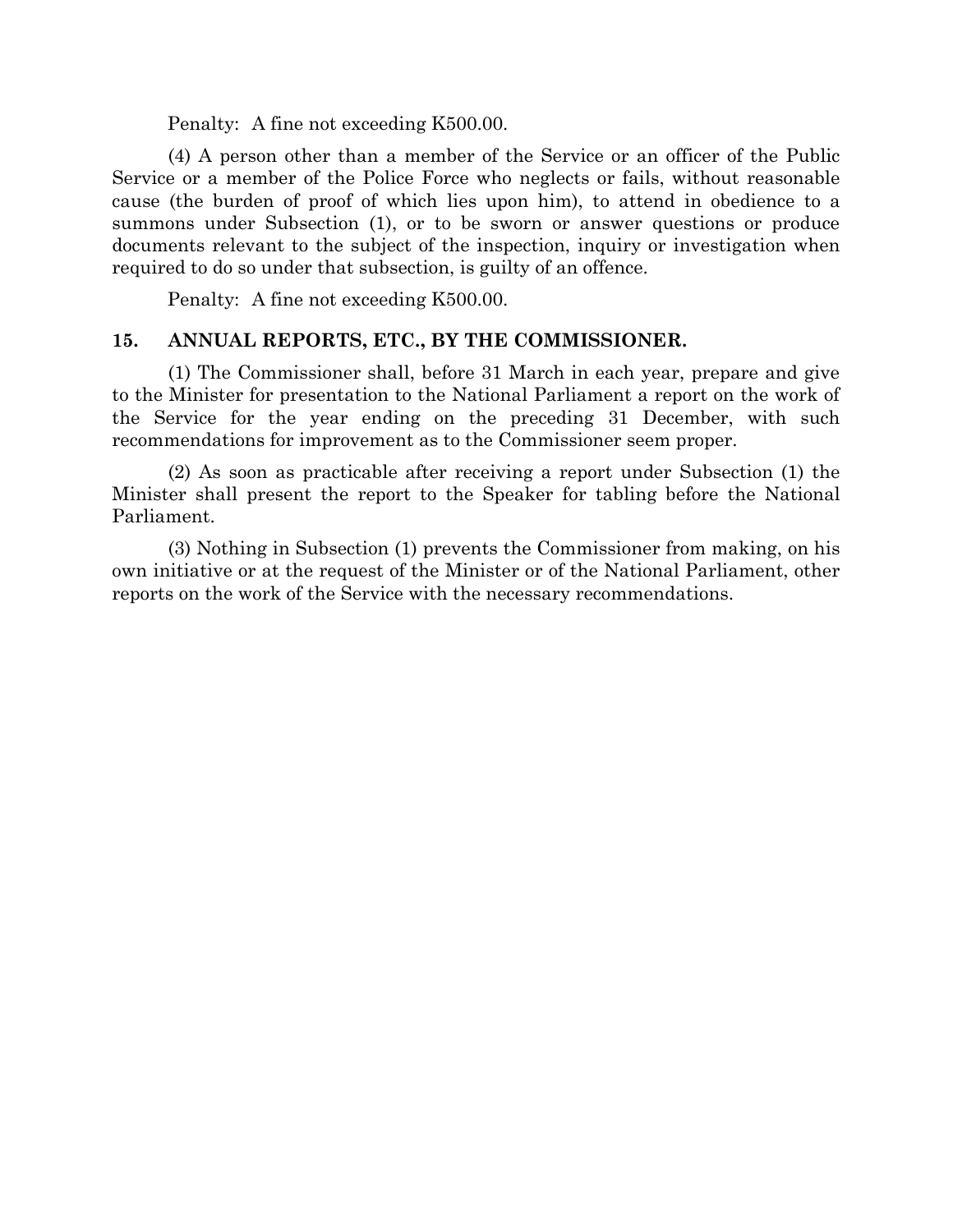Penalty: A fine not exceeding K500.00.

(4) A person other than a member of the Service or an officer of the Public Service or a member of the Police Force who neglects or fails, without reasonable cause (the burden of proof of which lies upon him), to attend in obedience to a summons under Subsection (1), or to be sworn or answer questions or produce documents relevant to the subject of the inspection, inquiry or investigation when required to do so under that subsection, is guilty of an offence.

Penalty: A fine not exceeding K500.00.

### 15. ANNUAL REPORTS, ETC., BY THE COMMISSIONER.

(1) The Commissioner shall, before 31 March in each year, prepare and give to the Minister for presentation to the National Parliament a report on the work of the Service for the year ending on the preceding 31 December, with such recommendations for improvement as to the Commissioner seem proper.

(2) As soon as practicable after receiving a report under Subsection (1) the Minister shall present the report to the Speaker for tabling before the National Parliament.

(3) Nothing in Subsection (1) prevents the Commissioner from making, on his own initiative or at the request of the Minister or of the National Parliament, other reports on the work of the Service with the necessary recommendations.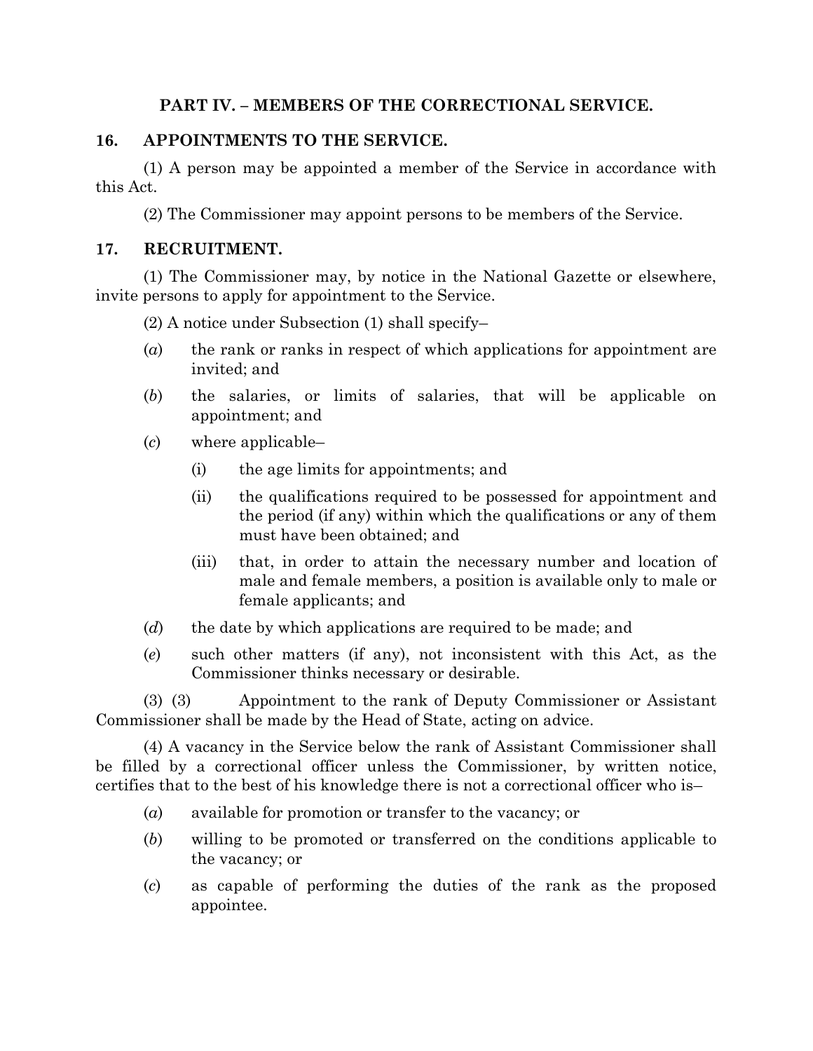## PART IV. – MEMBERS OF THE CORRECTIONAL SERVICE.

### 16. APPOINTMENTS TO THE SERVICE.

(1) A person may be appointed a member of the Service in accordance with this Act.

(2) The Commissioner may appoint persons to be members of the Service.

### 17. RECRUITMENT.

(1) The Commissioner may, by notice in the National Gazette or elsewhere, invite persons to apply for appointment to the Service.

(2) A notice under Subsection (1) shall specify–

(*a*) the rank or ranks in respect of which applications for appointment are invited; and

(*b*) the salaries, or limits of salaries, that will be applicable on appointment; and

(*c*) where applicable–

- (i) the age limits for appointments; and
- (ii) the qualifications required to be possessed for appointment and the period (if any) within which the qualifications or any of them must have been obtained; and
- (iii) that, in order to attain the necessary number and location of male and female members, a position is available only to male or female applicants; and

(*d*) the date by which applications are required to be made; and

(*e*) such other matters (if any), not inconsistent with this Act, as the Commissioner thinks necessary or desirable.

(3) (3) Appointment to the rank of Deputy Commissioner or Assistant Commissioner shall be made by the Head of State, acting on advice.

(4) A vacancy in the Service below the rank of Assistant Commissioner shall be filled by a correctional officer unless the Commissioner, by written notice, certifies that to the best of his knowledge there is not a correctional officer who is–

(*a*) available for promotion or transfer to the vacancy; or

(*b*) willing to be promoted or transferred on the conditions applicable to the vacancy; or

(*c*) as capable of performing the duties of the rank as the proposed appointee.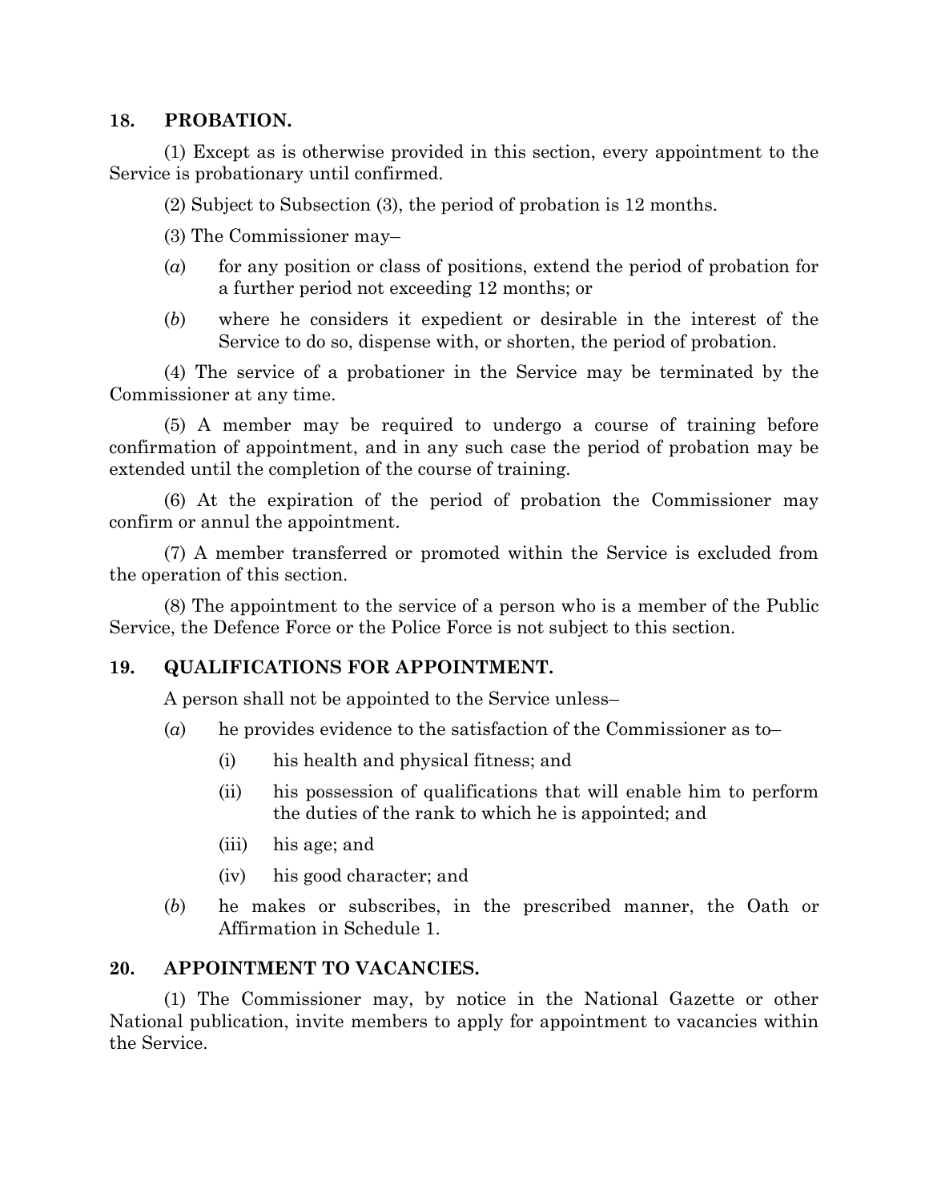## 18. PROBATION.

(1) Except as is otherwise provided in this section, every appointment to the Service is probationary until confirmed.

(2) Subject to Subsection (3), the period of probation is 12 months.

(3) The Commissioner may–

(*a*) for any position or class of positions, extend the period of probation for a further period not exceeding 12 months; or

(*b*) where he considers it expedient or desirable in the interest of the Service to do so, dispense with, or shorten, the period of probation.

(4) The service of a probationer in the Service may be terminated by the Commissioner at any time.

(5) A member may be required to undergo a course of training before confirmation of appointment, and in any such case the period of probation may be extended until the completion of the course of training.

(6) At the expiration of the period of probation the Commissioner may confirm or annul the appointment.

(7) A member transferred or promoted within the Service is excluded from the operation of this section.

(8) The appointment to the service of a person who is a member of the Public Service, the Defence Force or the Police Force is not subject to this section.

## 19. QUALIFICATIONS FOR APPOINTMENT.

A person shall not be appointed to the Service unless–

(*a*) he provides evidence to the satisfaction of the Commissioner as to–

(i) his health and physical fitness; and

(ii) his possession of qualifications that will enable him to perform the duties of the rank to which he is appointed; and

(iii) his age; and

(iv) his good character; and

(*b*) he makes or subscribes, in the prescribed manner, the Oath or Affirmation in Schedule 1.

## 20. APPOINTMENT TO VACANCIES.

(1) The Commissioner may, by notice in the National Gazette or other National publication, invite members to apply for appointment to vacancies within the Service.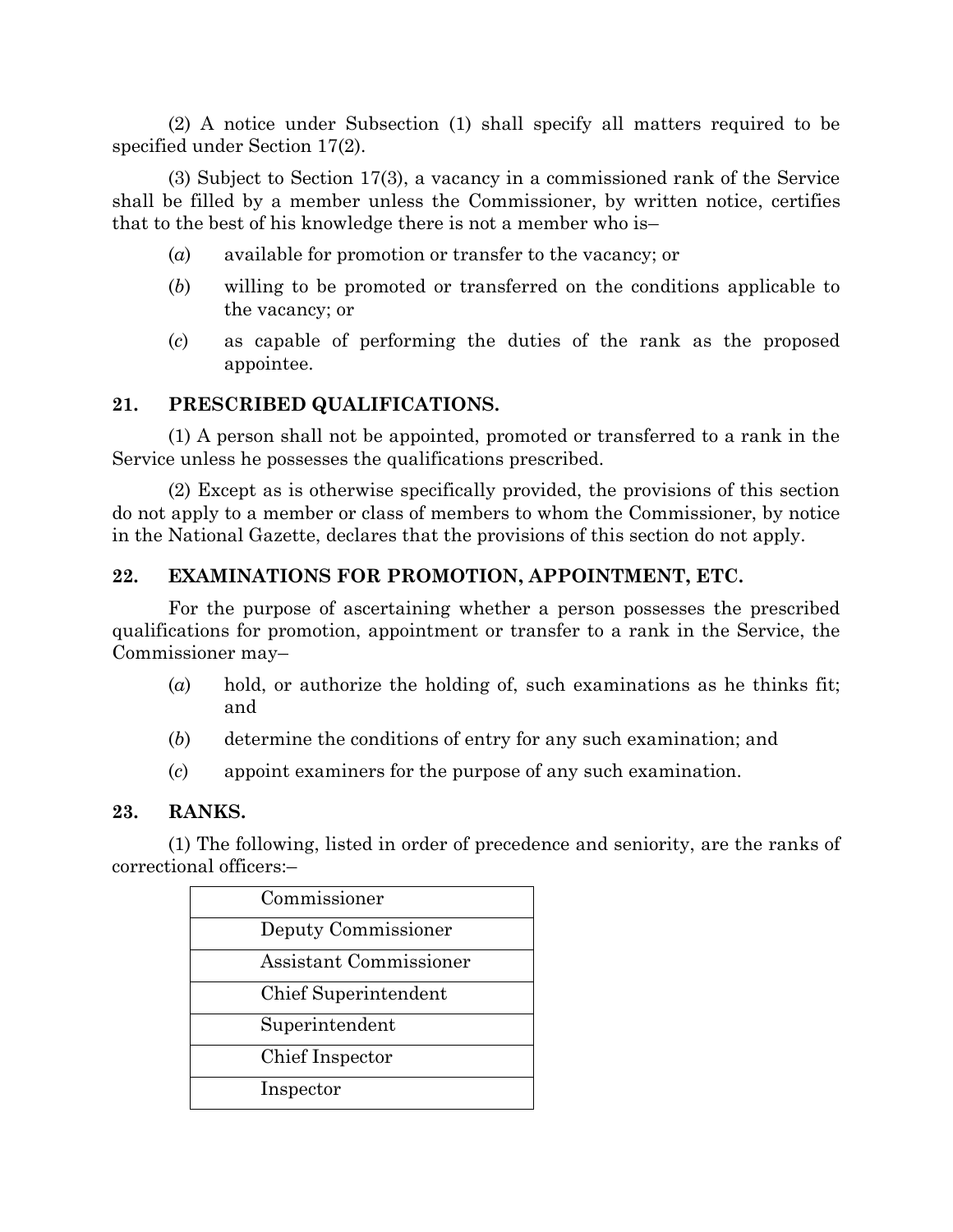(2) A notice under Subsection (1) shall specify all matters required to be specified under Section 17(2).

(3) Subject to Section 17(3), a vacancy in a commissioned rank of the Service shall be filled by a member unless the Commissioner, by written notice, certifies that to the best of his knowledge there is not a member who is–

(*a*) available for promotion or transfer to the vacancy; or

(*b*) willing to be promoted or transferred on the conditions applicable to the vacancy; or

(*c*) as capable of performing the duties of the rank as the proposed appointee.

### 21. PRESCRIBED QUALIFICATIONS.

(1) A person shall not be appointed, promoted or transferred to a rank in the Service unless he possesses the qualifications prescribed.

(2) Except as is otherwise specifically provided, the provisions of this section do not apply to a member or class of members to whom the Commissioner, by notice in the National Gazette, declares that the provisions of this section do not apply.

### 22. EXAMINATIONS FOR PROMOTION, APPOINTMENT, ETC.

For the purpose of ascertaining whether a person possesses the prescribed qualifications for promotion, appointment or transfer to a rank in the Service, the Commissioner may–

(*a*) hold, or authorize the holding of, such examinations as he thinks fit; and

(*b*) determine the conditions of entry for any such examination; and

(*c*) appoint examiners for the purpose of any such examination.

### 23. RANKS.

(1) The following, listed in order of precedence and seniority, are the ranks of correctional officers:–

| Commissioner |
|---|
| Deputy Commissioner |
| Assistant Commissioner |
| Chief Superintendent |
| Superintendent |
| Chief Inspector |
| Inspector |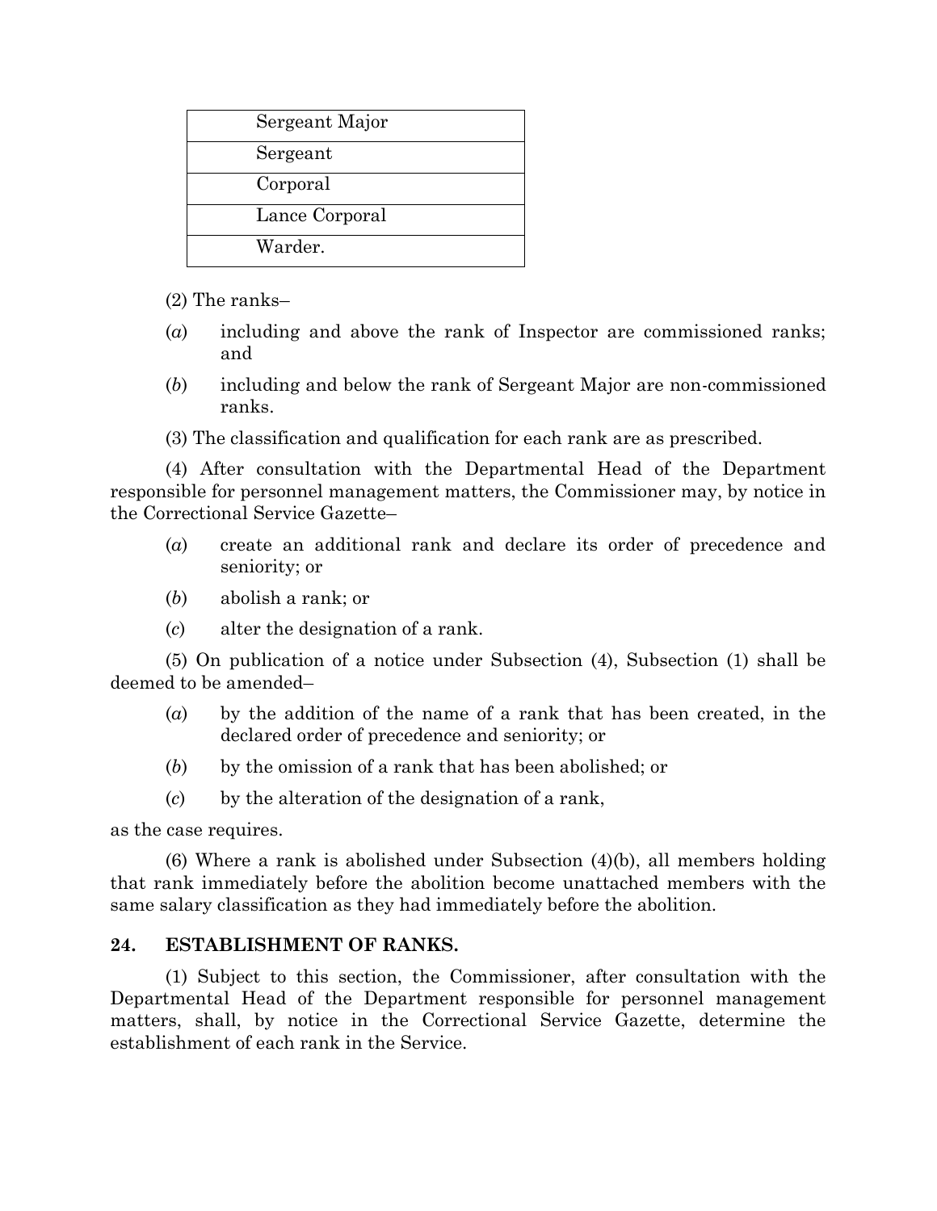| Sergeant Major |
| --- |
| Sergeant |
| Corporal |
| Lance Corporal |
| Warder. |

(2) The ranks–

(*a*) including and above the rank of Inspector are commissioned ranks; and

(*b*) including and below the rank of Sergeant Major are non-commissioned ranks.

(3) The classification and qualification for each rank are as prescribed.

(4) After consultation with the Departmental Head of the Department responsible for personnel management matters, the Commissioner may, by notice in the Correctional Service Gazette–

(*a*) create an additional rank and declare its order of precedence and seniority; or

(*b*) abolish a rank; or

(*c*) alter the designation of a rank.

(5) On publication of a notice under Subsection (4), Subsection (1) shall be deemed to be amended–

(*a*) by the addition of the name of a rank that has been created, in the declared order of precedence and seniority; or

(*b*) by the omission of a rank that has been abolished; or

(*c*) by the alteration of the designation of a rank,

as the case requires.

(6) Where a rank is abolished under Subsection (4)(b), all members holding that rank immediately before the abolition become unattached members with the same salary classification as they had immediately before the abolition.

**24. ESTABLISHMENT OF RANKS.**

(1) Subject to this section, the Commissioner, after consultation with the Departmental Head of the Department responsible for personnel management matters, shall, by notice in the Correctional Service Gazette, determine the establishment of each rank in the Service.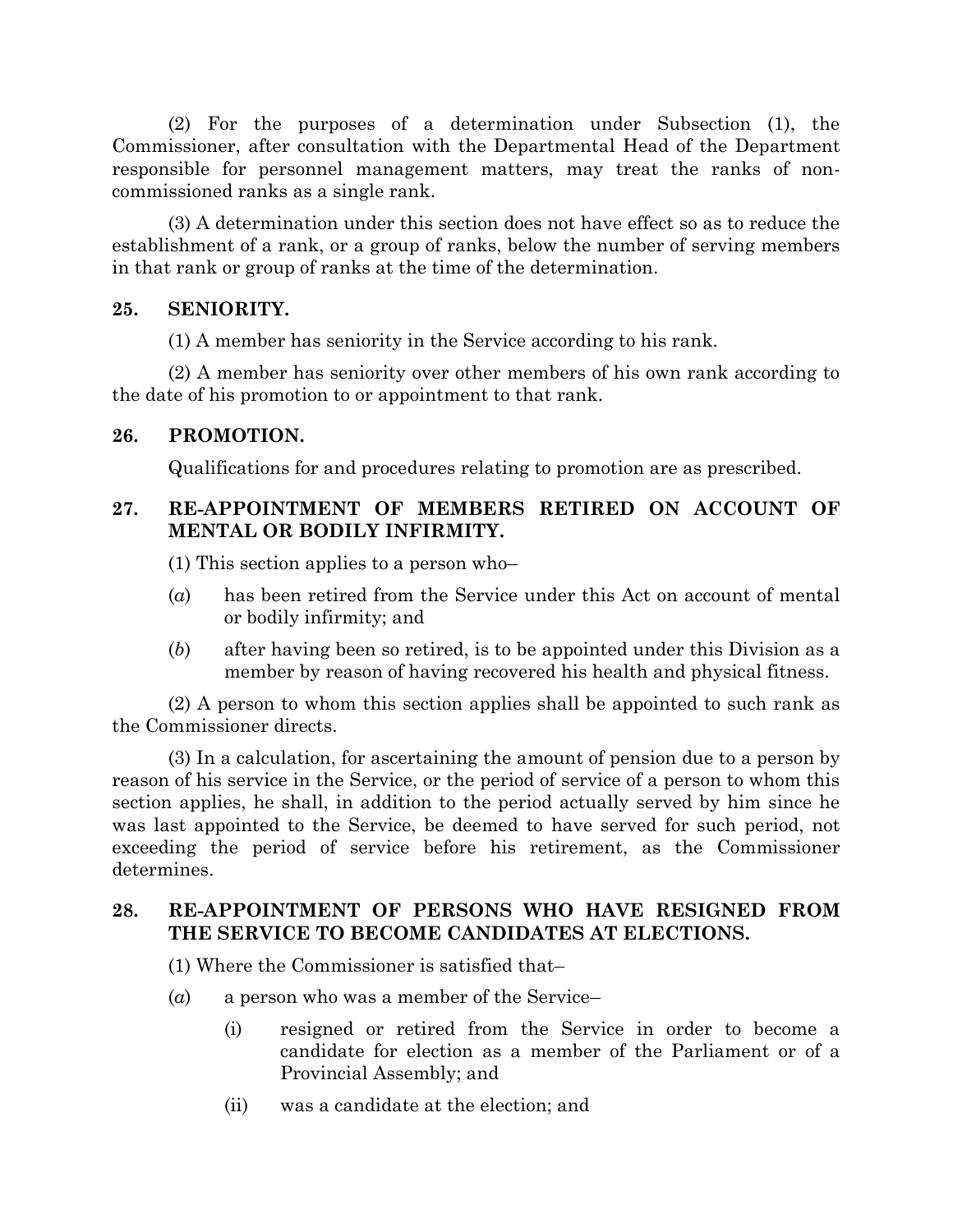(2) For the purposes of a determination under Subsection (1), the Commissioner, after consultation with the Departmental Head of the Department responsible for personnel management matters, may treat the ranks of non-commissioned ranks as a single rank.

(3) A determination under this section does not have effect so as to reduce the establishment of a rank, or a group of ranks, below the number of serving members in that rank or group of ranks at the time of the determination.

### 25. SENIORITY.

(1) A member has seniority in the Service according to his rank.

(2) A member has seniority over other members of his own rank according to the date of his promotion to or appointment to that rank.

### 26. PROMOTION.

Qualifications for and procedures relating to promotion are as prescribed.

### 27. RE-APPOINTMENT OF MEMBERS RETIRED ON ACCOUNT OF MENTAL OR BODILY INFIRMITY.

(1) This section applies to a person who–

(*a*) has been retired from the Service under this Act on account of mental or bodily infirmity; and

(*b*) after having been so retired, is to be appointed under this Division as a member by reason of having recovered his health and physical fitness.

(2) A person to whom this section applies shall be appointed to such rank as the Commissioner directs.

(3) In a calculation, for ascertaining the amount of pension due to a person by reason of his service in the Service, or the period of service of a person to whom this section applies, he shall, in addition to the period actually served by him since he was last appointed to the Service, be deemed to have served for such period, not exceeding the period of service before his retirement, as the Commissioner determines.

### 28. RE-APPOINTMENT OF PERSONS WHO HAVE RESIGNED FROM THE SERVICE TO BECOME CANDIDATES AT ELECTIONS.

(1) Where the Commissioner is satisfied that–

(*a*) a person who was a member of the Service–

(i) resigned or retired from the Service in order to become a candidate for election as a member of the Parliament or of a Provincial Assembly; and

(ii) was a candidate at the election; and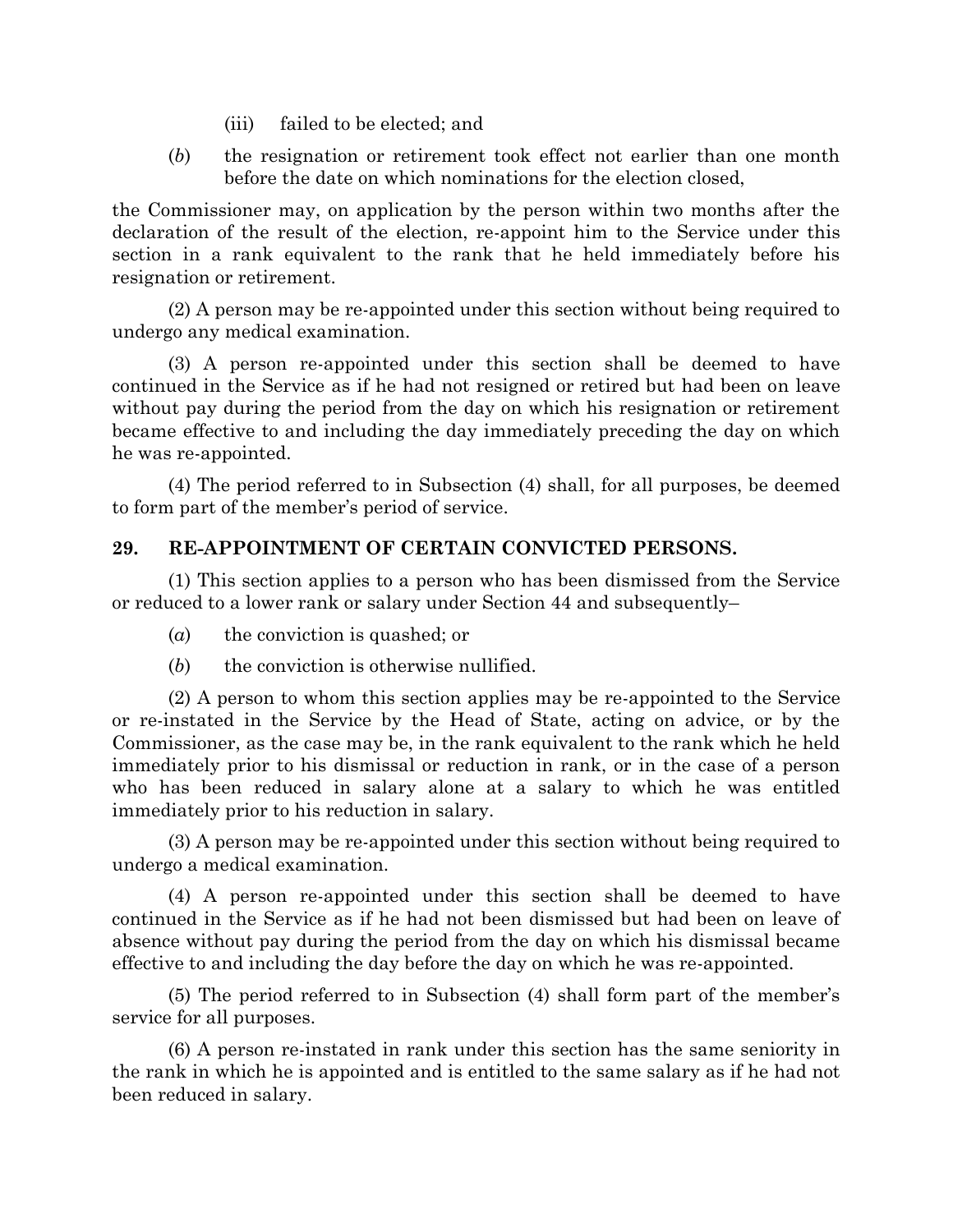(iii) failed to be elected; and

(*b*) the resignation or retirement took effect not earlier than one month before the date on which nominations for the election closed,

the Commissioner may, on application by the person within two months after the declaration of the result of the election, re-appoint him to the Service under this section in a rank equivalent to the rank that he held immediately before his resignation or retirement.

(2) A person may be re-appointed under this section without being required to undergo any medical examination.

(3) A person re-appointed under this section shall be deemed to have continued in the Service as if he had not resigned or retired but had been on leave without pay during the period from the day on which his resignation or retirement became effective to and including the day immediately preceding the day on which he was re-appointed.

(4) The period referred to in Subsection (4) shall, for all purposes, be deemed to form part of the member's period of service.

## 29. RE-APPOINTMENT OF CERTAIN CONVICTED PERSONS.

(1) This section applies to a person who has been dismissed from the Service or reduced to a lower rank or salary under Section 44 and subsequently–

(*a*) the conviction is quashed; or

(*b*) the conviction is otherwise nullified.

(2) A person to whom this section applies may be re-appointed to the Service or re-instated in the Service by the Head of State, acting on advice, or by the Commissioner, as the case may be, in the rank equivalent to the rank which he held immediately prior to his dismissal or reduction in rank, or in the case of a person who has been reduced in salary alone at a salary to which he was entitled immediately prior to his reduction in salary.

(3) A person may be re-appointed under this section without being required to undergo a medical examination.

(4) A person re-appointed under this section shall be deemed to have continued in the Service as if he had not been dismissed but had been on leave of absence without pay during the period from the day on which his dismissal became effective to and including the day before the day on which he was re-appointed.

(5) The period referred to in Subsection (4) shall form part of the member's service for all purposes.

(6) A person re-instated in rank under this section has the same seniority in the rank in which he is appointed and is entitled to the same salary as if he had not been reduced in salary.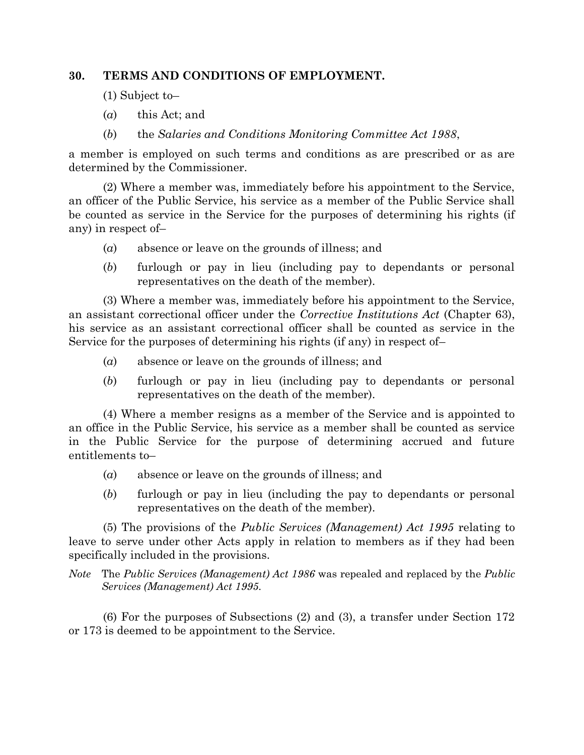## 30. TERMS AND CONDITIONS OF EMPLOYMENT.

(1) Subject to–

(*a*) this Act; and

(*b*) the *Salaries and Conditions Monitoring Committee Act 1988*,

a member is employed on such terms and conditions as are prescribed or as are determined by the Commissioner.

(2) Where a member was, immediately before his appointment to the Service, an officer of the Public Service, his service as a member of the Public Service shall be counted as service in the Service for the purposes of determining his rights (if any) in respect of–

(*a*) absence or leave on the grounds of illness; and

(*b*) furlough or pay in lieu (including pay to dependants or personal representatives on the death of the member).

(3) Where a member was, immediately before his appointment to the Service, an assistant correctional officer under the *Corrective Institutions Act* (Chapter 63), his service as an assistant correctional officer shall be counted as service in the Service for the purposes of determining his rights (if any) in respect of–

(*a*) absence or leave on the grounds of illness; and

(*b*) furlough or pay in lieu (including pay to dependants or personal representatives on the death of the member).

(4) Where a member resigns as a member of the Service and is appointed to an office in the Public Service, his service as a member shall be counted as service in the Public Service for the purpose of determining accrued and future entitlements to–

(*a*) absence or leave on the grounds of illness; and

(*b*) furlough or pay in lieu (including the pay to dependants or personal representatives on the death of the member).

(5) The provisions of the *Public Services (Management) Act 1995* relating to leave to serve under other Acts apply in relation to members as if they had been specifically included in the provisions.

*Note* The *Public Services (Management) Act 1986* was repealed and replaced by the *Public Services (Management) Act 1995*.

(6) For the purposes of Subsections (2) and (3), a transfer under Section 172 or 173 is deemed to be appointment to the Service.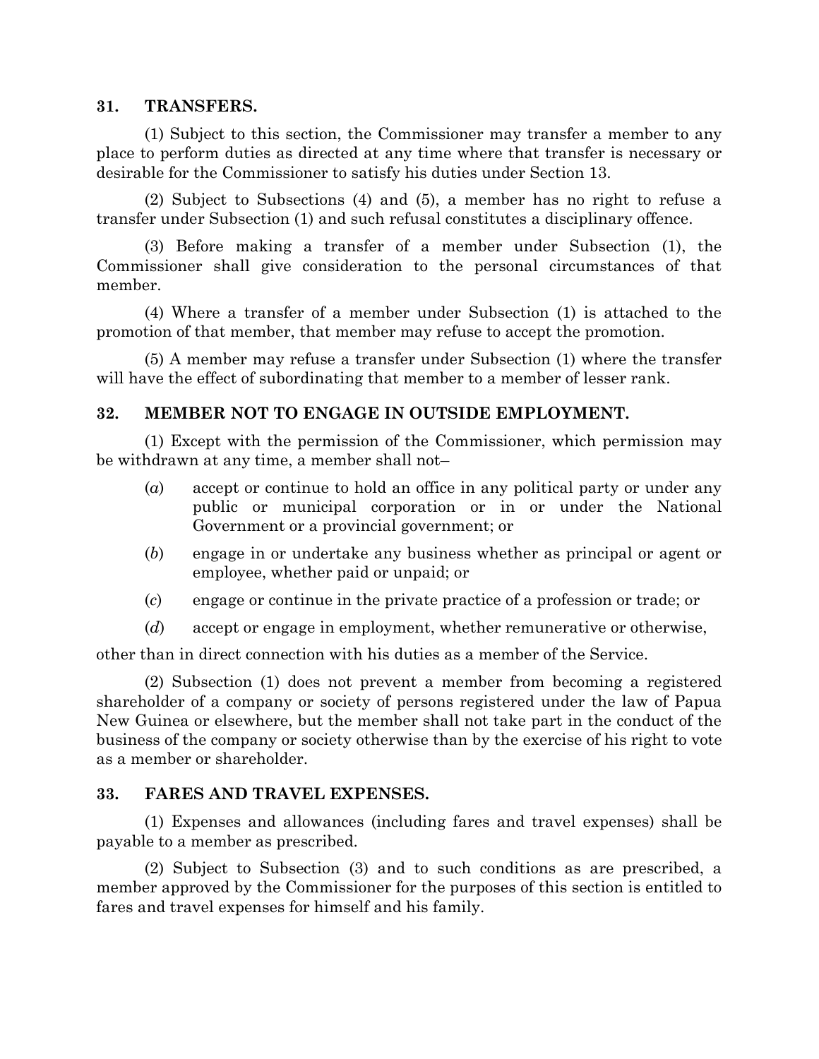### 31. TRANSFERS.

(1) Subject to this section, the Commissioner may transfer a member to any place to perform duties as directed at any time where that transfer is necessary or desirable for the Commissioner to satisfy his duties under Section 13.

(2) Subject to Subsections (4) and (5), a member has no right to refuse a transfer under Subsection (1) and such refusal constitutes a disciplinary offence.

(3) Before making a transfer of a member under Subsection (1), the Commissioner shall give consideration to the personal circumstances of that member.

(4) Where a transfer of a member under Subsection (1) is attached to the promotion of that member, that member may refuse to accept the promotion.

(5) A member may refuse a transfer under Subsection (1) where the transfer will have the effect of subordinating that member to a member of lesser rank.

### 32. MEMBER NOT TO ENGAGE IN OUTSIDE EMPLOYMENT.

(1) Except with the permission of the Commissioner, which permission may be withdrawn at any time, a member shall not–

(*a*) accept or continue to hold an office in any political party or under any public or municipal corporation or in or under the National Government or a provincial government; or

(*b*) engage in or undertake any business whether as principal or agent or employee, whether paid or unpaid; or

(*c*) engage or continue in the private practice of a profession or trade; or

(*d*) accept or engage in employment, whether remunerative or otherwise,

other than in direct connection with his duties as a member of the Service.

(2) Subsection (1) does not prevent a member from becoming a registered shareholder of a company or society of persons registered under the law of Papua New Guinea or elsewhere, but the member shall not take part in the conduct of the business of the company or society otherwise than by the exercise of his right to vote as a member or shareholder.

### 33. FARES AND TRAVEL EXPENSES.

(1) Expenses and allowances (including fares and travel expenses) shall be payable to a member as prescribed.

(2) Subject to Subsection (3) and to such conditions as are prescribed, a member approved by the Commissioner for the purposes of this section is entitled to fares and travel expenses for himself and his family.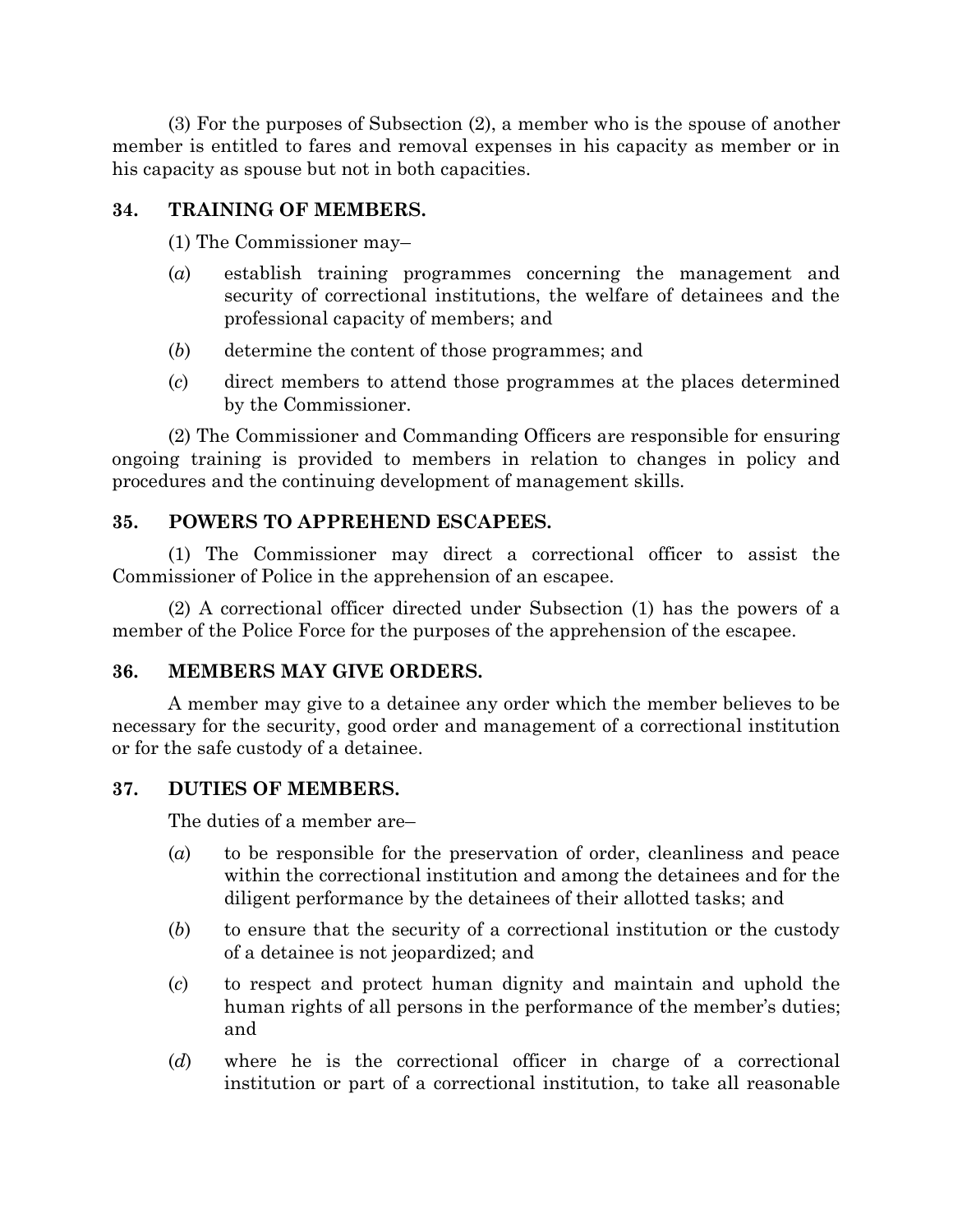(3) For the purposes of Subsection (2), a member who is the spouse of another member is entitled to fares and removal expenses in his capacity as member or in his capacity as spouse but not in both capacities.

### 34. TRAINING OF MEMBERS.

(1) The Commissioner may–

(*a*) establish training programmes concerning the management and security of correctional institutions, the welfare of detainees and the professional capacity of members; and

(*b*) determine the content of those programmes; and

(*c*) direct members to attend those programmes at the places determined by the Commissioner.

(2) The Commissioner and Commanding Officers are responsible for ensuring ongoing training is provided to members in relation to changes in policy and procedures and the continuing development of management skills.

### 35. POWERS TO APPREHEND ESCAPEES.

(1) The Commissioner may direct a correctional officer to assist the Commissioner of Police in the apprehension of an escapee.

(2) A correctional officer directed under Subsection (1) has the powers of a member of the Police Force for the purposes of the apprehension of the escapee.

### 36. MEMBERS MAY GIVE ORDERS.

A member may give to a detainee any order which the member believes to be necessary for the security, good order and management of a correctional institution or for the safe custody of a detainee.

### 37. DUTIES OF MEMBERS.

The duties of a member are–

(*a*) to be responsible for the preservation of order, cleanliness and peace within the correctional institution and among the detainees and for the diligent performance by the detainees of their allotted tasks; and

(*b*) to ensure that the security of a correctional institution or the custody of a detainee is not jeopardized; and

(*c*) to respect and protect human dignity and maintain and uphold the human rights of all persons in the performance of the member's duties; and

(*d*) where he is the correctional officer in charge of a correctional institution or part of a correctional institution, to take all reasonable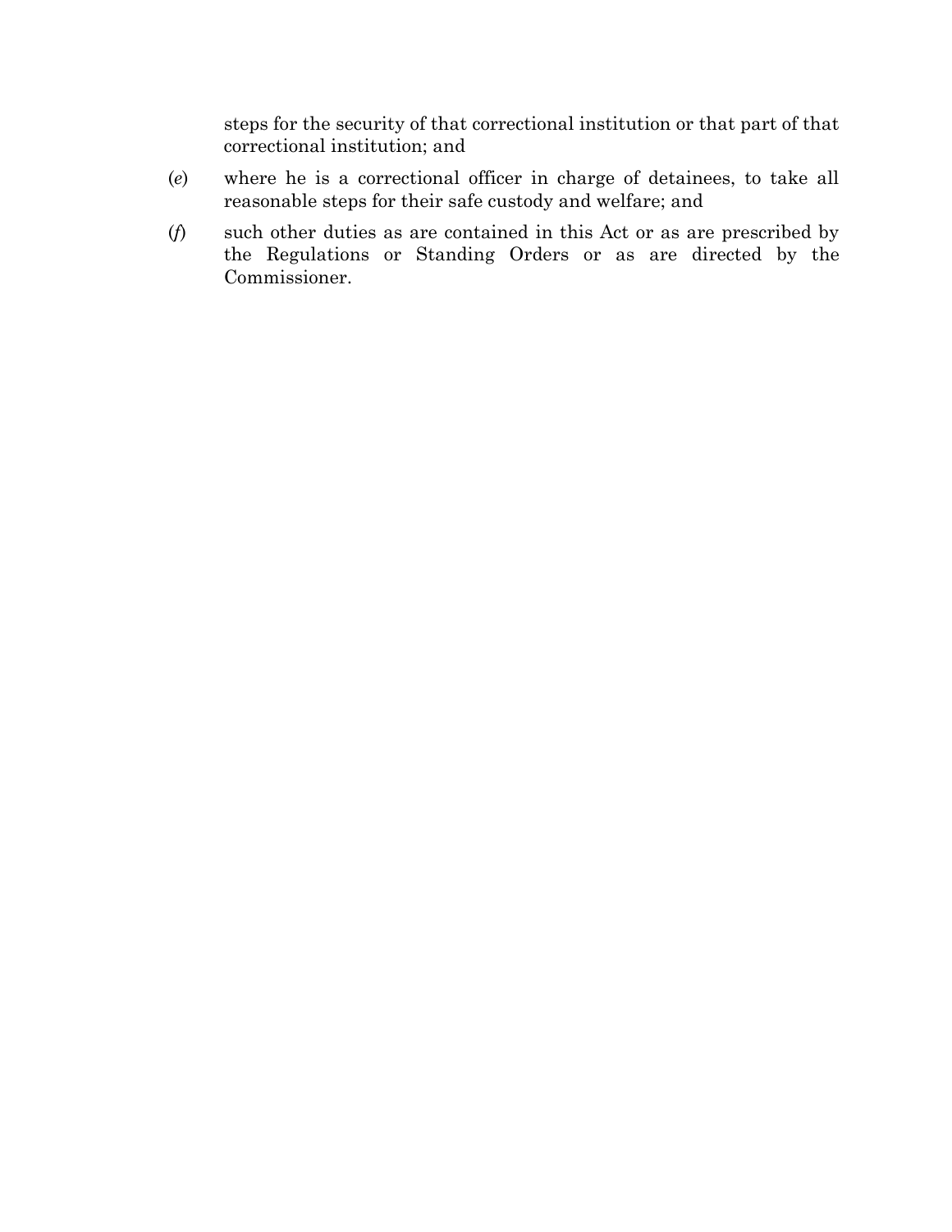steps for the security of that correctional institution or that part of that correctional institution; and

(*e*) where he is a correctional officer in charge of detainees, to take all reasonable steps for their safe custody and welfare; and

(*f*) such other duties as are contained in this Act or as are prescribed by the Regulations or Standing Orders or as are directed by the Commissioner.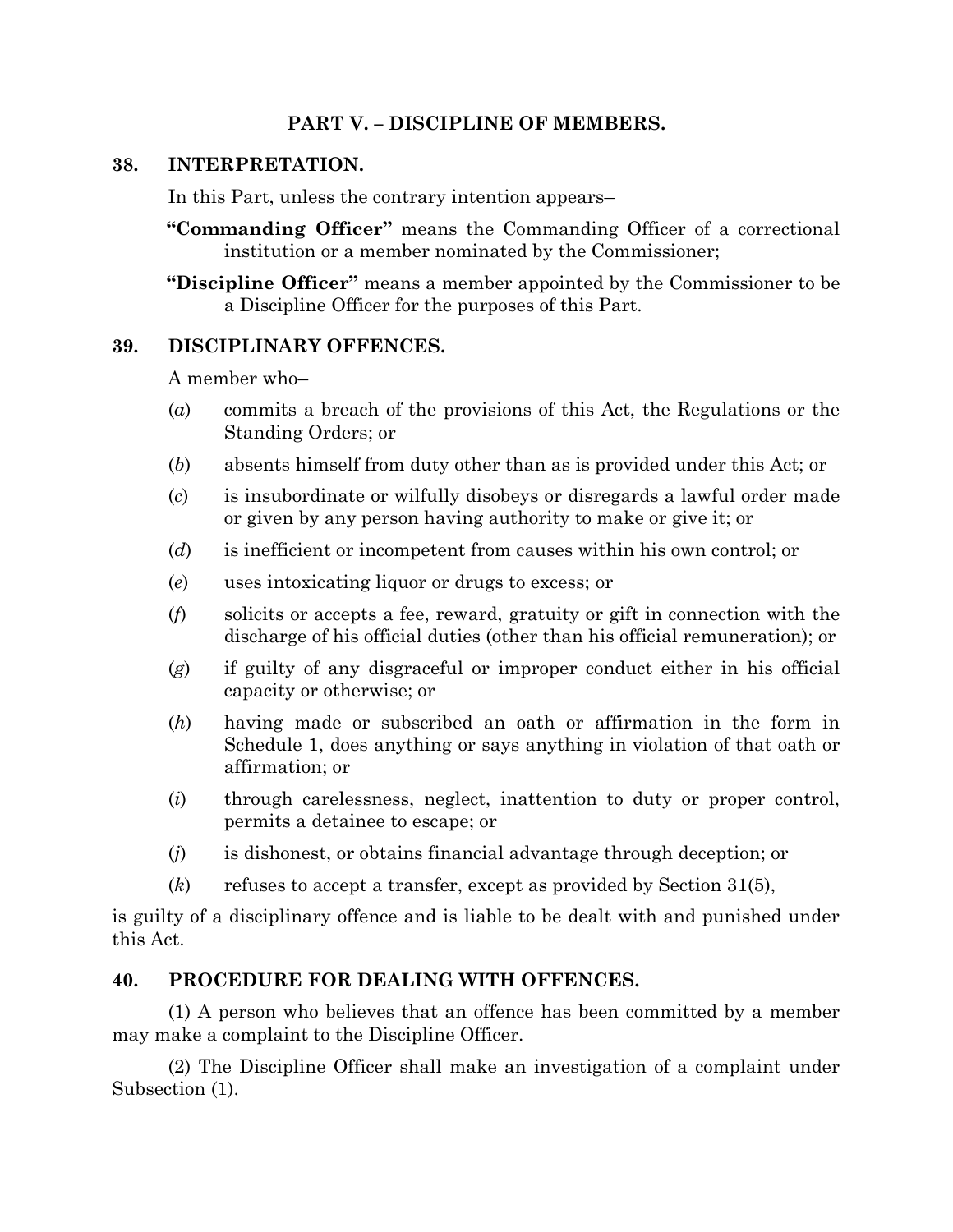## PART V. – DISCIPLINE OF MEMBERS.

### 38. INTERPRETATION.

In this Part, unless the contrary intention appears–

**"Commanding Officer"** means the Commanding Officer of a correctional institution or a member nominated by the Commissioner;

**"Discipline Officer"** means a member appointed by the Commissioner to be a Discipline Officer for the purposes of this Part.

### 39. DISCIPLINARY OFFENCES.

A member who–

(*a*) commits a breach of the provisions of this Act, the Regulations or the Standing Orders; or

(*b*) absents himself from duty other than as is provided under this Act; or

(*c*) is insubordinate or wilfully disobeys or disregards a lawful order made or given by any person having authority to make or give it; or

(*d*) is inefficient or incompetent from causes within his own control; or

(*e*) uses intoxicating liquor or drugs to excess; or

(*f*) solicits or accepts a fee, reward, gratuity or gift in connection with the discharge of his official duties (other than his official remuneration); or

(*g*) if guilty of any disgraceful or improper conduct either in his official capacity or otherwise; or

(*h*) having made or subscribed an oath or affirmation in the form in Schedule 1, does anything or says anything in violation of that oath or affirmation; or

(*i*) through carelessness, neglect, inattention to duty or proper control, permits a detainee to escape; or

(*j*) is dishonest, or obtains financial advantage through deception; or

(*k*) refuses to accept a transfer, except as provided by Section 31(5),

is guilty of a disciplinary offence and is liable to be dealt with and punished under this Act.

### 40. PROCEDURE FOR DEALING WITH OFFENCES.

(1) A person who believes that an offence has been committed by a member may make a complaint to the Discipline Officer.

(2) The Discipline Officer shall make an investigation of a complaint under Subsection (1).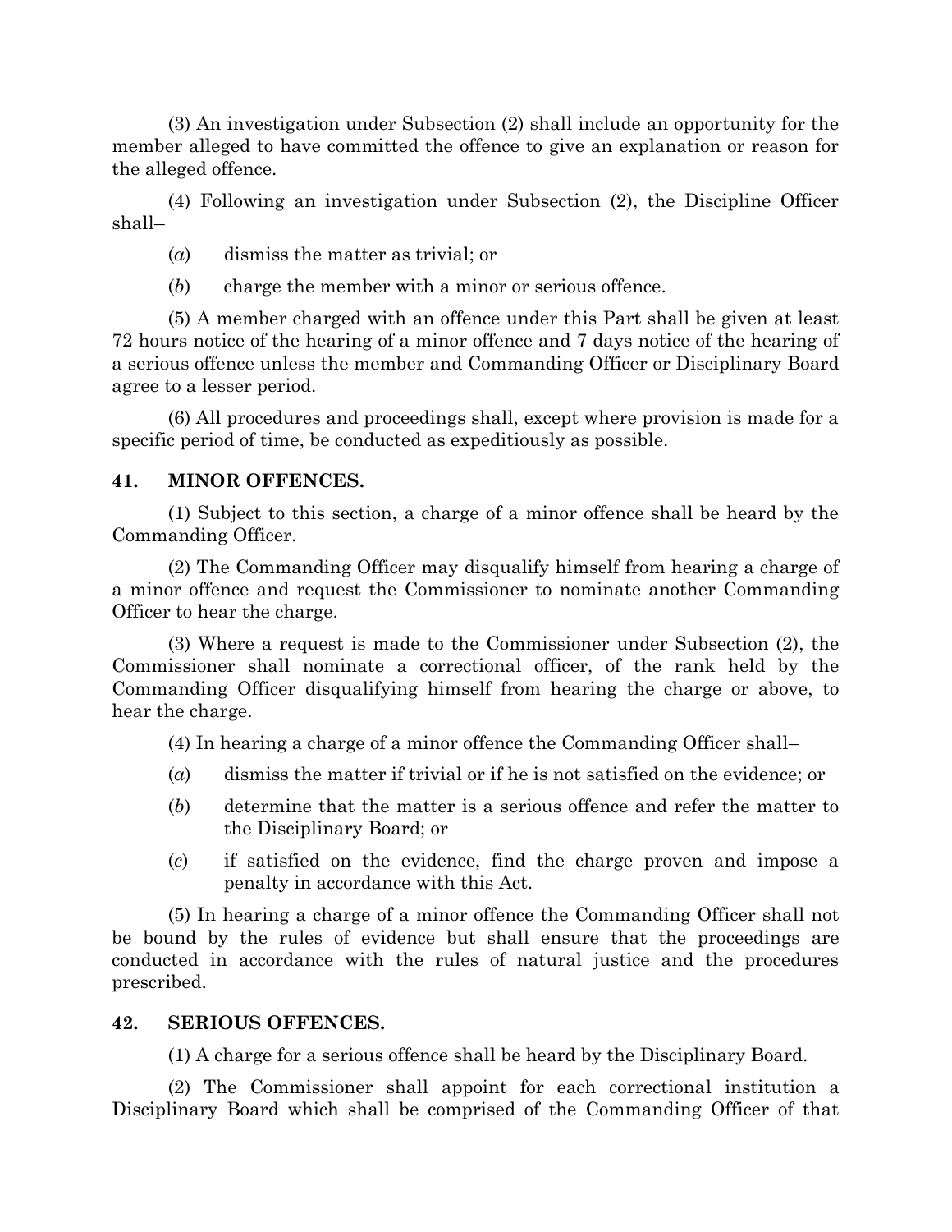(3) An investigation under Subsection (2) shall include an opportunity for the member alleged to have committed the offence to give an explanation or reason for the alleged offence.

(4) Following an investigation under Subsection (2), the Discipline Officer shall–

(*a*) dismiss the matter as trivial; or

(*b*) charge the member with a minor or serious offence.

(5) A member charged with an offence under this Part shall be given at least 72 hours notice of the hearing of a minor offence and 7 days notice of the hearing of a serious offence unless the member and Commanding Officer or Disciplinary Board agree to a lesser period.

(6) All procedures and proceedings shall, except where provision is made for a specific period of time, be conducted as expeditiously as possible.

## 41. MINOR OFFENCES.

(1) Subject to this section, a charge of a minor offence shall be heard by the Commanding Officer.

(2) The Commanding Officer may disqualify himself from hearing a charge of a minor offence and request the Commissioner to nominate another Commanding Officer to hear the charge.

(3) Where a request is made to the Commissioner under Subsection (2), the Commissioner shall nominate a correctional officer, of the rank held by the Commanding Officer disqualifying himself from hearing the charge or above, to hear the charge.

(4) In hearing a charge of a minor offence the Commanding Officer shall–

(*a*) dismiss the matter if trivial or if he is not satisfied on the evidence; or

(*b*) determine that the matter is a serious offence and refer the matter to the Disciplinary Board; or

(*c*) if satisfied on the evidence, find the charge proven and impose a penalty in accordance with this Act.

(5) In hearing a charge of a minor offence the Commanding Officer shall not be bound by the rules of evidence but shall ensure that the proceedings are conducted in accordance with the rules of natural justice and the procedures prescribed.

## 42. SERIOUS OFFENCES.

(1) A charge for a serious offence shall be heard by the Disciplinary Board.

(2) The Commissioner shall appoint for each correctional institution a Disciplinary Board which shall be comprised of the Commanding Officer of that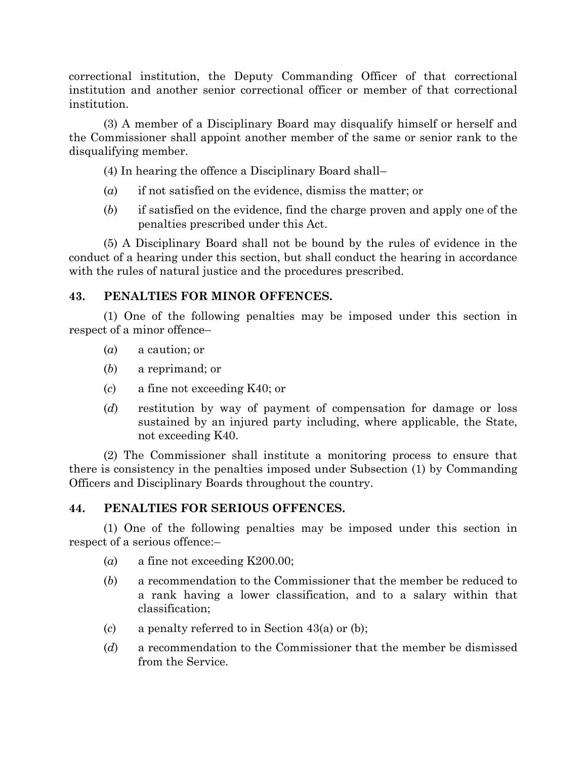correctional institution, the Deputy Commanding Officer of that correctional institution and another senior correctional officer or member of that correctional institution.

(3) A member of a Disciplinary Board may disqualify himself or herself and the Commissioner shall appoint another member of the same or senior rank to the disqualifying member.

(4) In hearing the offence a Disciplinary Board shall–

(*a*) if not satisfied on the evidence, dismiss the matter; or

(*b*) if satisfied on the evidence, find the charge proven and apply one of the penalties prescribed under this Act.

(5) A Disciplinary Board shall not be bound by the rules of evidence in the conduct of a hearing under this section, but shall conduct the hearing in accordance with the rules of natural justice and the procedures prescribed.

### 43. PENALTIES FOR MINOR OFFENCES.

(1) One of the following penalties may be imposed under this section in respect of a minor offence–

(*a*) a caution; or

(*b*) a reprimand; or

(*c*) a fine not exceeding K40; or

(*d*) restitution by way of payment of compensation for damage or loss sustained by an injured party including, where applicable, the State, not exceeding K40.

(2) The Commissioner shall institute a monitoring process to ensure that there is consistency in the penalties imposed under Subsection (1) by Commanding Officers and Disciplinary Boards throughout the country.

### 44. PENALTIES FOR SERIOUS OFFENCES.

(1) One of the following penalties may be imposed under this section in respect of a serious offence:–

(*a*) a fine not exceeding K200.00;

(*b*) a recommendation to the Commissioner that the member be reduced to a rank having a lower classification, and to a salary within that classification;

(*c*) a penalty referred to in Section 43(a) or (b);

(*d*) a recommendation to the Commissioner that the member be dismissed from the Service.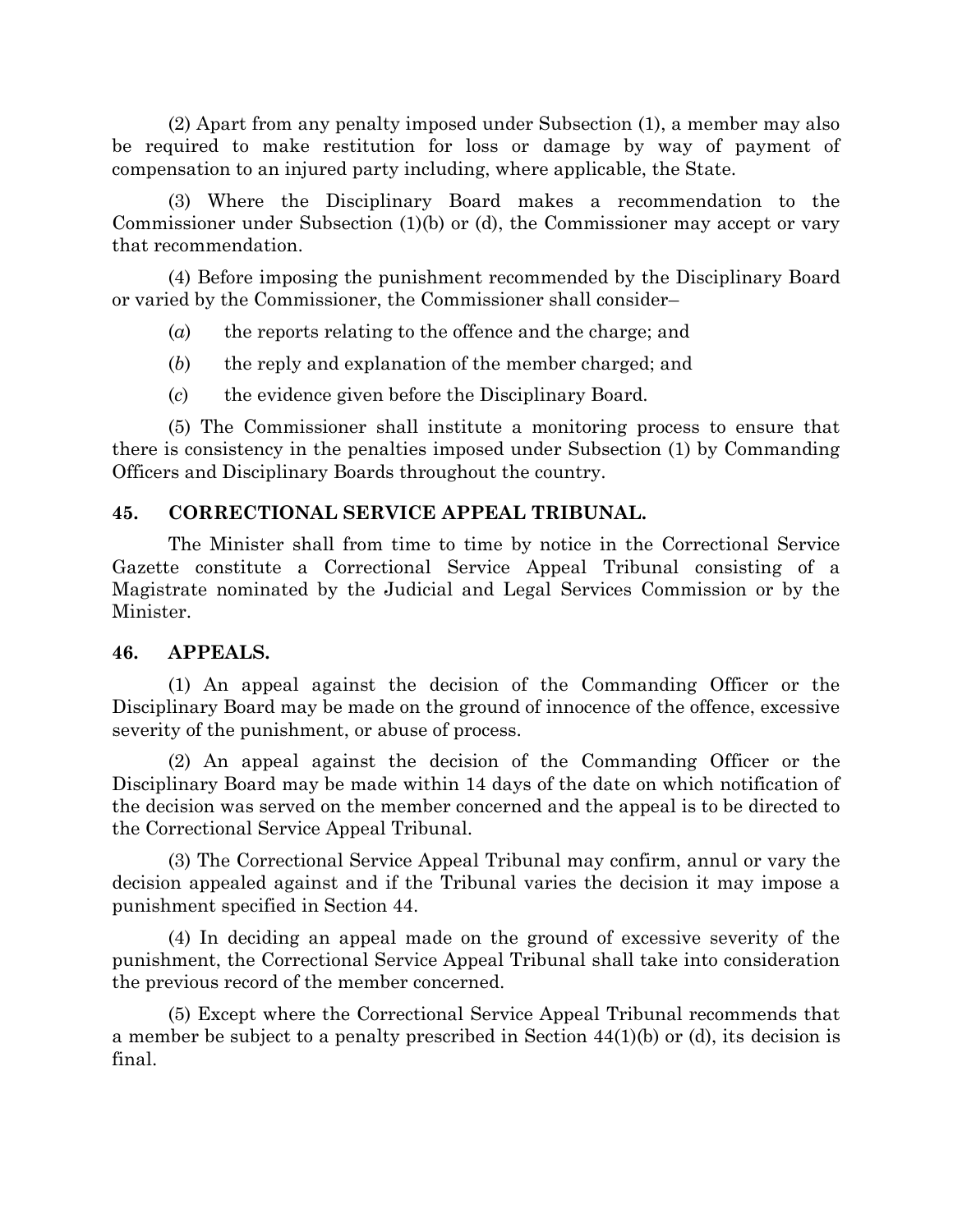(2) Apart from any penalty imposed under Subsection (1), a member may also be required to make restitution for loss or damage by way of payment of compensation to an injured party including, where applicable, the State.

(3) Where the Disciplinary Board makes a recommendation to the Commissioner under Subsection (1)(b) or (d), the Commissioner may accept or vary that recommendation.

(4) Before imposing the punishment recommended by the Disciplinary Board or varied by the Commissioner, the Commissioner shall consider–

(*a*) the reports relating to the offence and the charge; and

(*b*) the reply and explanation of the member charged; and

(*c*) the evidence given before the Disciplinary Board.

(5) The Commissioner shall institute a monitoring process to ensure that there is consistency in the penalties imposed under Subsection (1) by Commanding Officers and Disciplinary Boards throughout the country.

**45. CORRECTIONAL SERVICE APPEAL TRIBUNAL.**

The Minister shall from time to time by notice in the Correctional Service Gazette constitute a Correctional Service Appeal Tribunal consisting of a Magistrate nominated by the Judicial and Legal Services Commission or by the Minister.

**46. APPEALS.**

(1) An appeal against the decision of the Commanding Officer or the Disciplinary Board may be made on the ground of innocence of the offence, excessive severity of the punishment, or abuse of process.

(2) An appeal against the decision of the Commanding Officer or the Disciplinary Board may be made within 14 days of the date on which notification of the decision was served on the member concerned and the appeal is to be directed to the Correctional Service Appeal Tribunal.

(3) The Correctional Service Appeal Tribunal may confirm, annul or vary the decision appealed against and if the Tribunal varies the decision it may impose a punishment specified in Section 44.

(4) In deciding an appeal made on the ground of excessive severity of the punishment, the Correctional Service Appeal Tribunal shall take into consideration the previous record of the member concerned.

(5) Except where the Correctional Service Appeal Tribunal recommends that a member be subject to a penalty prescribed in Section 44(1)(b) or (d), its decision is final.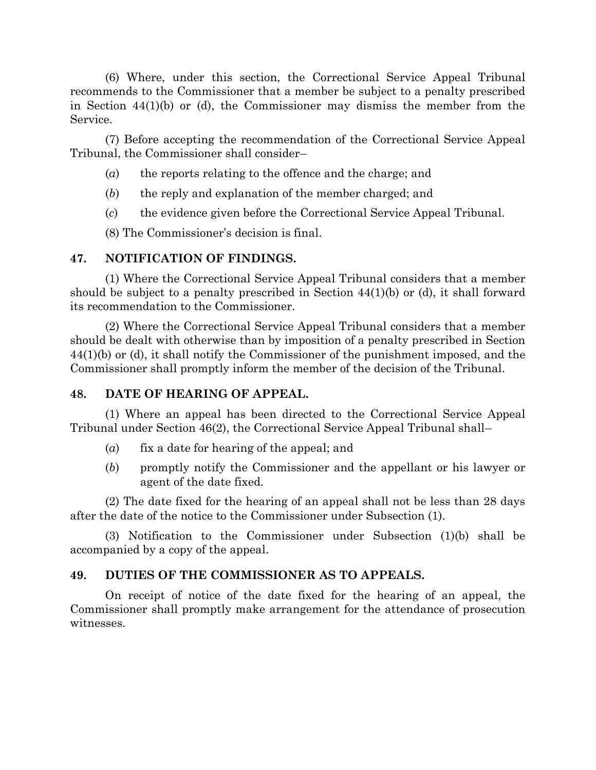(6) Where, under this section, the Correctional Service Appeal Tribunal recommends to the Commissioner that a member be subject to a penalty prescribed in Section 44(1)(b) or (d), the Commissioner may dismiss the member from the Service.

(7) Before accepting the recommendation of the Correctional Service Appeal Tribunal, the Commissioner shall consider–

(*a*) the reports relating to the offence and the charge; and

(*b*) the reply and explanation of the member charged; and

(*c*) the evidence given before the Correctional Service Appeal Tribunal.

(8) The Commissioner's decision is final.

### 47. NOTIFICATION OF FINDINGS.

(1) Where the Correctional Service Appeal Tribunal considers that a member should be subject to a penalty prescribed in Section 44(1)(b) or (d), it shall forward its recommendation to the Commissioner.

(2) Where the Correctional Service Appeal Tribunal considers that a member should be dealt with otherwise than by imposition of a penalty prescribed in Section 44(1)(b) or (d), it shall notify the Commissioner of the punishment imposed, and the Commissioner shall promptly inform the member of the decision of the Tribunal.

### 48. DATE OF HEARING OF APPEAL.

(1) Where an appeal has been directed to the Correctional Service Appeal Tribunal under Section 46(2), the Correctional Service Appeal Tribunal shall–

(*a*) fix a date for hearing of the appeal; and

(*b*) promptly notify the Commissioner and the appellant or his lawyer or agent of the date fixed.

(2) The date fixed for the hearing of an appeal shall not be less than 28 days after the date of the notice to the Commissioner under Subsection (1).

(3) Notification to the Commissioner under Subsection (1)(b) shall be accompanied by a copy of the appeal.

### 49. DUTIES OF THE COMMISSIONER AS TO APPEALS.

On receipt of notice of the date fixed for the hearing of an appeal, the Commissioner shall promptly make arrangement for the attendance of prosecution witnesses.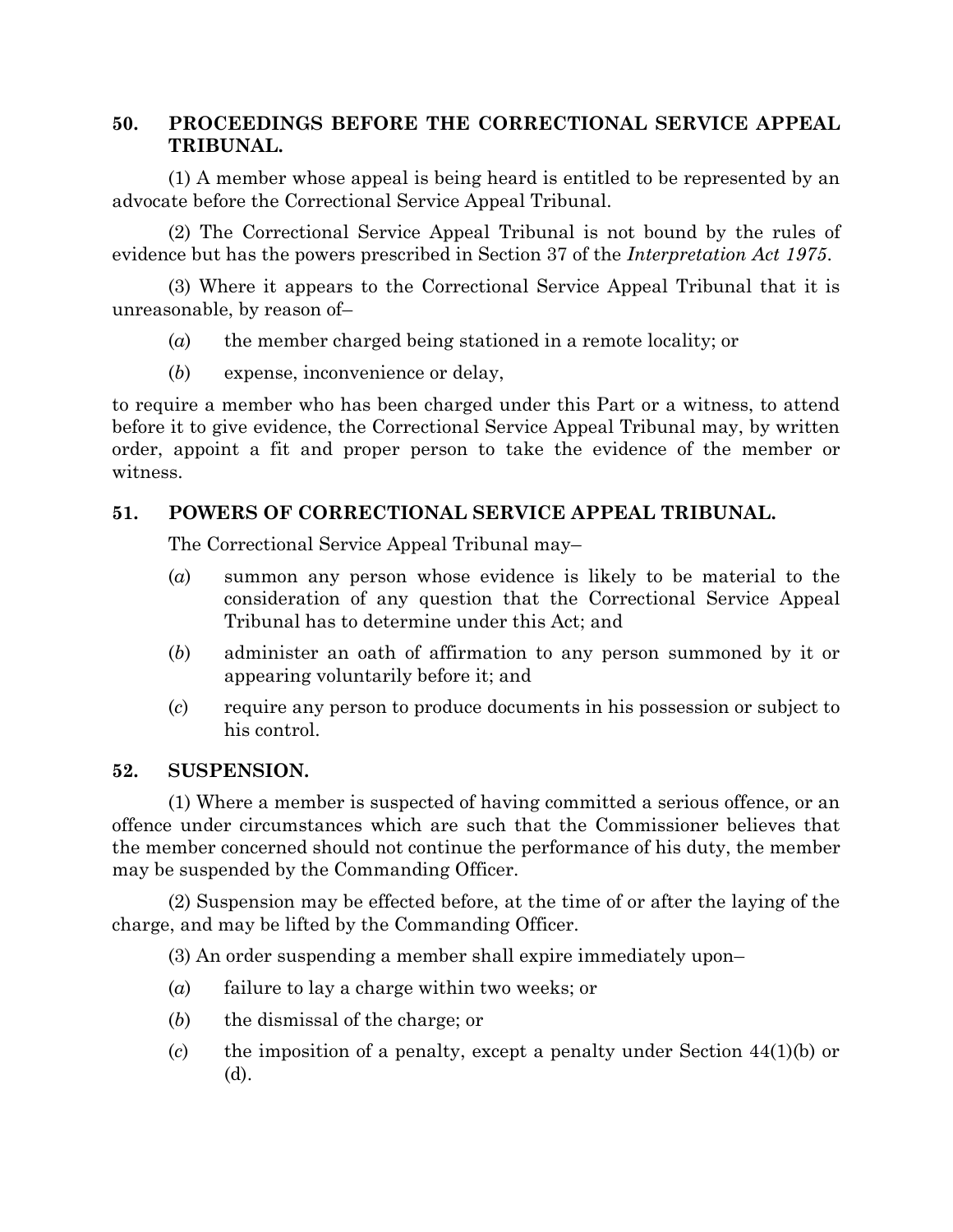### 50. PROCEEDINGS BEFORE THE CORRECTIONAL SERVICE APPEAL TRIBUNAL.

(1) A member whose appeal is being heard is entitled to be represented by an advocate before the Correctional Service Appeal Tribunal.

(2) The Correctional Service Appeal Tribunal is not bound by the rules of evidence but has the powers prescribed in Section 37 of the *Interpretation Act 1975*.

(3) Where it appears to the Correctional Service Appeal Tribunal that it is unreasonable, by reason of–

(*a*) the member charged being stationed in a remote locality; or

(*b*) expense, inconvenience or delay,

to require a member who has been charged under this Part or a witness, to attend before it to give evidence, the Correctional Service Appeal Tribunal may, by written order, appoint a fit and proper person to take the evidence of the member or witness.

### 51. POWERS OF CORRECTIONAL SERVICE APPEAL TRIBUNAL.

The Correctional Service Appeal Tribunal may–

(*a*) summon any person whose evidence is likely to be material to the consideration of any question that the Correctional Service Appeal Tribunal has to determine under this Act; and

(*b*) administer an oath of affirmation to any person summoned by it or appearing voluntarily before it; and

(*c*) require any person to produce documents in his possession or subject to his control.

### 52. SUSPENSION.

(1) Where a member is suspected of having committed a serious offence, or an offence under circumstances which are such that the Commissioner believes that the member concerned should not continue the performance of his duty, the member may be suspended by the Commanding Officer.

(2) Suspension may be effected before, at the time of or after the laying of the charge, and may be lifted by the Commanding Officer.

(3) An order suspending a member shall expire immediately upon–

(*a*) failure to lay a charge within two weeks; or

(*b*) the dismissal of the charge; or

(*c*) the imposition of a penalty, except a penalty under Section 44(1)(b) or (d).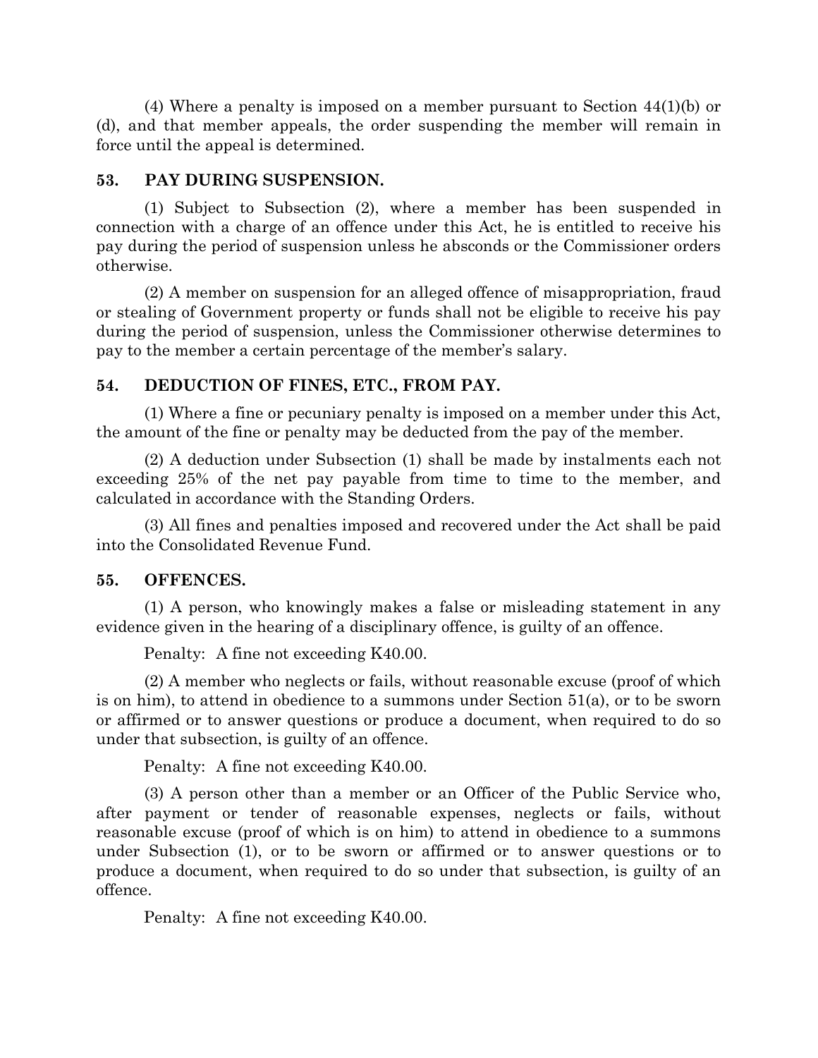(4) Where a penalty is imposed on a member pursuant to Section 44(1)(b) or (d), and that member appeals, the order suspending the member will remain in force until the appeal is determined.

### 53. PAY DURING SUSPENSION.

(1) Subject to Subsection (2), where a member has been suspended in connection with a charge of an offence under this Act, he is entitled to receive his pay during the period of suspension unless he absconds or the Commissioner orders otherwise.

(2) A member on suspension for an alleged offence of misappropriation, fraud or stealing of Government property or funds shall not be eligible to receive his pay during the period of suspension, unless the Commissioner otherwise determines to pay to the member a certain percentage of the member's salary.

### 54. DEDUCTION OF FINES, ETC., FROM PAY.

(1) Where a fine or pecuniary penalty is imposed on a member under this Act, the amount of the fine or penalty may be deducted from the pay of the member.

(2) A deduction under Subsection (1) shall be made by instalments each not exceeding 25% of the net pay payable from time to time to the member, and calculated in accordance with the Standing Orders.

(3) All fines and penalties imposed and recovered under the Act shall be paid into the Consolidated Revenue Fund.

### 55. OFFENCES.

(1) A person, who knowingly makes a false or misleading statement in any evidence given in the hearing of a disciplinary offence, is guilty of an offence.

Penalty: A fine not exceeding K40.00.

(2) A member who neglects or fails, without reasonable excuse (proof of which is on him), to attend in obedience to a summons under Section 51(a), or to be sworn or affirmed or to answer questions or produce a document, when required to do so under that subsection, is guilty of an offence.

Penalty: A fine not exceeding K40.00.

(3) A person other than a member or an Officer of the Public Service who, after payment or tender of reasonable expenses, neglects or fails, without reasonable excuse (proof of which is on him) to attend in obedience to a summons under Subsection (1), or to be sworn or affirmed or to answer questions or to produce a document, when required to do so under that subsection, is guilty of an offence.

Penalty: A fine not exceeding K40.00.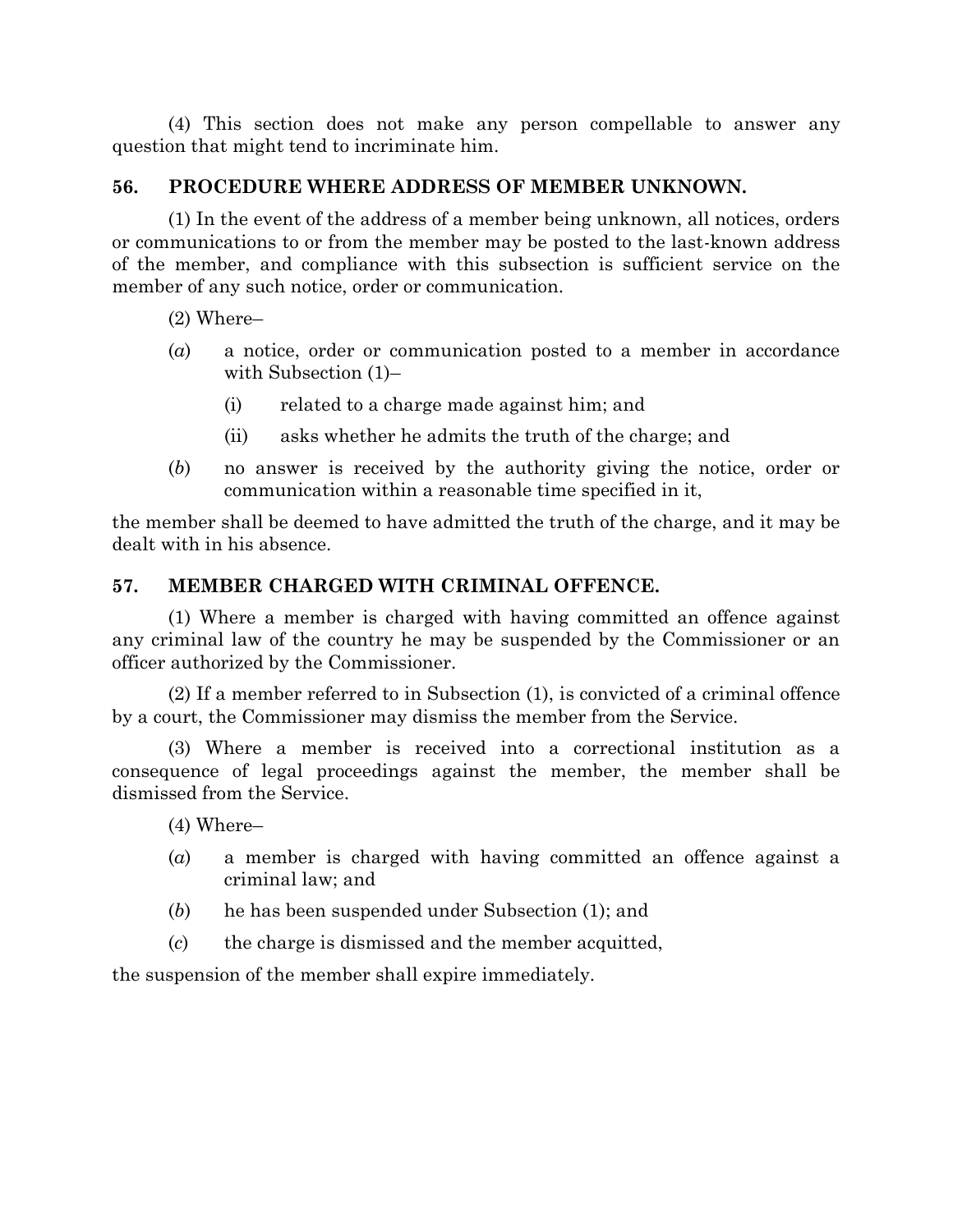(4) This section does not make any person compellable to answer any question that might tend to incriminate him.

### 56. PROCEDURE WHERE ADDRESS OF MEMBER UNKNOWN.

(1) In the event of the address of a member being unknown, all notices, orders or communications to or from the member may be posted to the last-known address of the member, and compliance with this subsection is sufficient service on the member of any such notice, order or communication.

(2) Where–

(*a*) a notice, order or communication posted to a member in accordance with Subsection (1)–

(i) related to a charge made against him; and

(ii) asks whether he admits the truth of the charge; and

(*b*) no answer is received by the authority giving the notice, order or communication within a reasonable time specified in it,

the member shall be deemed to have admitted the truth of the charge, and it may be dealt with in his absence.

### 57. MEMBER CHARGED WITH CRIMINAL OFFENCE.

(1) Where a member is charged with having committed an offence against any criminal law of the country he may be suspended by the Commissioner or an officer authorized by the Commissioner.

(2) If a member referred to in Subsection (1), is convicted of a criminal offence by a court, the Commissioner may dismiss the member from the Service.

(3) Where a member is received into a correctional institution as a consequence of legal proceedings against the member, the member shall be dismissed from the Service.

(4) Where–

(*a*) a member is charged with having committed an offence against a criminal law; and

(*b*) he has been suspended under Subsection (1); and

(*c*) the charge is dismissed and the member acquitted,

the suspension of the member shall expire immediately.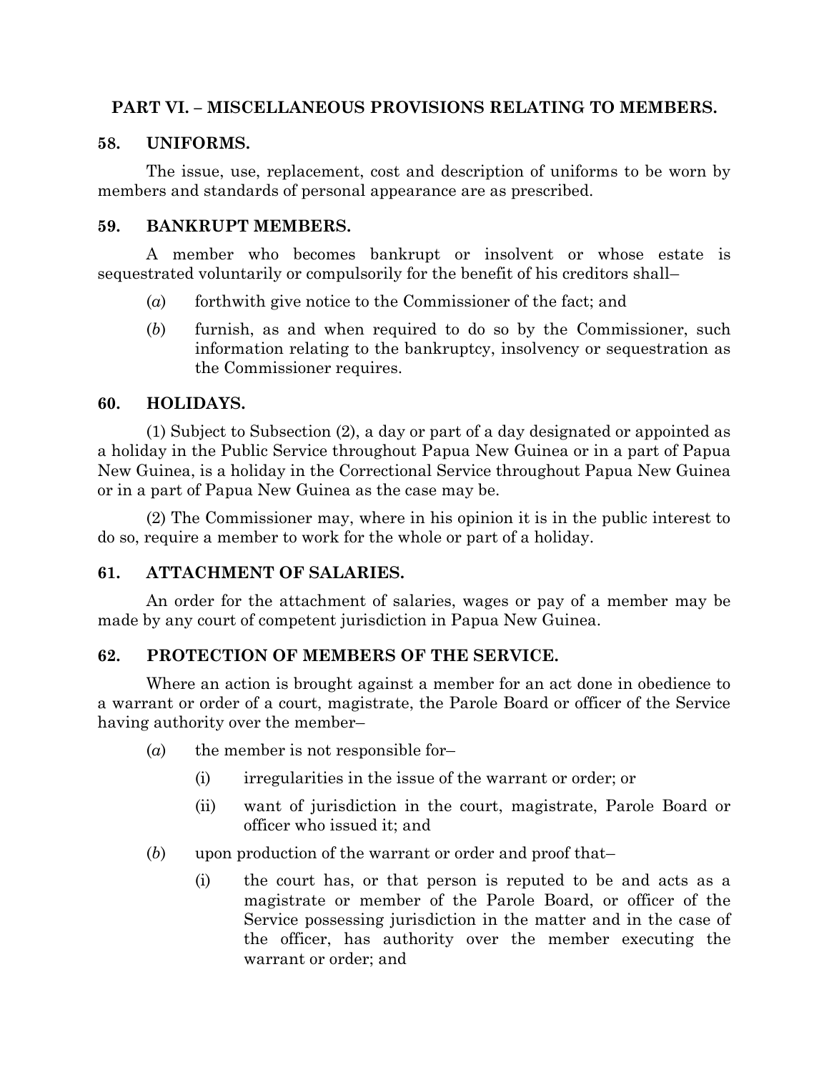## PART VI. – MISCELLANEOUS PROVISIONS RELATING TO MEMBERS.

### 58. UNIFORMS.

The issue, use, replacement, cost and description of uniforms to be worn by members and standards of personal appearance are as prescribed.

### 59. BANKRUPT MEMBERS.

A member who becomes bankrupt or insolvent or whose estate is sequestrated voluntarily or compulsorily for the benefit of his creditors shall–

(*a*) forthwith give notice to the Commissioner of the fact; and

(*b*) furnish, as and when required to do so by the Commissioner, such information relating to the bankruptcy, insolvency or sequestration as the Commissioner requires.

### 60. HOLIDAYS.

(1) Subject to Subsection (2), a day or part of a day designated or appointed as a holiday in the Public Service throughout Papua New Guinea or in a part of Papua New Guinea, is a holiday in the Correctional Service throughout Papua New Guinea or in a part of Papua New Guinea as the case may be.

(2) The Commissioner may, where in his opinion it is in the public interest to do so, require a member to work for the whole or part of a holiday.

### 61. ATTACHMENT OF SALARIES.

An order for the attachment of salaries, wages or pay of a member may be made by any court of competent jurisdiction in Papua New Guinea.

### 62. PROTECTION OF MEMBERS OF THE SERVICE.

Where an action is brought against a member for an act done in obedience to a warrant or order of a court, magistrate, the Parole Board or officer of the Service having authority over the member–

(*a*) the member is not responsible for–

   (i) irregularities in the issue of the warrant or order; or

   (ii) want of jurisdiction in the court, magistrate, Parole Board or officer who issued it; and

(*b*) upon production of the warrant or order and proof that–

   (i) the court has, or that person is reputed to be and acts as a magistrate or member of the Parole Board, or officer of the Service possessing jurisdiction in the matter and in the case of the officer, has authority over the member executing the warrant or order; and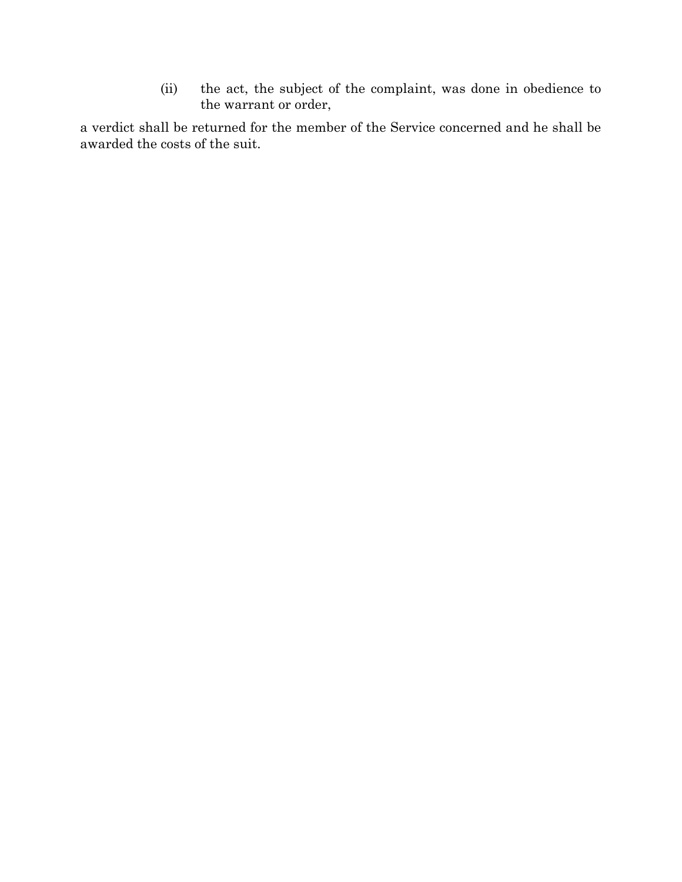(ii) the act, the subject of the complaint, was done in obedience to the warrant or order,

a verdict shall be returned for the member of the Service concerned and he shall be awarded the costs of the suit.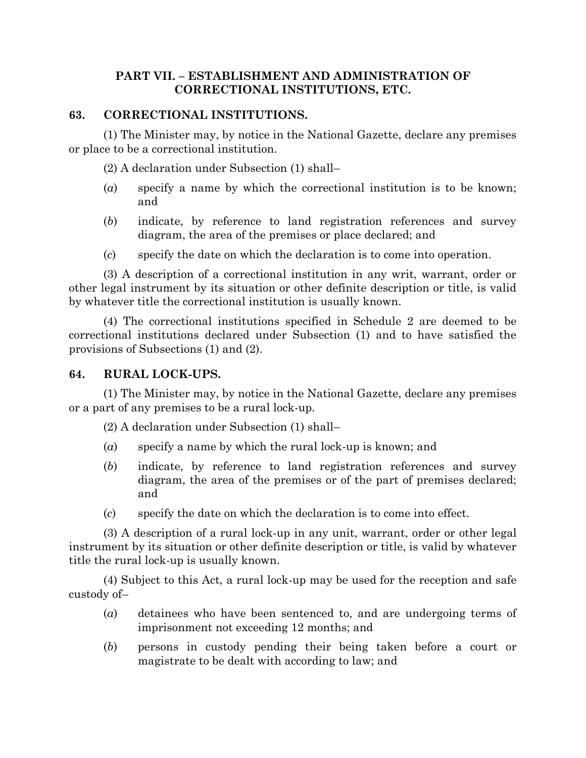## PART VII. – ESTABLISHMENT AND ADMINISTRATION OF CORRECTIONAL INSTITUTIONS, ETC.

### 63. CORRECTIONAL INSTITUTIONS.

(1) The Minister may, by notice in the National Gazette, declare any premises or place to be a correctional institution.

(2) A declaration under Subsection (1) shall–

- (*a*) specify a name by which the correctional institution is to be known; and
- (*b*) indicate, by reference to land registration references and survey diagram, the area of the premises or place declared; and
- (*c*) specify the date on which the declaration is to come into operation.

(3) A description of a correctional institution in any writ, warrant, order or other legal instrument by its situation or other definite description or title, is valid by whatever title the correctional institution is usually known.

(4) The correctional institutions specified in Schedule 2 are deemed to be correctional institutions declared under Subsection (1) and to have satisfied the provisions of Subsections (1) and (2).

### 64. RURAL LOCK-UPS.

(1) The Minister may, by notice in the National Gazette, declare any premises or a part of any premises to be a rural lock-up.

(2) A declaration under Subsection (1) shall–

- (*a*) specify a name by which the rural lock-up is known; and
- (*b*) indicate, by reference to land registration references and survey diagram, the area of the premises or of the part of premises declared; and
- (*c*) specify the date on which the declaration is to come into effect.

(3) A description of a rural lock-up in any unit, warrant, order or other legal instrument by its situation or other definite description or title, is valid by whatever title the rural lock-up is usually known.

(4) Subject to this Act, a rural lock-up may be used for the reception and safe custody of–

- (*a*) detainees who have been sentenced to, and are undergoing terms of imprisonment not exceeding 12 months; and
- (*b*) persons in custody pending their being taken before a court or magistrate to be dealt with according to law; and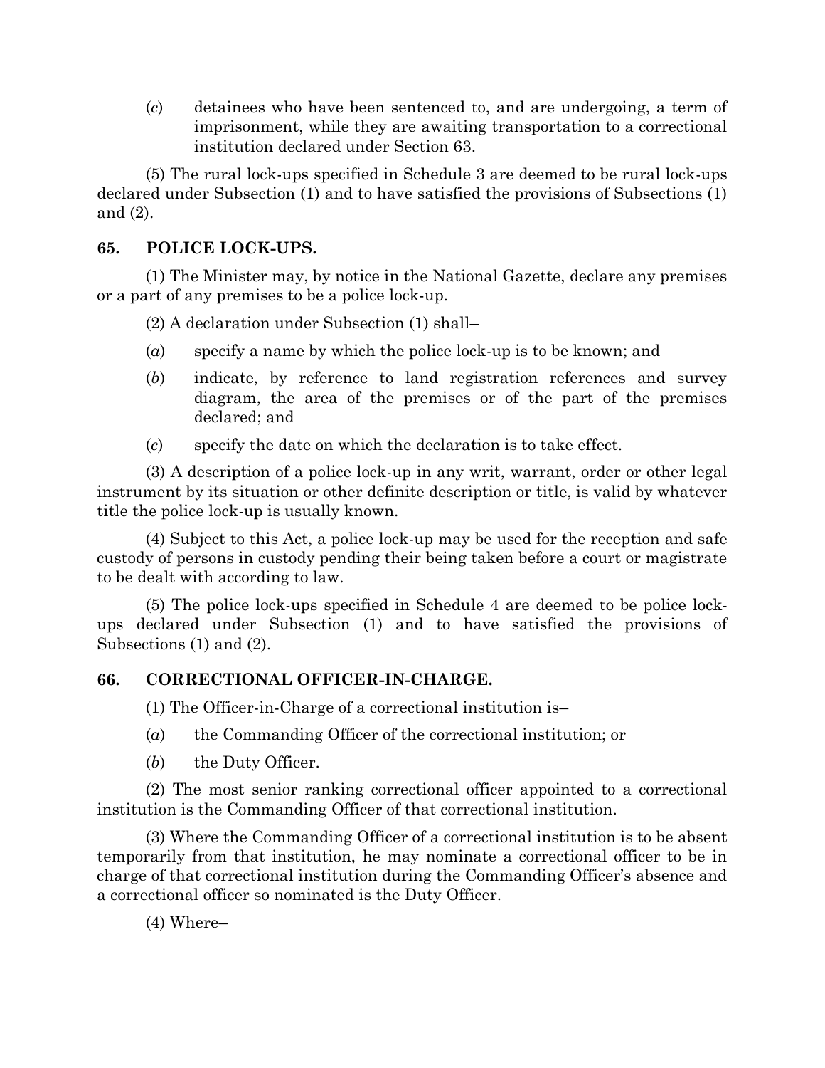(*c*) detainees who have been sentenced to, and are undergoing, a term of imprisonment, while they are awaiting transportation to a correctional institution declared under Section 63.

(5) The rural lock-ups specified in Schedule 3 are deemed to be rural lock-ups declared under Subsection (1) and to have satisfied the provisions of Subsections (1) and (2).

## 65. POLICE LOCK-UPS.

(1) The Minister may, by notice in the National Gazette, declare any premises or a part of any premises to be a police lock-up.

(2) A declaration under Subsection (1) shall–

(*a*) specify a name by which the police lock-up is to be known; and

(*b*) indicate, by reference to land registration references and survey diagram, the area of the premises or of the part of the premises declared; and

(*c*) specify the date on which the declaration is to take effect.

(3) A description of a police lock-up in any writ, warrant, order or other legal instrument by its situation or other definite description or title, is valid by whatever title the police lock-up is usually known.

(4) Subject to this Act, a police lock-up may be used for the reception and safe custody of persons in custody pending their being taken before a court or magistrate to be dealt with according to law.

(5) The police lock-ups specified in Schedule 4 are deemed to be police lock-ups declared under Subsection (1) and to have satisfied the provisions of Subsections (1) and (2).

## 66. CORRECTIONAL OFFICER-IN-CHARGE.

(1) The Officer-in-Charge of a correctional institution is–

(*a*) the Commanding Officer of the correctional institution; or

(*b*) the Duty Officer.

(2) The most senior ranking correctional officer appointed to a correctional institution is the Commanding Officer of that correctional institution.

(3) Where the Commanding Officer of a correctional institution is to be absent temporarily from that institution, he may nominate a correctional officer to be in charge of that correctional institution during the Commanding Officer's absence and a correctional officer so nominated is the Duty Officer.

(4) Where–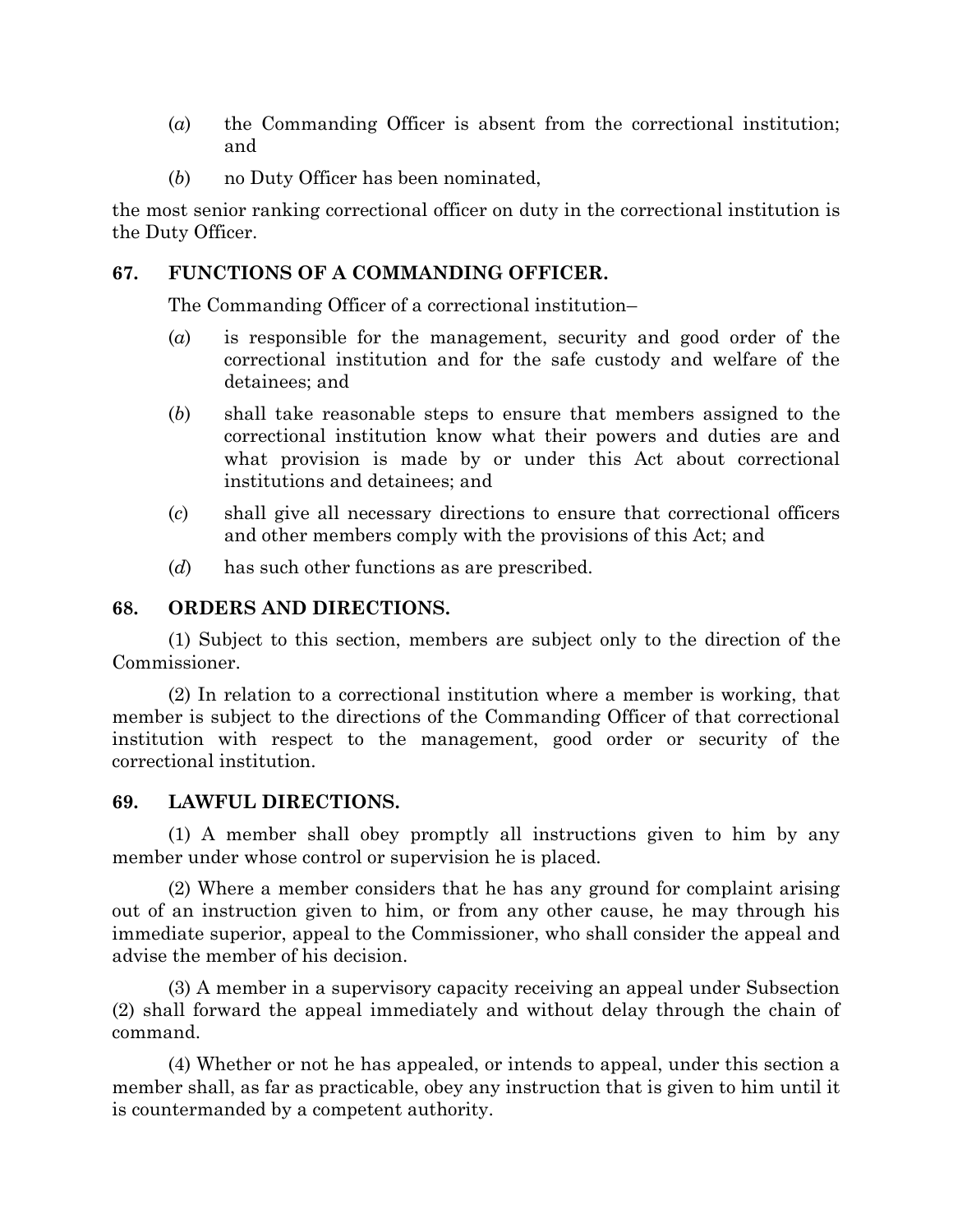(*a*) the Commanding Officer is absent from the correctional institution; and

(*b*) no Duty Officer has been nominated,

the most senior ranking correctional officer on duty in the correctional institution is the Duty Officer.

### 67. FUNCTIONS OF A COMMANDING OFFICER.

The Commanding Officer of a correctional institution–

(*a*) is responsible for the management, security and good order of the correctional institution and for the safe custody and welfare of the detainees; and

(*b*) shall take reasonable steps to ensure that members assigned to the correctional institution know what their powers and duties are and what provision is made by or under this Act about correctional institutions and detainees; and

(*c*) shall give all necessary directions to ensure that correctional officers and other members comply with the provisions of this Act; and

(*d*) has such other functions as are prescribed.

### 68. ORDERS AND DIRECTIONS.

(1) Subject to this section, members are subject only to the direction of the Commissioner.

(2) In relation to a correctional institution where a member is working, that member is subject to the directions of the Commanding Officer of that correctional institution with respect to the management, good order or security of the correctional institution.

### 69. LAWFUL DIRECTIONS.

(1) A member shall obey promptly all instructions given to him by any member under whose control or supervision he is placed.

(2) Where a member considers that he has any ground for complaint arising out of an instruction given to him, or from any other cause, he may through his immediate superior, appeal to the Commissioner, who shall consider the appeal and advise the member of his decision.

(3) A member in a supervisory capacity receiving an appeal under Subsection (2) shall forward the appeal immediately and without delay through the chain of command.

(4) Whether or not he has appealed, or intends to appeal, under this section a member shall, as far as practicable, obey any instruction that is given to him until it is countermanded by a competent authority.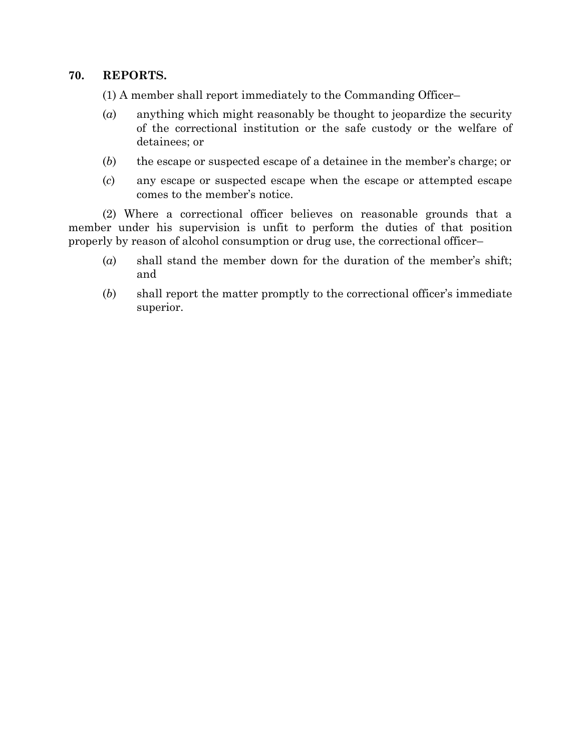## 70. REPORTS.

(1) A member shall report immediately to the Commanding Officer–

(*a*) anything which might reasonably be thought to jeopardize the security of the correctional institution or the safe custody or the welfare of detainees; or

(*b*) the escape or suspected escape of a detainee in the member's charge; or

(*c*) any escape or suspected escape when the escape or attempted escape comes to the member's notice.

(2) Where a correctional officer believes on reasonable grounds that a member under his supervision is unfit to perform the duties of that position properly by reason of alcohol consumption or drug use, the correctional officer–

(*a*) shall stand the member down for the duration of the member's shift; and

(*b*) shall report the matter promptly to the correctional officer's immediate superior.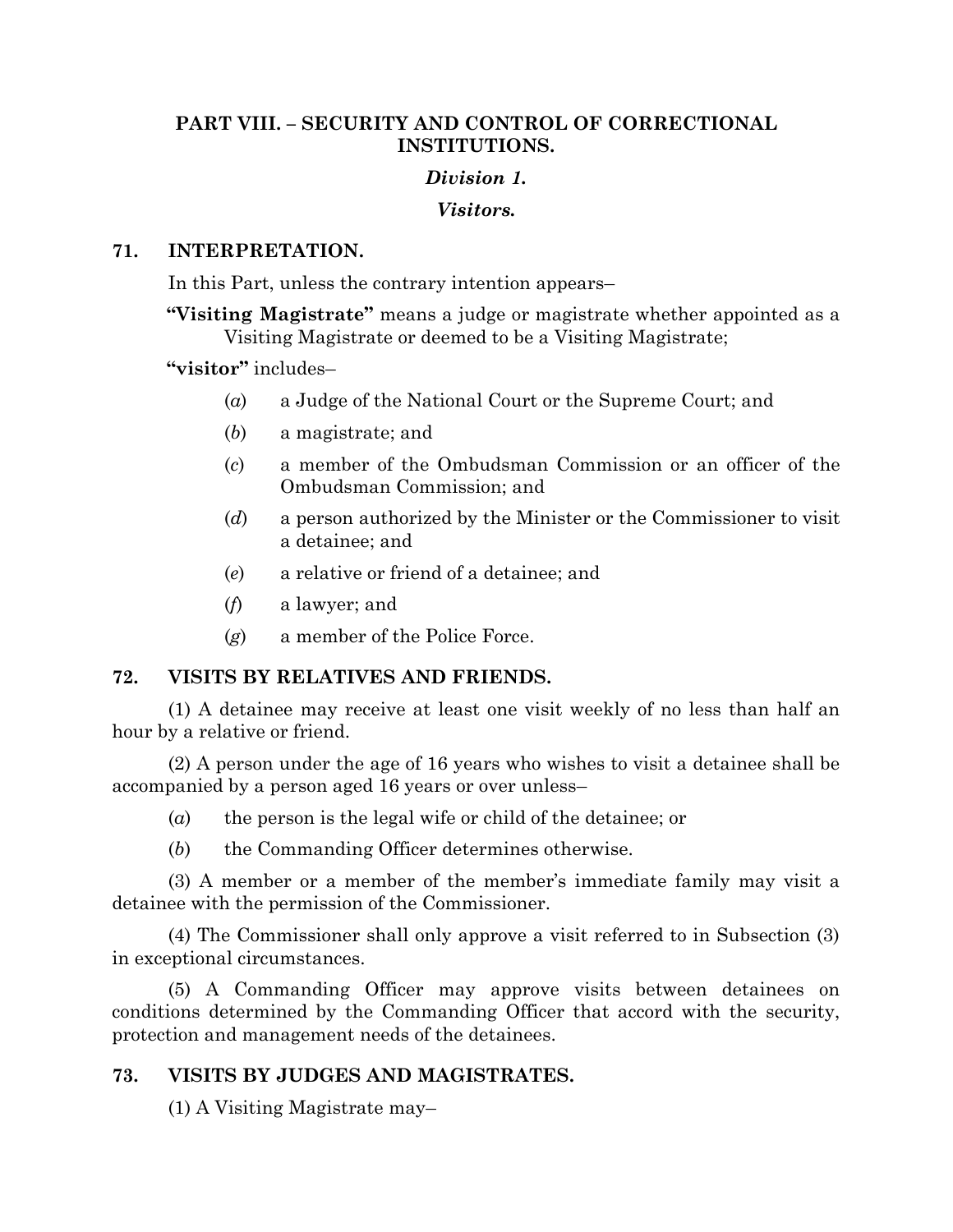## PART VIII. – SECURITY AND CONTROL OF CORRECTIONAL INSTITUTIONS.

### *Division 1.*

### *Visitors.*

### 71. INTERPRETATION.

In this Part, unless the contrary intention appears–

**"Visiting Magistrate"** means a judge or magistrate whether appointed as a Visiting Magistrate or deemed to be a Visiting Magistrate;

**"visitor"** includes–

(*a*) a Judge of the National Court or the Supreme Court; and

(*b*) a magistrate; and

(*c*) a member of the Ombudsman Commission or an officer of the Ombudsman Commission; and

(*d*) a person authorized by the Minister or the Commissioner to visit a detainee; and

(*e*) a relative or friend of a detainee; and

(*f*) a lawyer; and

(*g*) a member of the Police Force.

### 72. VISITS BY RELATIVES AND FRIENDS.

(1) A detainee may receive at least one visit weekly of no less than half an hour by a relative or friend.

(2) A person under the age of 16 years who wishes to visit a detainee shall be accompanied by a person aged 16 years or over unless–

(*a*) the person is the legal wife or child of the detainee; or

(*b*) the Commanding Officer determines otherwise.

(3) A member or a member of the member's immediate family may visit a detainee with the permission of the Commissioner.

(4) The Commissioner shall only approve a visit referred to in Subsection (3) in exceptional circumstances.

(5) A Commanding Officer may approve visits between detainees on conditions determined by the Commanding Officer that accord with the security, protection and management needs of the detainees.

### 73. VISITS BY JUDGES AND MAGISTRATES.

(1) A Visiting Magistrate may–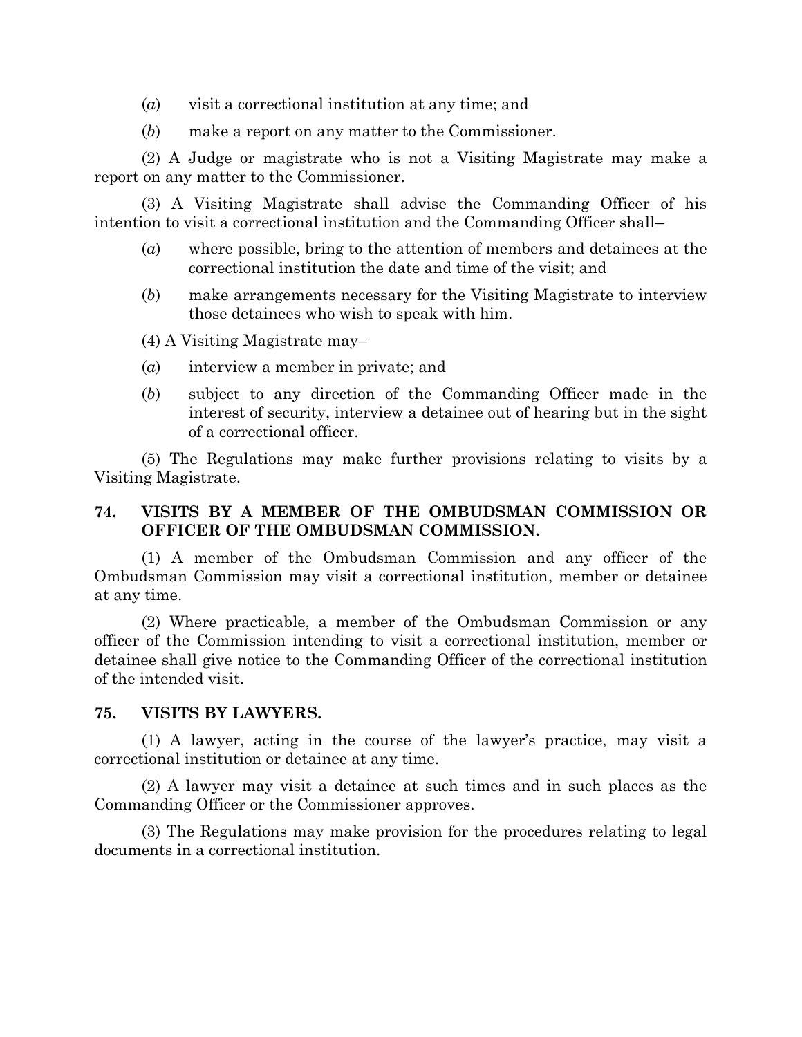(*a*) visit a correctional institution at any time; and

(*b*) make a report on any matter to the Commissioner.

(2) A Judge or magistrate who is not a Visiting Magistrate may make a report on any matter to the Commissioner.

(3) A Visiting Magistrate shall advise the Commanding Officer of his intention to visit a correctional institution and the Commanding Officer shall–

(*a*) where possible, bring to the attention of members and detainees at the correctional institution the date and time of the visit; and

(*b*) make arrangements necessary for the Visiting Magistrate to interview those detainees who wish to speak with him.

(4) A Visiting Magistrate may–

(*a*) interview a member in private; and

(*b*) subject to any direction of the Commanding Officer made in the interest of security, interview a detainee out of hearing but in the sight of a correctional officer.

(5) The Regulations may make further provisions relating to visits by a Visiting Magistrate.

### 74. VISITS BY A MEMBER OF THE OMBUDSMAN COMMISSION OR OFFICER OF THE OMBUDSMAN COMMISSION.

(1) A member of the Ombudsman Commission and any officer of the Ombudsman Commission may visit a correctional institution, member or detainee at any time.

(2) Where practicable, a member of the Ombudsman Commission or any officer of the Commission intending to visit a correctional institution, member or detainee shall give notice to the Commanding Officer of the correctional institution of the intended visit.

### 75. VISITS BY LAWYERS.

(1) A lawyer, acting in the course of the lawyer's practice, may visit a correctional institution or detainee at any time.

(2) A lawyer may visit a detainee at such times and in such places as the Commanding Officer or the Commissioner approves.

(3) The Regulations may make provision for the procedures relating to legal documents in a correctional institution.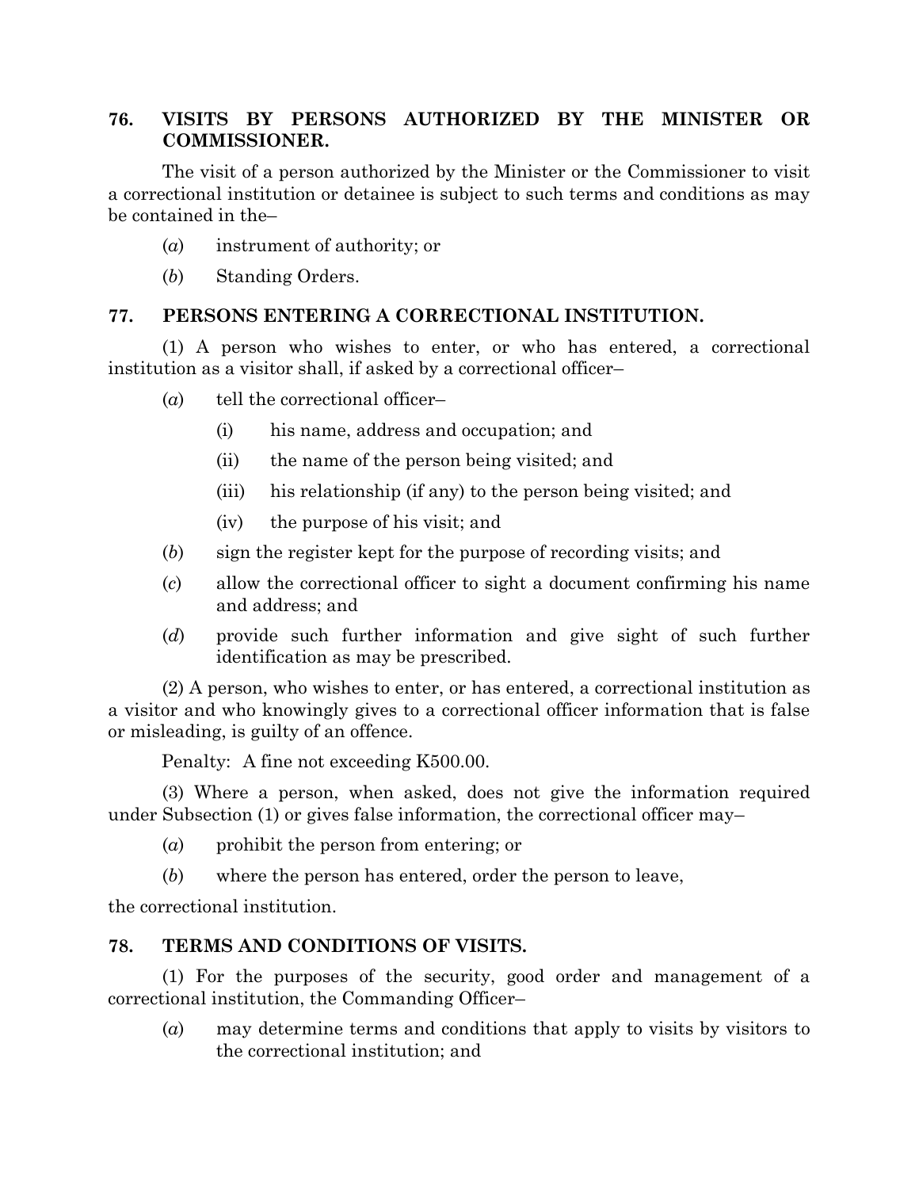### 76. VISITS BY PERSONS AUTHORIZED BY THE MINISTER OR COMMISSIONER.

The visit of a person authorized by the Minister or the Commissioner to visit a correctional institution or detainee is subject to such terms and conditions as may be contained in the–

(*a*) instrument of authority; or

(*b*) Standing Orders.

### 77. PERSONS ENTERING A CORRECTIONAL INSTITUTION.

(1) A person who wishes to enter, or who has entered, a correctional institution as a visitor shall, if asked by a correctional officer–

(*a*) tell the correctional officer–

- (i) his name, address and occupation; and
- (ii) the name of the person being visited; and
- (iii) his relationship (if any) to the person being visited; and
- (iv) the purpose of his visit; and

(*b*) sign the register kept for the purpose of recording visits; and

(*c*) allow the correctional officer to sight a document confirming his name and address; and

(*d*) provide such further information and give sight of such further identification as may be prescribed.

(2) A person, who wishes to enter, or has entered, a correctional institution as a visitor and who knowingly gives to a correctional officer information that is false or misleading, is guilty of an offence.

Penalty: A fine not exceeding K500.00.

(3) Where a person, when asked, does not give the information required under Subsection (1) or gives false information, the correctional officer may–

(*a*) prohibit the person from entering; or

(*b*) where the person has entered, order the person to leave,

the correctional institution.

### 78. TERMS AND CONDITIONS OF VISITS.

(1) For the purposes of the security, good order and management of a correctional institution, the Commanding Officer–

(*a*) may determine terms and conditions that apply to visits by visitors to the correctional institution; and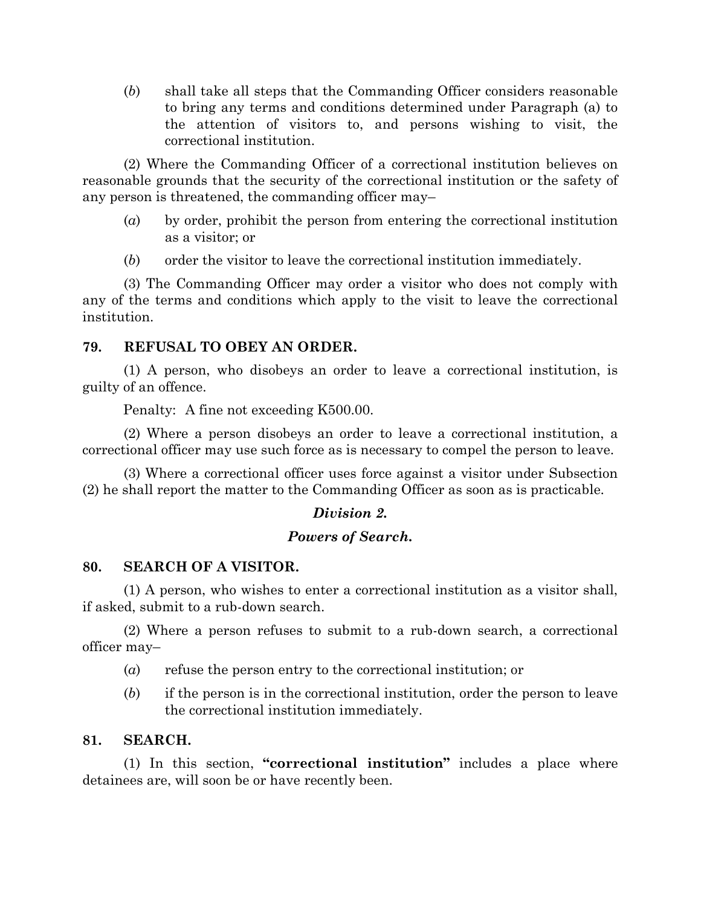(*b*) shall take all steps that the Commanding Officer considers reasonable to bring any terms and conditions determined under Paragraph (a) to the attention of visitors to, and persons wishing to visit, the correctional institution.

(2) Where the Commanding Officer of a correctional institution believes on reasonable grounds that the security of the correctional institution or the safety of any person is threatened, the commanding officer may–

(*a*) by order, prohibit the person from entering the correctional institution as a visitor; or

(*b*) order the visitor to leave the correctional institution immediately.

(3) The Commanding Officer may order a visitor who does not comply with any of the terms and conditions which apply to the visit to leave the correctional institution.

### 79. REFUSAL TO OBEY AN ORDER.

(1) A person, who disobeys an order to leave a correctional institution, is guilty of an offence.

Penalty: A fine not exceeding K500.00.

(2) Where a person disobeys an order to leave a correctional institution, a correctional officer may use such force as is necessary to compel the person to leave.

(3) Where a correctional officer uses force against a visitor under Subsection (2) he shall report the matter to the Commanding Officer as soon as is practicable.

## *Division 2.*

## *Powers of Search.*

### 80. SEARCH OF A VISITOR.

(1) A person, who wishes to enter a correctional institution as a visitor shall, if asked, submit to a rub-down search.

(2) Where a person refuses to submit to a rub-down search, a correctional officer may–

(*a*) refuse the person entry to the correctional institution; or

(*b*) if the person is in the correctional institution, order the person to leave the correctional institution immediately.

### 81. SEARCH.

(1) In this section, **"correctional institution"** includes a place where detainees are, will soon be or have recently been.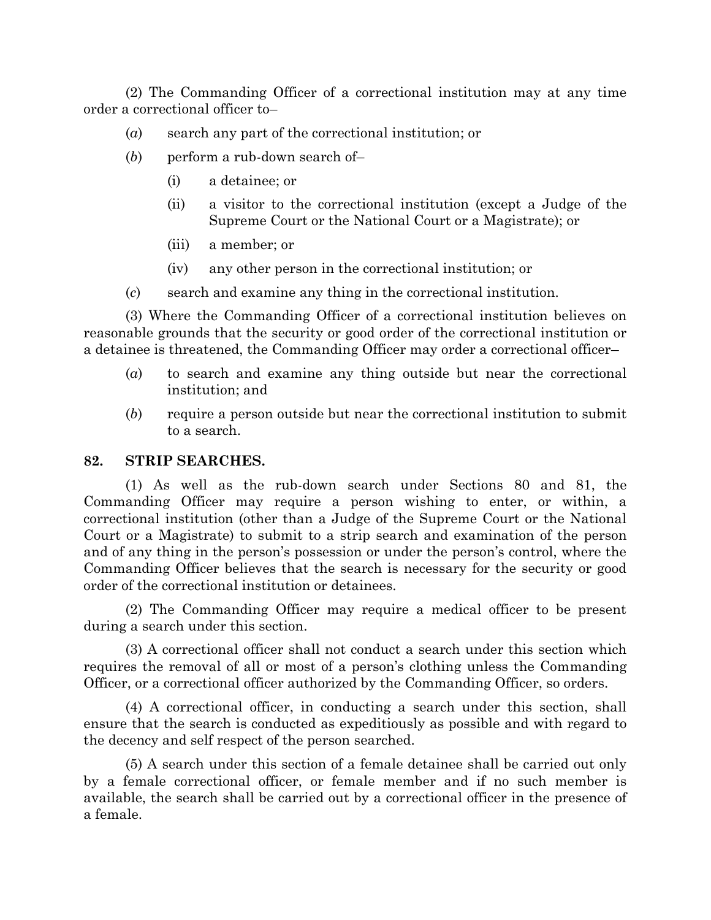(2) The Commanding Officer of a correctional institution may at any time order a correctional officer to–

(*a*) search any part of the correctional institution; or

(*b*) perform a rub-down search of–

(i) a detainee; or

(ii) a visitor to the correctional institution (except a Judge of the Supreme Court or the National Court or a Magistrate); or

(iii) a member; or

(iv) any other person in the correctional institution; or

(*c*) search and examine any thing in the correctional institution.

(3) Where the Commanding Officer of a correctional institution believes on reasonable grounds that the security or good order of the correctional institution or a detainee is threatened, the Commanding Officer may order a correctional officer–

(*a*) to search and examine any thing outside but near the correctional institution; and

(*b*) require a person outside but near the correctional institution to submit to a search.

### 82. STRIP SEARCHES.

(1) As well as the rub-down search under Sections 80 and 81, the Commanding Officer may require a person wishing to enter, or within, a correctional institution (other than a Judge of the Supreme Court or the National Court or a Magistrate) to submit to a strip search and examination of the person and of any thing in the person's possession or under the person's control, where the Commanding Officer believes that the search is necessary for the security or good order of the correctional institution or detainees.

(2) The Commanding Officer may require a medical officer to be present during a search under this section.

(3) A correctional officer shall not conduct a search under this section which requires the removal of all or most of a person's clothing unless the Commanding Officer, or a correctional officer authorized by the Commanding Officer, so orders.

(4) A correctional officer, in conducting a search under this section, shall ensure that the search is conducted as expeditiously as possible and with regard to the decency and self respect of the person searched.

(5) A search under this section of a female detainee shall be carried out only by a female correctional officer, or female member and if no such member is available, the search shall be carried out by a correctional officer in the presence of a female.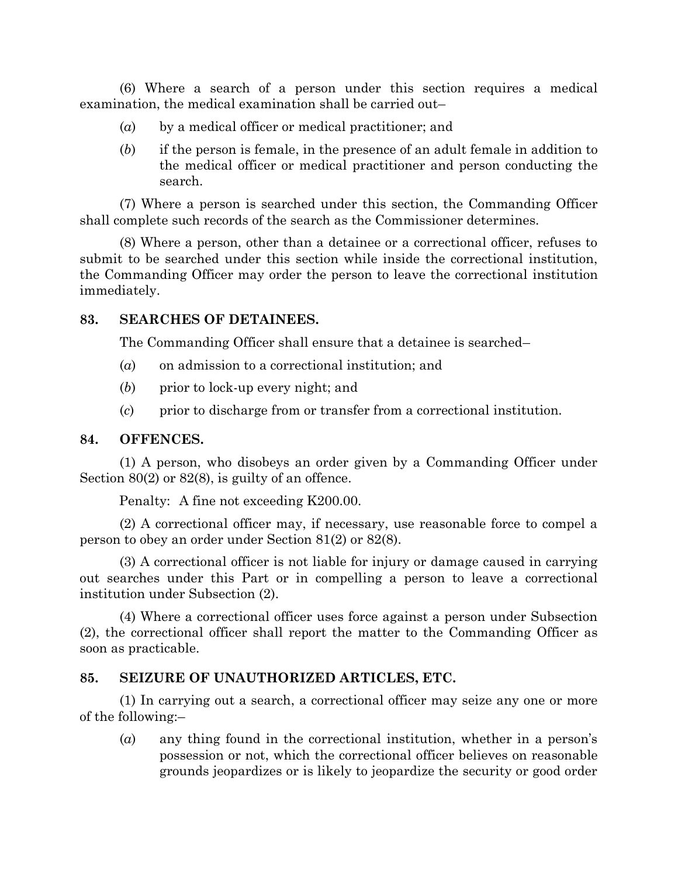(6) Where a search of a person under this section requires a medical examination, the medical examination shall be carried out–

(*a*) by a medical officer or medical practitioner; and

(*b*) if the person is female, in the presence of an adult female in addition to the medical officer or medical practitioner and person conducting the search.

(7) Where a person is searched under this section, the Commanding Officer shall complete such records of the search as the Commissioner determines.

(8) Where a person, other than a detainee or a correctional officer, refuses to submit to be searched under this section while inside the correctional institution, the Commanding Officer may order the person to leave the correctional institution immediately.

### 83. SEARCHES OF DETAINEES.

The Commanding Officer shall ensure that a detainee is searched–

(*a*) on admission to a correctional institution; and

(*b*) prior to lock-up every night; and

(*c*) prior to discharge from or transfer from a correctional institution.

### 84. OFFENCES.

(1) A person, who disobeys an order given by a Commanding Officer under Section 80(2) or 82(8), is guilty of an offence.

Penalty: A fine not exceeding K200.00.

(2) A correctional officer may, if necessary, use reasonable force to compel a person to obey an order under Section 81(2) or 82(8).

(3) A correctional officer is not liable for injury or damage caused in carrying out searches under this Part or in compelling a person to leave a correctional institution under Subsection (2).

(4) Where a correctional officer uses force against a person under Subsection (2), the correctional officer shall report the matter to the Commanding Officer as soon as practicable.

### 85. SEIZURE OF UNAUTHORIZED ARTICLES, ETC.

(1) In carrying out a search, a correctional officer may seize any one or more of the following:–

(*a*) any thing found in the correctional institution, whether in a person's possession or not, which the correctional officer believes on reasonable grounds jeopardizes or is likely to jeopardize the security or good order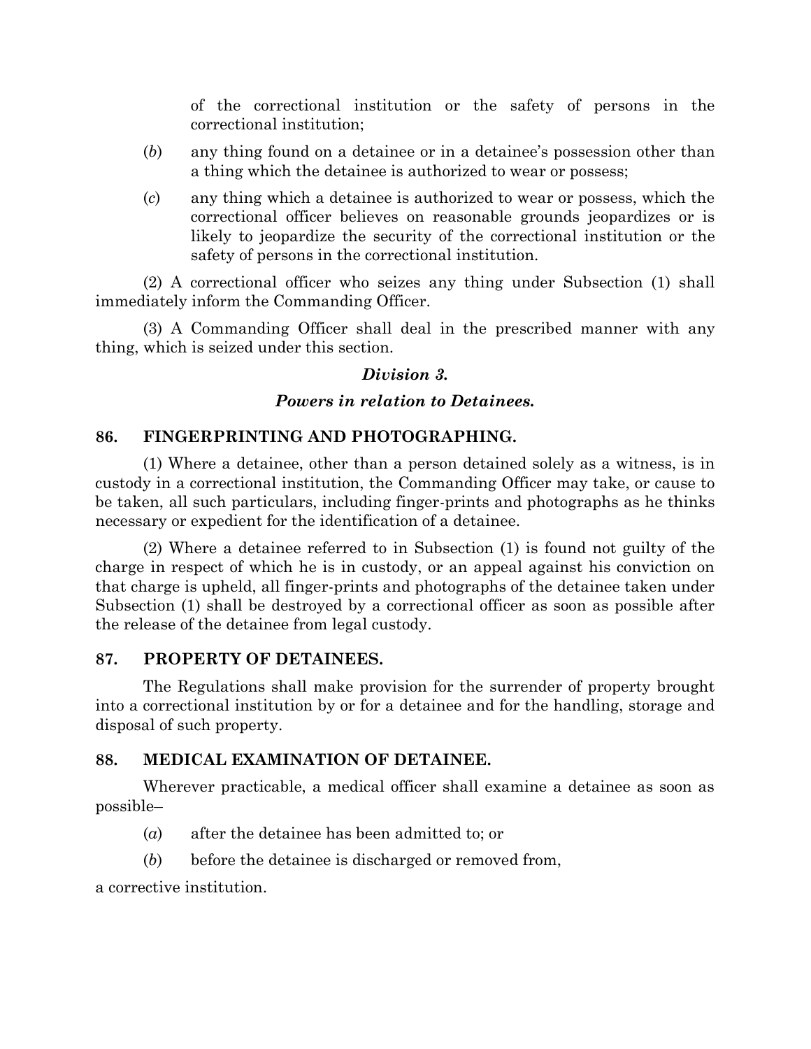of the correctional institution or the safety of persons in the correctional institution;

(*b*) any thing found on a detainee or in a detainee's possession other than a thing which the detainee is authorized to wear or possess;

(*c*) any thing which a detainee is authorized to wear or possess, which the correctional officer believes on reasonable grounds jeopardizes or is likely to jeopardize the security of the correctional institution or the safety of persons in the correctional institution.

(2) A correctional officer who seizes any thing under Subsection (1) shall immediately inform the Commanding Officer.

(3) A Commanding Officer shall deal in the prescribed manner with any thing, which is seized under this section.

### *Division 3.*

### *Powers in relation to Detainees.*

**86. FINGERPRINTING AND PHOTOGRAPHING.**

(1) Where a detainee, other than a person detained solely as a witness, is in custody in a correctional institution, the Commanding Officer may take, or cause to be taken, all such particulars, including finger-prints and photographs as he thinks necessary or expedient for the identification of a detainee.

(2) Where a detainee referred to in Subsection (1) is found not guilty of the charge in respect of which he is in custody, or an appeal against his conviction on that charge is upheld, all finger-prints and photographs of the detainee taken under Subsection (1) shall be destroyed by a correctional officer as soon as possible after the release of the detainee from legal custody.

**87. PROPERTY OF DETAINEES.**

The Regulations shall make provision for the surrender of property brought into a correctional institution by or for a detainee and for the handling, storage and disposal of such property.

**88. MEDICAL EXAMINATION OF DETAINEE.**

Wherever practicable, a medical officer shall examine a detainee as soon as possible–

(*a*) after the detainee has been admitted to; or

(*b*) before the detainee is discharged or removed from,

a corrective institution.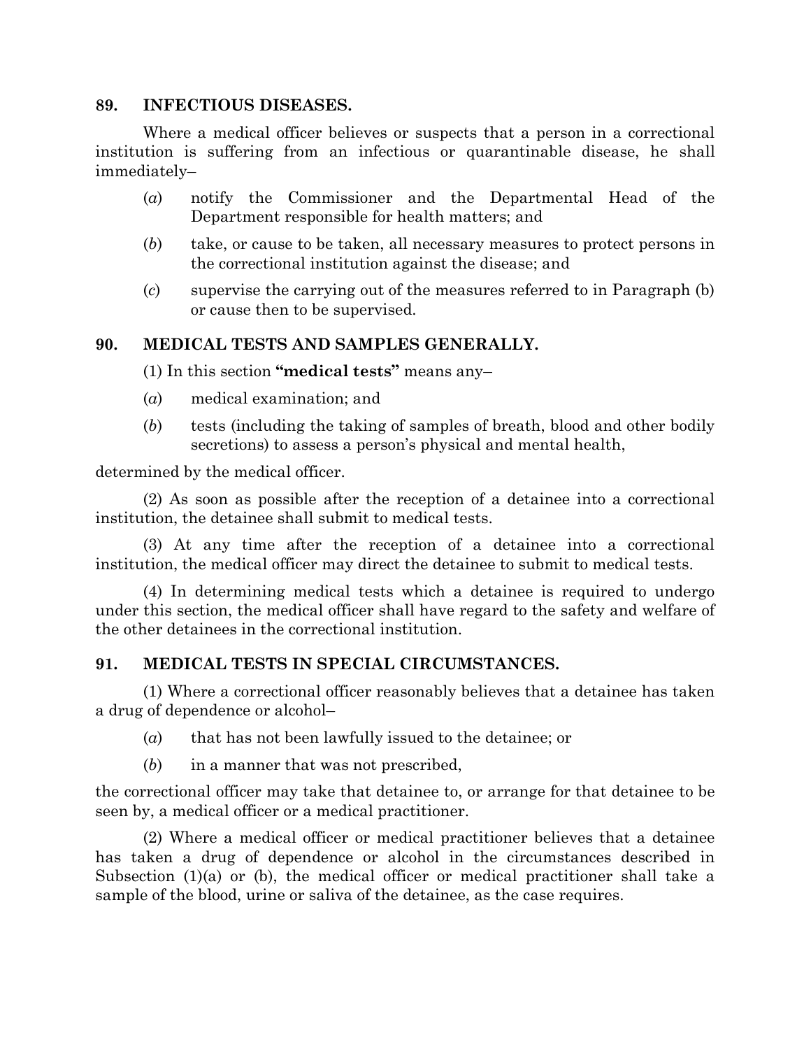### 89. INFECTIOUS DISEASES.

Where a medical officer believes or suspects that a person in a correctional institution is suffering from an infectious or quarantinable disease, he shall immediately–

(*a*) notify the Commissioner and the Departmental Head of the Department responsible for health matters; and

(*b*) take, or cause to be taken, all necessary measures to protect persons in the correctional institution against the disease; and

(*c*) supervise the carrying out of the measures referred to in Paragraph (b) or cause then to be supervised.

### 90. MEDICAL TESTS AND SAMPLES GENERALLY.

(1) In this section **"medical tests"** means any–

(*a*) medical examination; and

(*b*) tests (including the taking of samples of breath, blood and other bodily secretions) to assess a person's physical and mental health,

determined by the medical officer.

(2) As soon as possible after the reception of a detainee into a correctional institution, the detainee shall submit to medical tests.

(3) At any time after the reception of a detainee into a correctional institution, the medical officer may direct the detainee to submit to medical tests.

(4) In determining medical tests which a detainee is required to undergo under this section, the medical officer shall have regard to the safety and welfare of the other detainees in the correctional institution.

### 91. MEDICAL TESTS IN SPECIAL CIRCUMSTANCES.

(1) Where a correctional officer reasonably believes that a detainee has taken a drug of dependence or alcohol–

(*a*) that has not been lawfully issued to the detainee; or

(*b*) in a manner that was not prescribed,

the correctional officer may take that detainee to, or arrange for that detainee to be seen by, a medical officer or a medical practitioner.

(2) Where a medical officer or medical practitioner believes that a detainee has taken a drug of dependence or alcohol in the circumstances described in Subsection (1)(a) or (b), the medical officer or medical practitioner shall take a sample of the blood, urine or saliva of the detainee, as the case requires.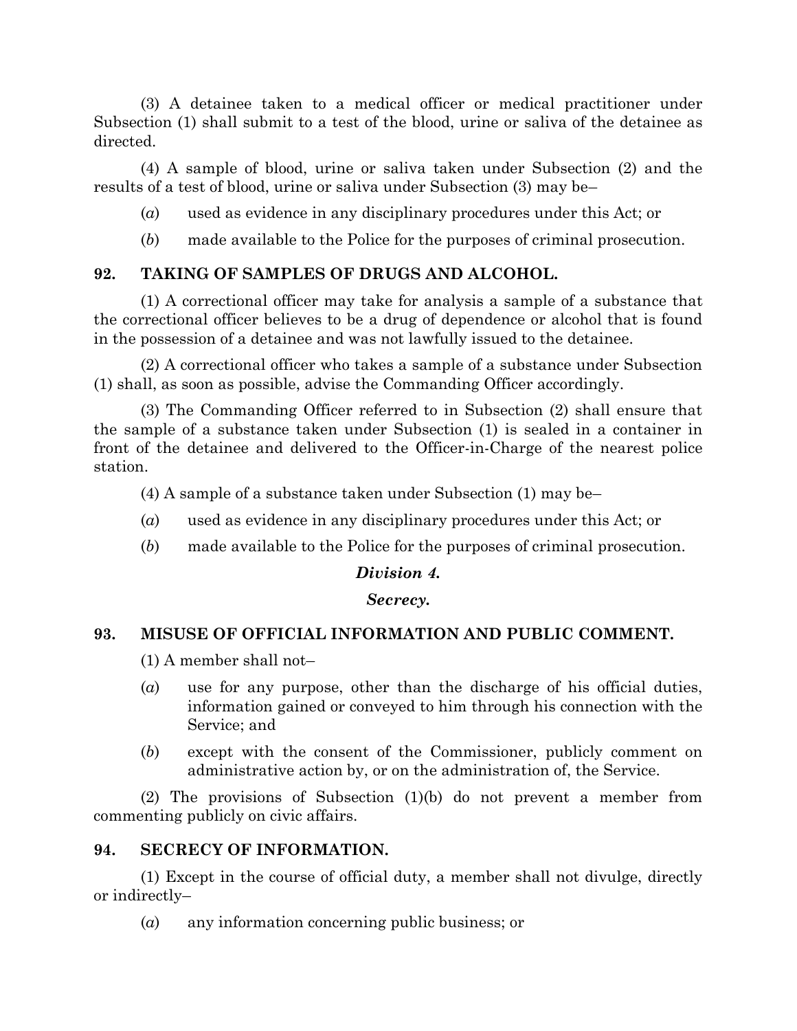(3) A detainee taken to a medical officer or medical practitioner under Subsection (1) shall submit to a test of the blood, urine or saliva of the detainee as directed.

(4) A sample of blood, urine or saliva taken under Subsection (2) and the results of a test of blood, urine or saliva under Subsection (3) may be–

(*a*) used as evidence in any disciplinary procedures under this Act; or

(*b*) made available to the Police for the purposes of criminal prosecution.

## 92. TAKING OF SAMPLES OF DRUGS AND ALCOHOL.

(1) A correctional officer may take for analysis a sample of a substance that the correctional officer believes to be a drug of dependence or alcohol that is found in the possession of a detainee and was not lawfully issued to the detainee.

(2) A correctional officer who takes a sample of a substance under Subsection (1) shall, as soon as possible, advise the Commanding Officer accordingly.

(3) The Commanding Officer referred to in Subsection (2) shall ensure that the sample of a substance taken under Subsection (1) is sealed in a container in front of the detainee and delivered to the Officer-in-Charge of the nearest police station.

(4) A sample of a substance taken under Subsection (1) may be–

(*a*) used as evidence in any disciplinary procedures under this Act; or

(*b*) made available to the Police for the purposes of criminal prosecution.

### *Division 4.*

### *Secrecy.*

## 93. MISUSE OF OFFICIAL INFORMATION AND PUBLIC COMMENT.

(1) A member shall not–

(*a*) use for any purpose, other than the discharge of his official duties, information gained or conveyed to him through his connection with the Service; and

(*b*) except with the consent of the Commissioner, publicly comment on administrative action by, or on the administration of, the Service.

(2) The provisions of Subsection (1)(b) do not prevent a member from commenting publicly on civic affairs.

## 94. SECRECY OF INFORMATION.

(1) Except in the course of official duty, a member shall not divulge, directly or indirectly–

(*a*) any information concerning public business; or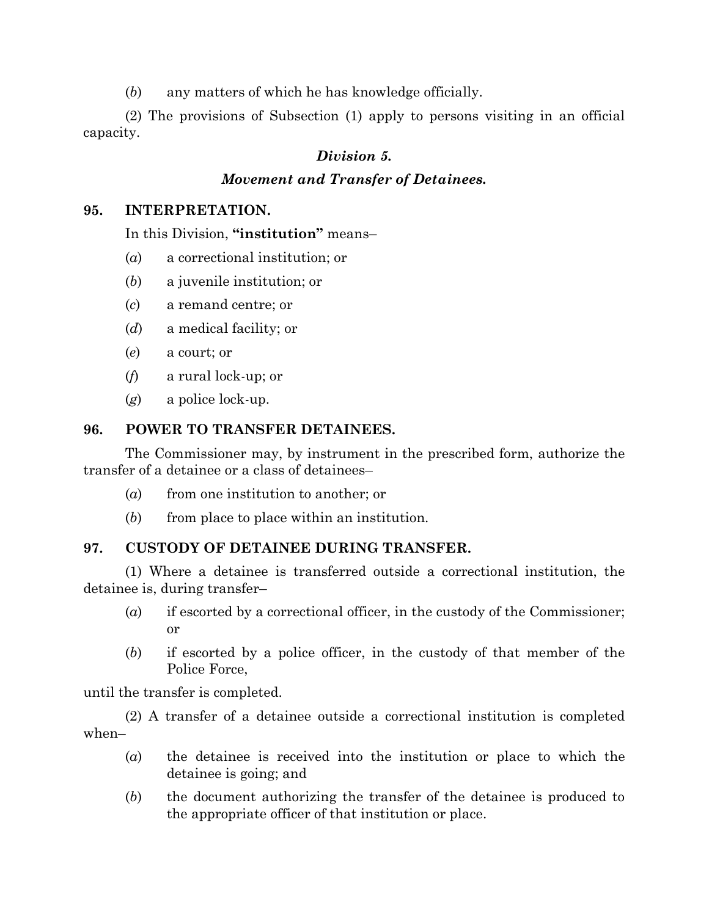(*b*) any matters of which he has knowledge officially.

(2) The provisions of Subsection (1) apply to persons visiting in an official capacity.

### *Division 5.*

### *Movement and Transfer of Detainees.*

**95. INTERPRETATION.**

In this Division, **"institution"** means–

(*a*) a correctional institution; or

(*b*) a juvenile institution; or

(*c*) a remand centre; or

(*d*) a medical facility; or

(*e*) a court; or

(*f*) a rural lock-up; or

(*g*) a police lock-up.

**96. POWER TO TRANSFER DETAINEES.**

The Commissioner may, by instrument in the prescribed form, authorize the transfer of a detainee or a class of detainees–

(*a*) from one institution to another; or

(*b*) from place to place within an institution.

**97. CUSTODY OF DETAINEE DURING TRANSFER.**

(1) Where a detainee is transferred outside a correctional institution, the detainee is, during transfer–

(*a*) if escorted by a correctional officer, in the custody of the Commissioner; or

(*b*) if escorted by a police officer, in the custody of that member of the Police Force,

until the transfer is completed.

(2) A transfer of a detainee outside a correctional institution is completed when–

(*a*) the detainee is received into the institution or place to which the detainee is going; and

(*b*) the document authorizing the transfer of the detainee is produced to the appropriate officer of that institution or place.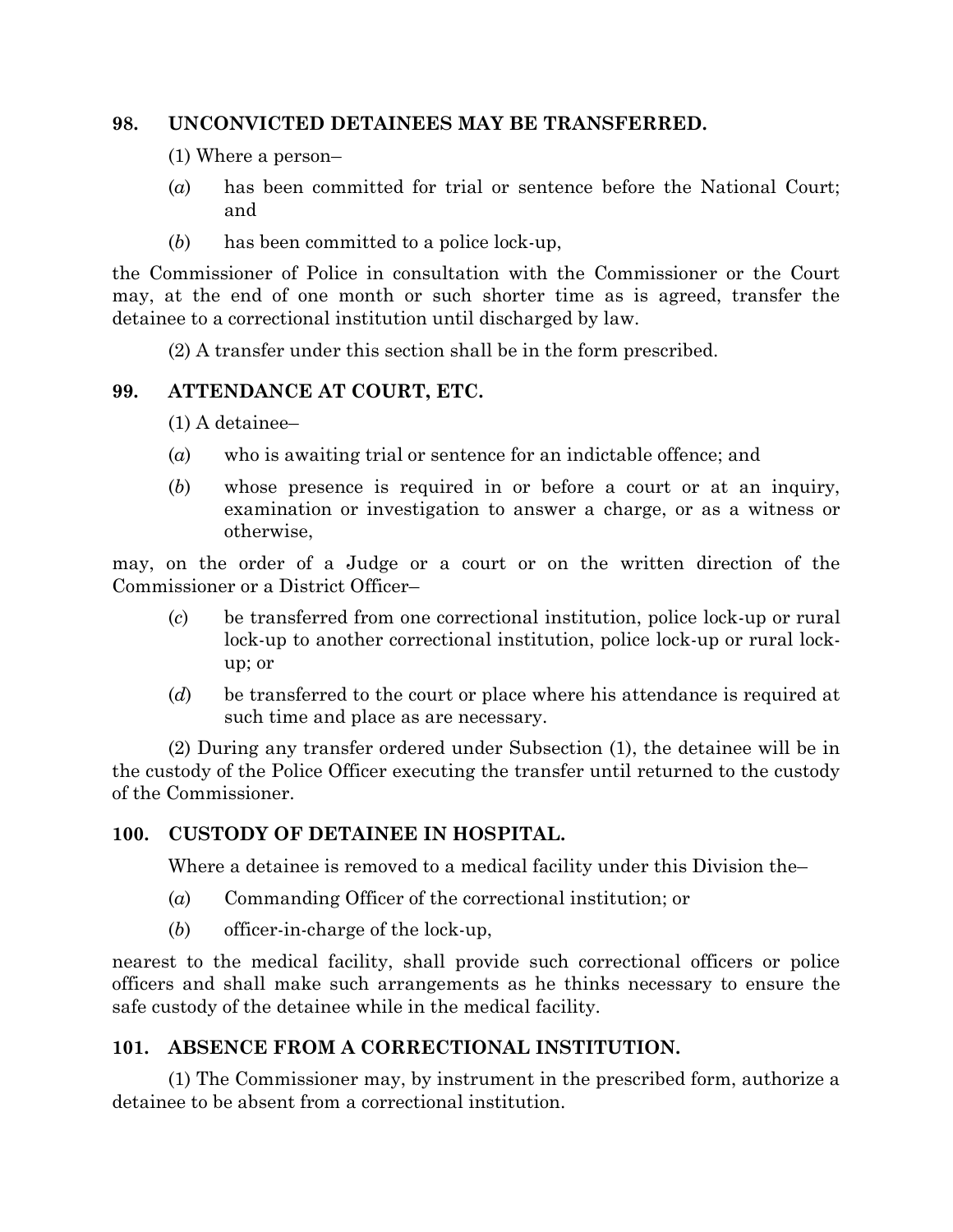### 98. UNCONVICTED DETAINEES MAY BE TRANSFERRED.

(1) Where a person–

(*a*) has been committed for trial or sentence before the National Court; and

(*b*) has been committed to a police lock-up,

the Commissioner of Police in consultation with the Commissioner or the Court may, at the end of one month or such shorter time as is agreed, transfer the detainee to a correctional institution until discharged by law.

(2) A transfer under this section shall be in the form prescribed.

### 99. ATTENDANCE AT COURT, ETC.

(1) A detainee–

(*a*) who is awaiting trial or sentence for an indictable offence; and

(*b*) whose presence is required in or before a court or at an inquiry, examination or investigation to answer a charge, or as a witness or otherwise,

may, on the order of a Judge or a court or on the written direction of the Commissioner or a District Officer–

(*c*) be transferred from one correctional institution, police lock-up or rural lock-up to another correctional institution, police lock-up or rural lock-up; or

(*d*) be transferred to the court or place where his attendance is required at such time and place as are necessary.

(2) During any transfer ordered under Subsection (1), the detainee will be in the custody of the Police Officer executing the transfer until returned to the custody of the Commissioner.

### 100. CUSTODY OF DETAINEE IN HOSPITAL.

Where a detainee is removed to a medical facility under this Division the–

(*a*) Commanding Officer of the correctional institution; or

(*b*) officer-in-charge of the lock-up,

nearest to the medical facility, shall provide such correctional officers or police officers and shall make such arrangements as he thinks necessary to ensure the safe custody of the detainee while in the medical facility.

### 101. ABSENCE FROM A CORRECTIONAL INSTITUTION.

(1) The Commissioner may, by instrument in the prescribed form, authorize a detainee to be absent from a correctional institution.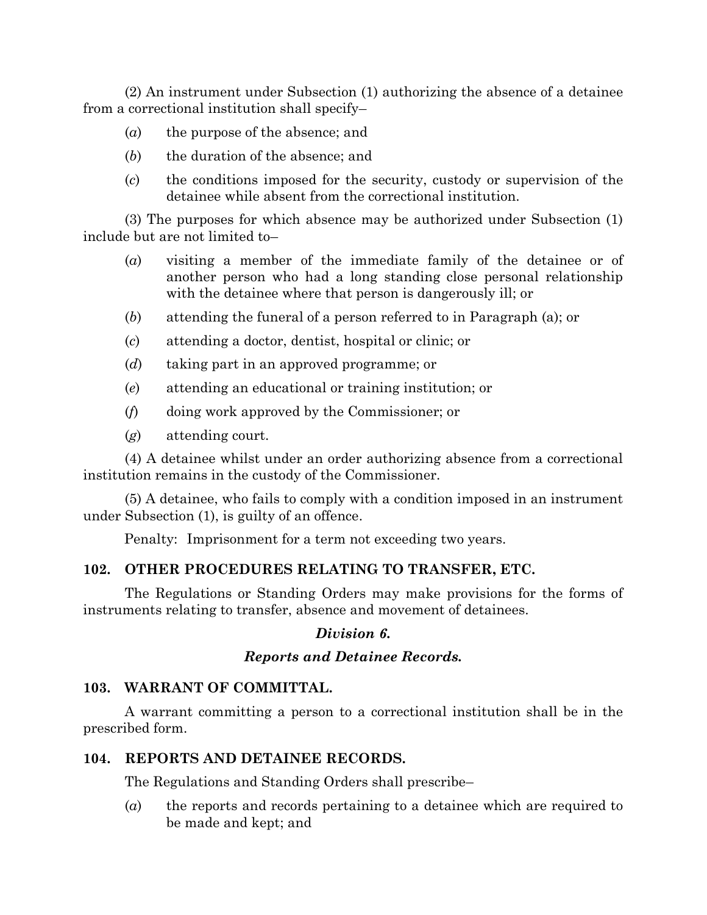(2) An instrument under Subsection (1) authorizing the absence of a detainee from a correctional institution shall specify–

- (*a*) the purpose of the absence; and
- (*b*) the duration of the absence; and
- (*c*) the conditions imposed for the security, custody or supervision of the detainee while absent from the correctional institution.

(3) The purposes for which absence may be authorized under Subsection (1) include but are not limited to–

- (*a*) visiting a member of the immediate family of the detainee or of another person who had a long standing close personal relationship with the detainee where that person is dangerously ill; or
- (*b*) attending the funeral of a person referred to in Paragraph (a); or
- (*c*) attending a doctor, dentist, hospital or clinic; or
- (*d*) taking part in an approved programme; or
- (*e*) attending an educational or training institution; or
- (*f*) doing work approved by the Commissioner; or
- (*g*) attending court.

(4) A detainee whilst under an order authorizing absence from a correctional institution remains in the custody of the Commissioner.

(5) A detainee, who fails to comply with a condition imposed in an instrument under Subsection (1), is guilty of an offence.

Penalty: Imprisonment for a term not exceeding two years.

### 102. OTHER PROCEDURES RELATING TO TRANSFER, ETC.

The Regulations or Standing Orders may make provisions for the forms of instruments relating to transfer, absence and movement of detainees.

## *Division 6.*

## *Reports and Detainee Records.*

### 103. WARRANT OF COMMITTAL.

A warrant committing a person to a correctional institution shall be in the prescribed form.

### 104. REPORTS AND DETAINEE RECORDS.

The Regulations and Standing Orders shall prescribe–

- (*a*) the reports and records pertaining to a detainee which are required to be made and kept; and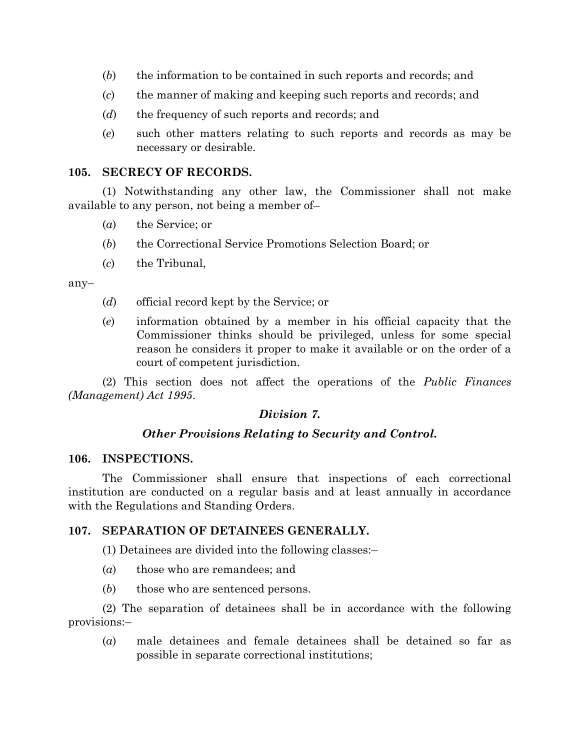(*b*) the information to be contained in such reports and records; and

(*c*) the manner of making and keeping such reports and records; and

(*d*) the frequency of such reports and records; and

(*e*) such other matters relating to such reports and records as may be necessary or desirable.

**105. SECRECY OF RECORDS.**

(1) Notwithstanding any other law, the Commissioner shall not make available to any person, not being a member of–

(*a*) the Service; or

(*b*) the Correctional Service Promotions Selection Board; or

(*c*) the Tribunal,

any–

(*d*) official record kept by the Service; or

(*e*) information obtained by a member in his official capacity that the Commissioner thinks should be privileged, unless for some special reason he considers it proper to make it available or on the order of a court of competent jurisdiction.

(2) This section does not affect the operations of the *Public Finances (Management) Act 1995*.

***Division 7.***

***Other Provisions Relating to Security and Control.***

**106. INSPECTIONS.**

The Commissioner shall ensure that inspections of each correctional institution are conducted on a regular basis and at least annually in accordance with the Regulations and Standing Orders.

**107. SEPARATION OF DETAINEES GENERALLY.**

(1) Detainees are divided into the following classes:–

(*a*) those who are remandees; and

(*b*) those who are sentenced persons.

(2) The separation of detainees shall be in accordance with the following provisions:–

(*a*) male detainees and female detainees shall be detained so far as possible in separate correctional institutions;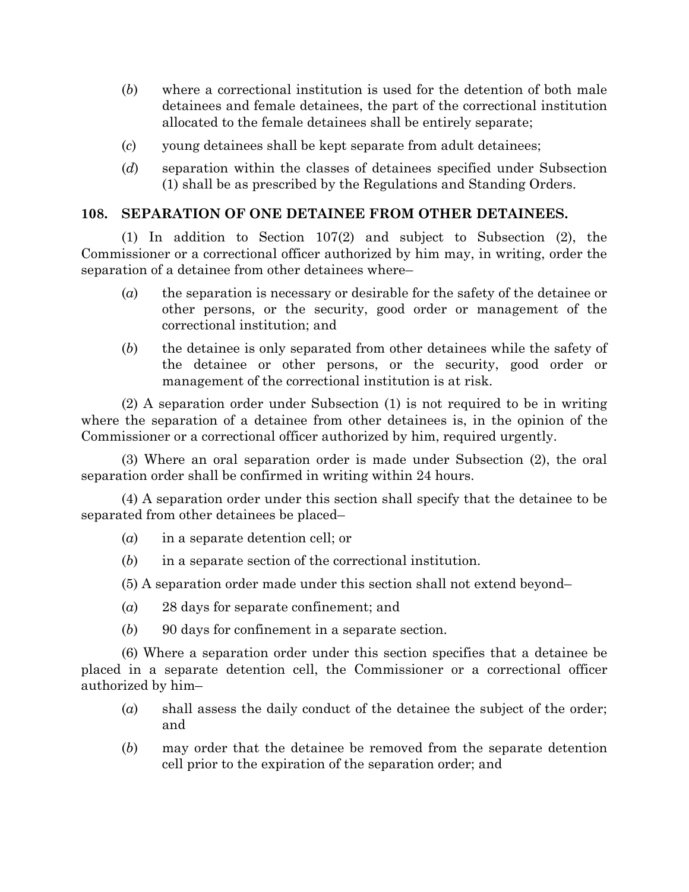(*b*) where a correctional institution is used for the detention of both male detainees and female detainees, the part of the correctional institution allocated to the female detainees shall be entirely separate;

(*c*) young detainees shall be kept separate from adult detainees;

(*d*) separation within the classes of detainees specified under Subsection (1) shall be as prescribed by the Regulations and Standing Orders.

## 108. SEPARATION OF ONE DETAINEE FROM OTHER DETAINEES.

(1) In addition to Section 107(2) and subject to Subsection (2), the Commissioner or a correctional officer authorized by him may, in writing, order the separation of a detainee from other detainees where–

(*a*) the separation is necessary or desirable for the safety of the detainee or other persons, or the security, good order or management of the correctional institution; and

(*b*) the detainee is only separated from other detainees while the safety of the detainee or other persons, or the security, good order or management of the correctional institution is at risk.

(2) A separation order under Subsection (1) is not required to be in writing where the separation of a detainee from other detainees is, in the opinion of the Commissioner or a correctional officer authorized by him, required urgently.

(3) Where an oral separation order is made under Subsection (2), the oral separation order shall be confirmed in writing within 24 hours.

(4) A separation order under this section shall specify that the detainee to be separated from other detainees be placed–

(*a*) in a separate detention cell; or

(*b*) in a separate section of the correctional institution.

(5) A separation order made under this section shall not extend beyond–

(*a*) 28 days for separate confinement; and

(*b*) 90 days for confinement in a separate section.

(6) Where a separation order under this section specifies that a detainee be placed in a separate detention cell, the Commissioner or a correctional officer authorized by him–

(*a*) shall assess the daily conduct of the detainee the subject of the order; and

(*b*) may order that the detainee be removed from the separate detention cell prior to the expiration of the separation order; and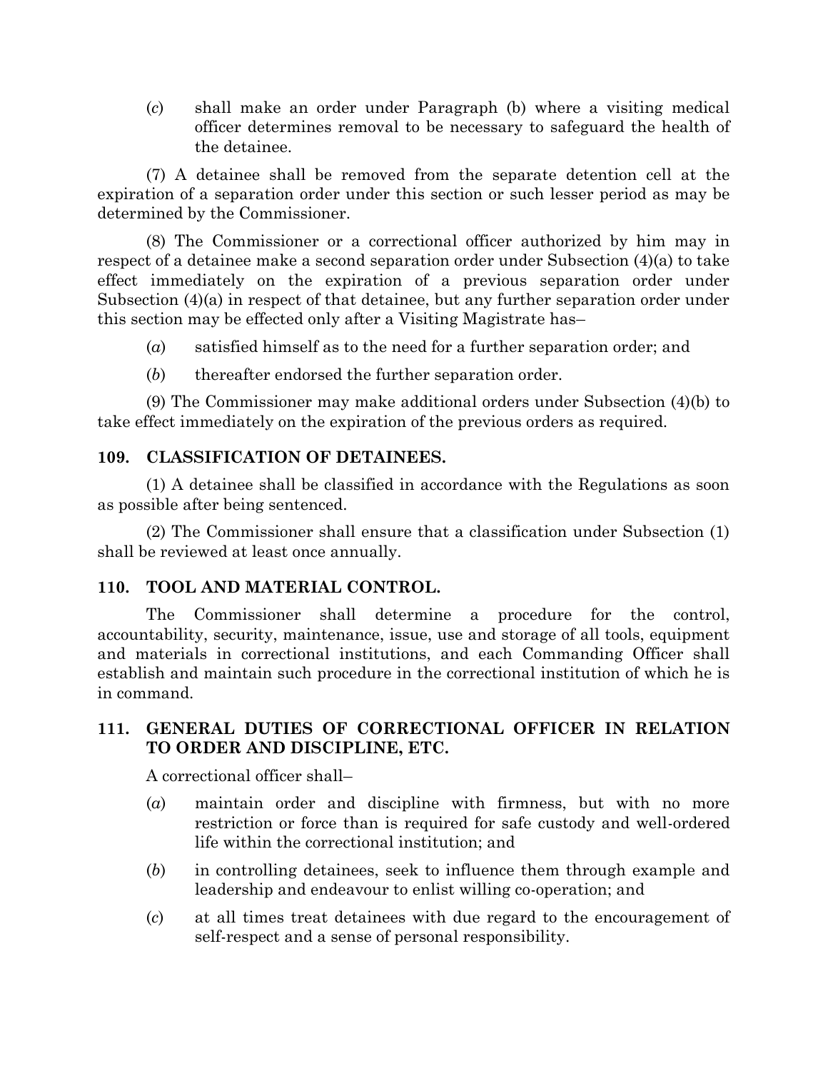(*c*) shall make an order under Paragraph (b) where a visiting medical officer determines removal to be necessary to safeguard the health of the detainee.

(7) A detainee shall be removed from the separate detention cell at the expiration of a separation order under this section or such lesser period as may be determined by the Commissioner.

(8) The Commissioner or a correctional officer authorized by him may in respect of a detainee make a second separation order under Subsection (4)(a) to take effect immediately on the expiration of a previous separation order under Subsection (4)(a) in respect of that detainee, but any further separation order under this section may be effected only after a Visiting Magistrate has–

(*a*) satisfied himself as to the need for a further separation order; and

(*b*) thereafter endorsed the further separation order.

(9) The Commissioner may make additional orders under Subsection (4)(b) to take effect immediately on the expiration of the previous orders as required.

### 109. CLASSIFICATION OF DETAINEES.

(1) A detainee shall be classified in accordance with the Regulations as soon as possible after being sentenced.

(2) The Commissioner shall ensure that a classification under Subsection (1) shall be reviewed at least once annually.

### 110. TOOL AND MATERIAL CONTROL.

The Commissioner shall determine a procedure for the control, accountability, security, maintenance, issue, use and storage of all tools, equipment and materials in correctional institutions, and each Commanding Officer shall establish and maintain such procedure in the correctional institution of which he is in command.

### 111. GENERAL DUTIES OF CORRECTIONAL OFFICER IN RELATION TO ORDER AND DISCIPLINE, ETC.

A correctional officer shall–

(*a*) maintain order and discipline with firmness, but with no more restriction or force than is required for safe custody and well-ordered life within the correctional institution; and

(*b*) in controlling detainees, seek to influence them through example and leadership and endeavour to enlist willing co-operation; and

(*c*) at all times treat detainees with due regard to the encouragement of self-respect and a sense of personal responsibility.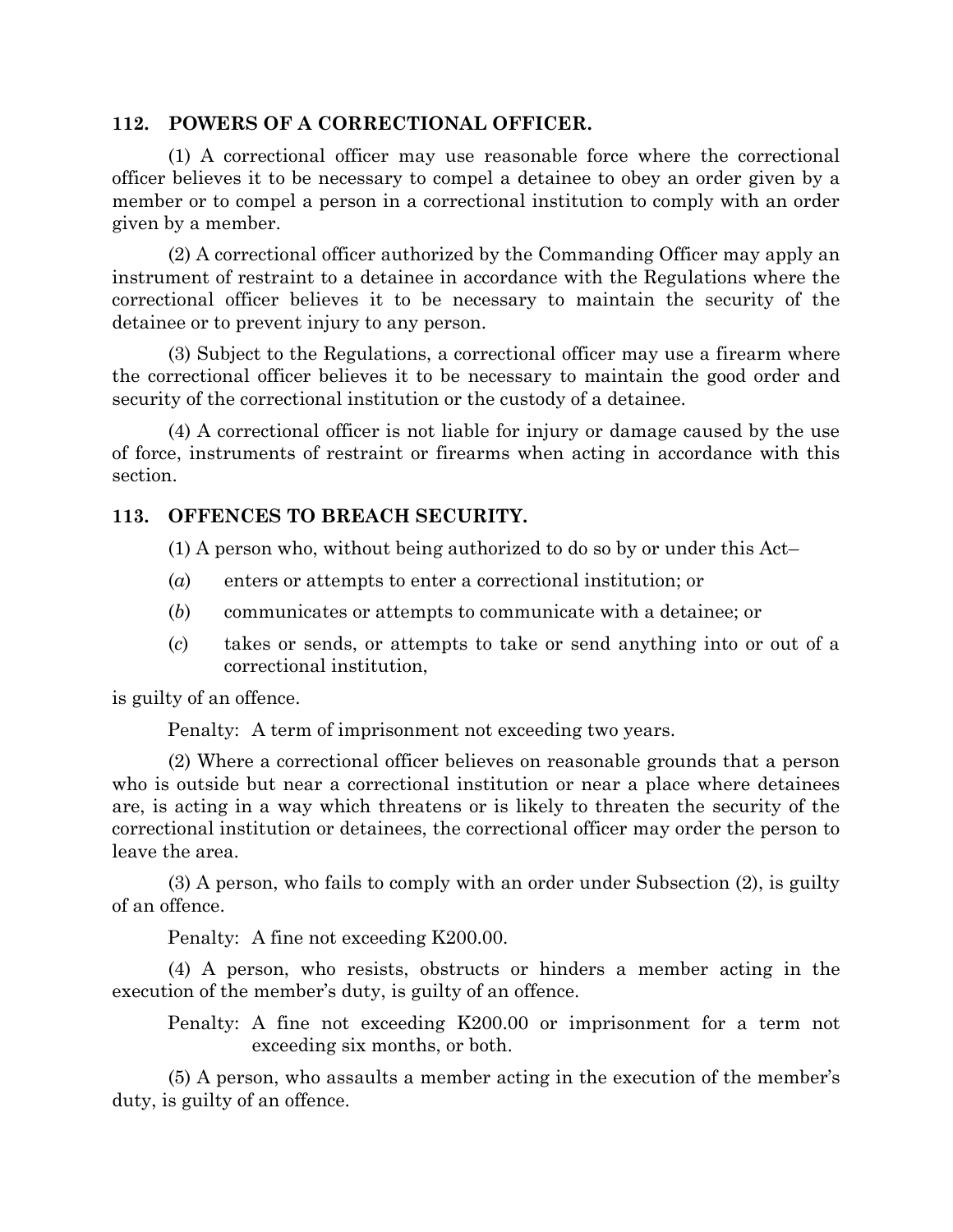### 112. POWERS OF A CORRECTIONAL OFFICER.

(1) A correctional officer may use reasonable force where the correctional officer believes it to be necessary to compel a detainee to obey an order given by a member or to compel a person in a correctional institution to comply with an order given by a member.

(2) A correctional officer authorized by the Commanding Officer may apply an instrument of restraint to a detainee in accordance with the Regulations where the correctional officer believes it to be necessary to maintain the security of the detainee or to prevent injury to any person.

(3) Subject to the Regulations, a correctional officer may use a firearm where the correctional officer believes it to be necessary to maintain the good order and security of the correctional institution or the custody of a detainee.

(4) A correctional officer is not liable for injury or damage caused by the use of force, instruments of restraint or firearms when acting in accordance with this section.

### 113. OFFENCES TO BREACH SECURITY.

(1) A person who, without being authorized to do so by or under this Act–

(*a*) enters or attempts to enter a correctional institution; or

(*b*) communicates or attempts to communicate with a detainee; or

(*c*) takes or sends, or attempts to take or send anything into or out of a correctional institution,

is guilty of an offence.

Penalty: A term of imprisonment not exceeding two years.

(2) Where a correctional officer believes on reasonable grounds that a person who is outside but near a correctional institution or near a place where detainees are, is acting in a way which threatens or is likely to threaten the security of the correctional institution or detainees, the correctional officer may order the person to leave the area.

(3) A person, who fails to comply with an order under Subsection (2), is guilty of an offence.

Penalty: A fine not exceeding K200.00.

(4) A person, who resists, obstructs or hinders a member acting in the execution of the member's duty, is guilty of an offence.

Penalty: A fine not exceeding K200.00 or imprisonment for a term not exceeding six months, or both.

(5) A person, who assaults a member acting in the execution of the member's duty, is guilty of an offence.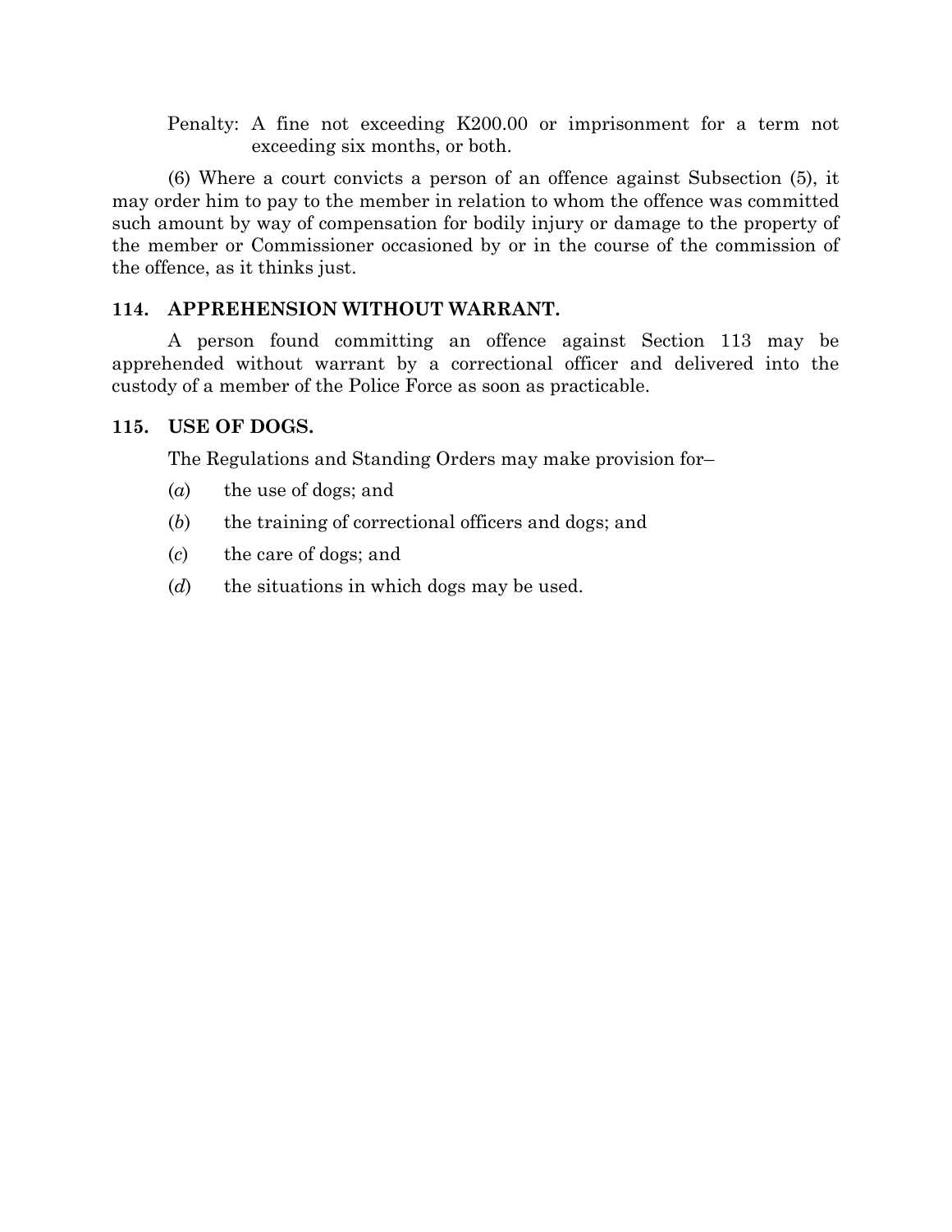Penalty: A fine not exceeding K200.00 or imprisonment for a term not exceeding six months, or both.

(6) Where a court convicts a person of an offence against Subsection (5), it may order him to pay to the member in relation to whom the offence was committed such amount by way of compensation for bodily injury or damage to the property of the member or Commissioner occasioned by or in the course of the commission of the offence, as it thinks just.

### 114. APPREHENSION WITHOUT WARRANT.

A person found committing an offence against Section 113 may be apprehended without warrant by a correctional officer and delivered into the custody of a member of the Police Force as soon as practicable.

### 115. USE OF DOGS.

The Regulations and Standing Orders may make provision for–

(*a*) the use of dogs; and

(*b*) the training of correctional officers and dogs; and

(*c*) the care of dogs; and

(*d*) the situations in which dogs may be used.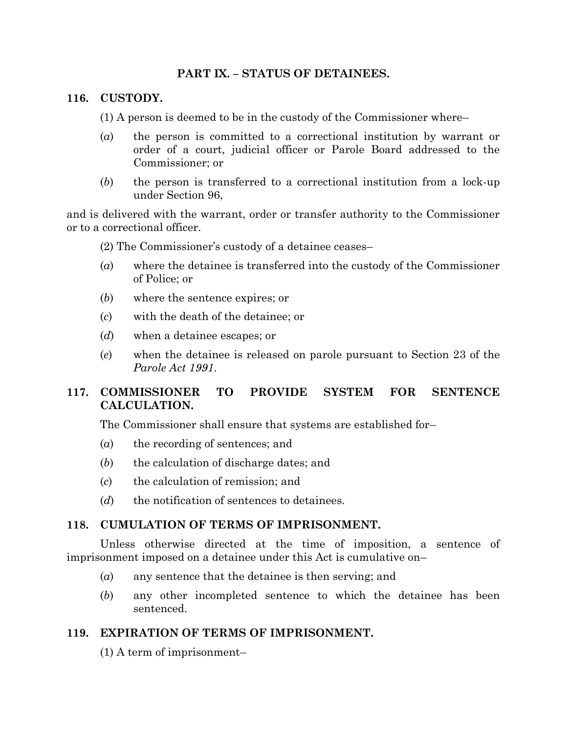## PART IX. – STATUS OF DETAINEES.

### 116. CUSTODY.

(1) A person is deemed to be in the custody of the Commissioner where–

(*a*) the person is committed to a correctional institution by warrant or order of a court, judicial officer or Parole Board addressed to the Commissioner; or

(*b*) the person is transferred to a correctional institution from a lock-up under Section 96,

and is delivered with the warrant, order or transfer authority to the Commissioner or to a correctional officer.

(2) The Commissioner's custody of a detainee ceases–

(*a*) where the detainee is transferred into the custody of the Commissioner of Police; or

(*b*) where the sentence expires; or

(*c*) with the death of the detainee; or

(*d*) when a detainee escapes; or

(*e*) when the detainee is released on parole pursuant to Section 23 of the *Parole Act 1991*.

### 117. COMMISSIONER TO PROVIDE SYSTEM FOR SENTENCE CALCULATION.

The Commissioner shall ensure that systems are established for–

(*a*) the recording of sentences; and

(*b*) the calculation of discharge dates; and

(*c*) the calculation of remission; and

(*d*) the notification of sentences to detainees.

### 118. CUMULATION OF TERMS OF IMPRISONMENT.

Unless otherwise directed at the time of imposition, a sentence of imprisonment imposed on a detainee under this Act is cumulative on–

(*a*) any sentence that the detainee is then serving; and

(*b*) any other incompleted sentence to which the detainee has been sentenced.

### 119. EXPIRATION OF TERMS OF IMPRISONMENT.

(1) A term of imprisonment–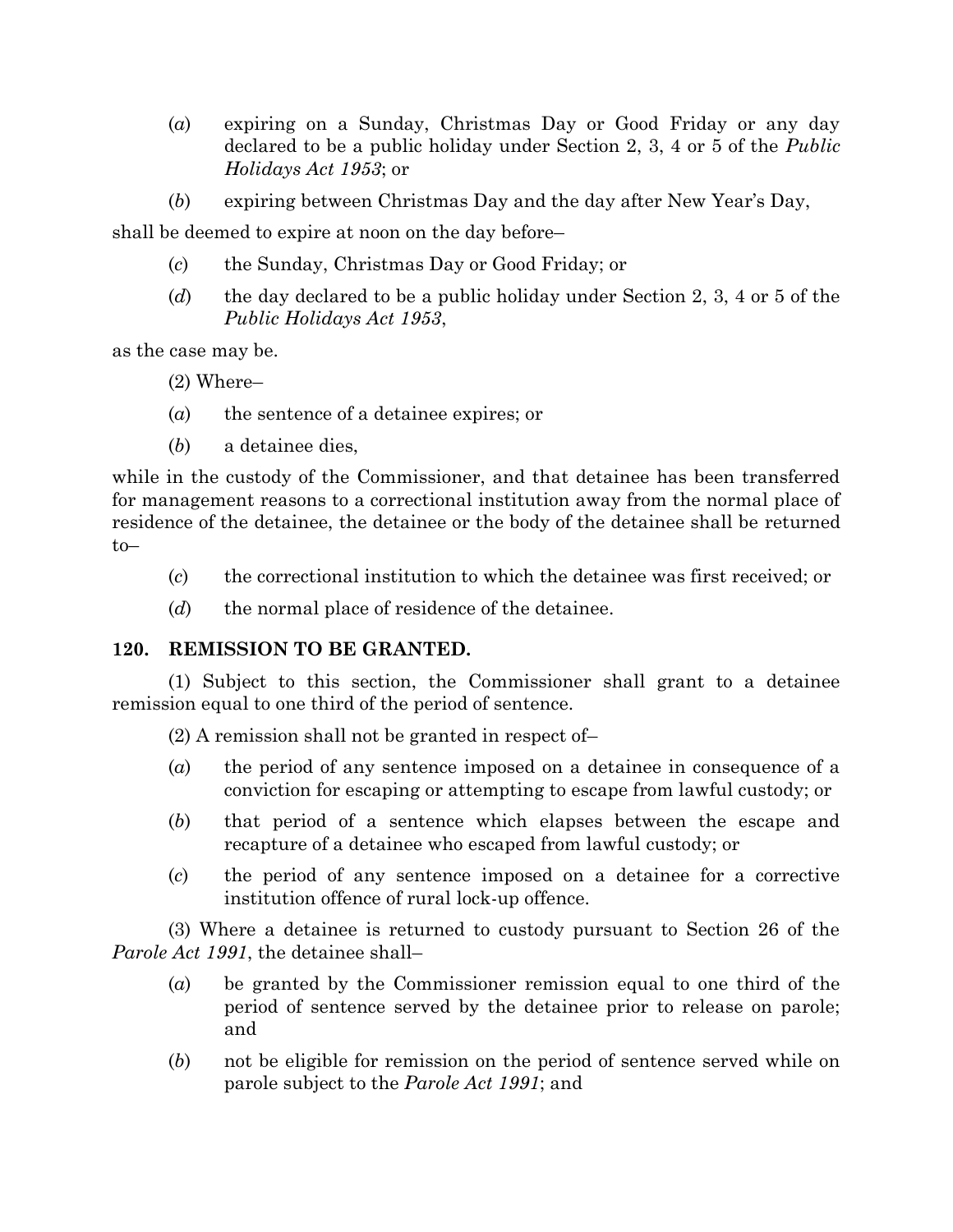(*a*) expiring on a Sunday, Christmas Day or Good Friday or any day declared to be a public holiday under Section 2, 3, 4 or 5 of the *Public Holidays Act 1953*; or

(*b*) expiring between Christmas Day and the day after New Year's Day,

shall be deemed to expire at noon on the day before–

(*c*) the Sunday, Christmas Day or Good Friday; or

(*d*) the day declared to be a public holiday under Section 2, 3, 4 or 5 of the *Public Holidays Act 1953*,

as the case may be.

(2) Where–

(*a*) the sentence of a detainee expires; or

(*b*) a detainee dies,

while in the custody of the Commissioner, and that detainee has been transferred for management reasons to a correctional institution away from the normal place of residence of the detainee, the detainee or the body of the detainee shall be returned to–

(*c*) the correctional institution to which the detainee was first received; or

(*d*) the normal place of residence of the detainee.

**120. REMISSION TO BE GRANTED.**

(1) Subject to this section, the Commissioner shall grant to a detainee remission equal to one third of the period of sentence.

(2) A remission shall not be granted in respect of–

(*a*) the period of any sentence imposed on a detainee in consequence of a conviction for escaping or attempting to escape from lawful custody; or

(*b*) that period of a sentence which elapses between the escape and recapture of a detainee who escaped from lawful custody; or

(*c*) the period of any sentence imposed on a detainee for a corrective institution offence of rural lock-up offence.

(3) Where a detainee is returned to custody pursuant to Section 26 of the *Parole Act 1991*, the detainee shall–

(*a*) be granted by the Commissioner remission equal to one third of the period of sentence served by the detainee prior to release on parole; and

(*b*) not be eligible for remission on the period of sentence served while on parole subject to the *Parole Act 1991*; and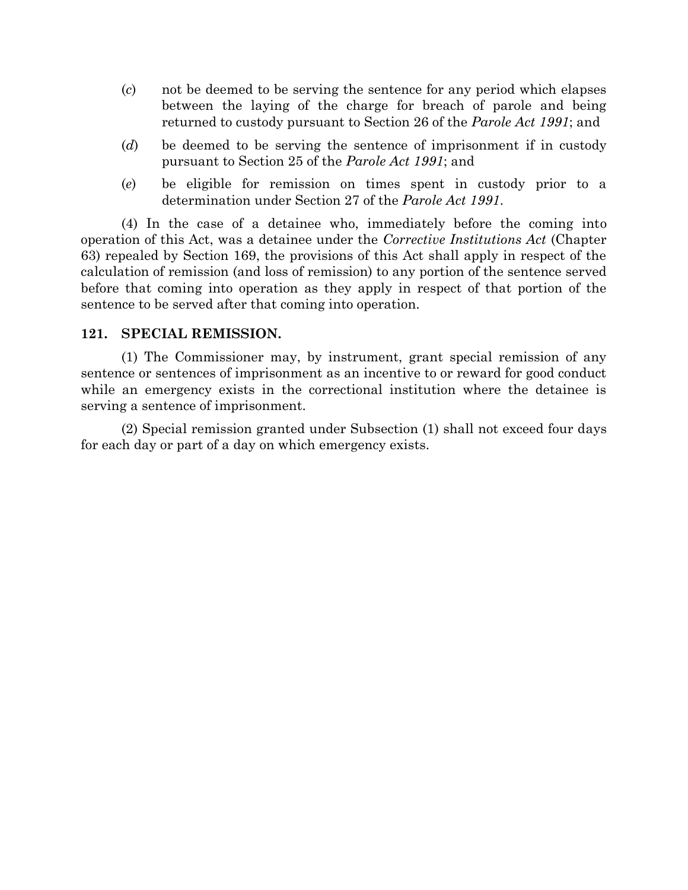(*c*) not be deemed to be serving the sentence for any period which elapses between the laying of the charge for breach of parole and being returned to custody pursuant to Section 26 of the *Parole Act 1991*; and

(*d*) be deemed to be serving the sentence of imprisonment if in custody pursuant to Section 25 of the *Parole Act 1991*; and

(*e*) be eligible for remission on times spent in custody prior to a determination under Section 27 of the *Parole Act 1991*.

(4) In the case of a detainee who, immediately before the coming into operation of this Act, was a detainee under the *Corrective Institutions Act* (Chapter 63) repealed by Section 169, the provisions of this Act shall apply in respect of the calculation of remission (and loss of remission) to any portion of the sentence served before that coming into operation as they apply in respect of that portion of the sentence to be served after that coming into operation.

### 121. SPECIAL REMISSION.

(1) The Commissioner may, by instrument, grant special remission of any sentence or sentences of imprisonment as an incentive to or reward for good conduct while an emergency exists in the correctional institution where the detainee is serving a sentence of imprisonment.

(2) Special remission granted under Subsection (1) shall not exceed four days for each day or part of a day on which emergency exists.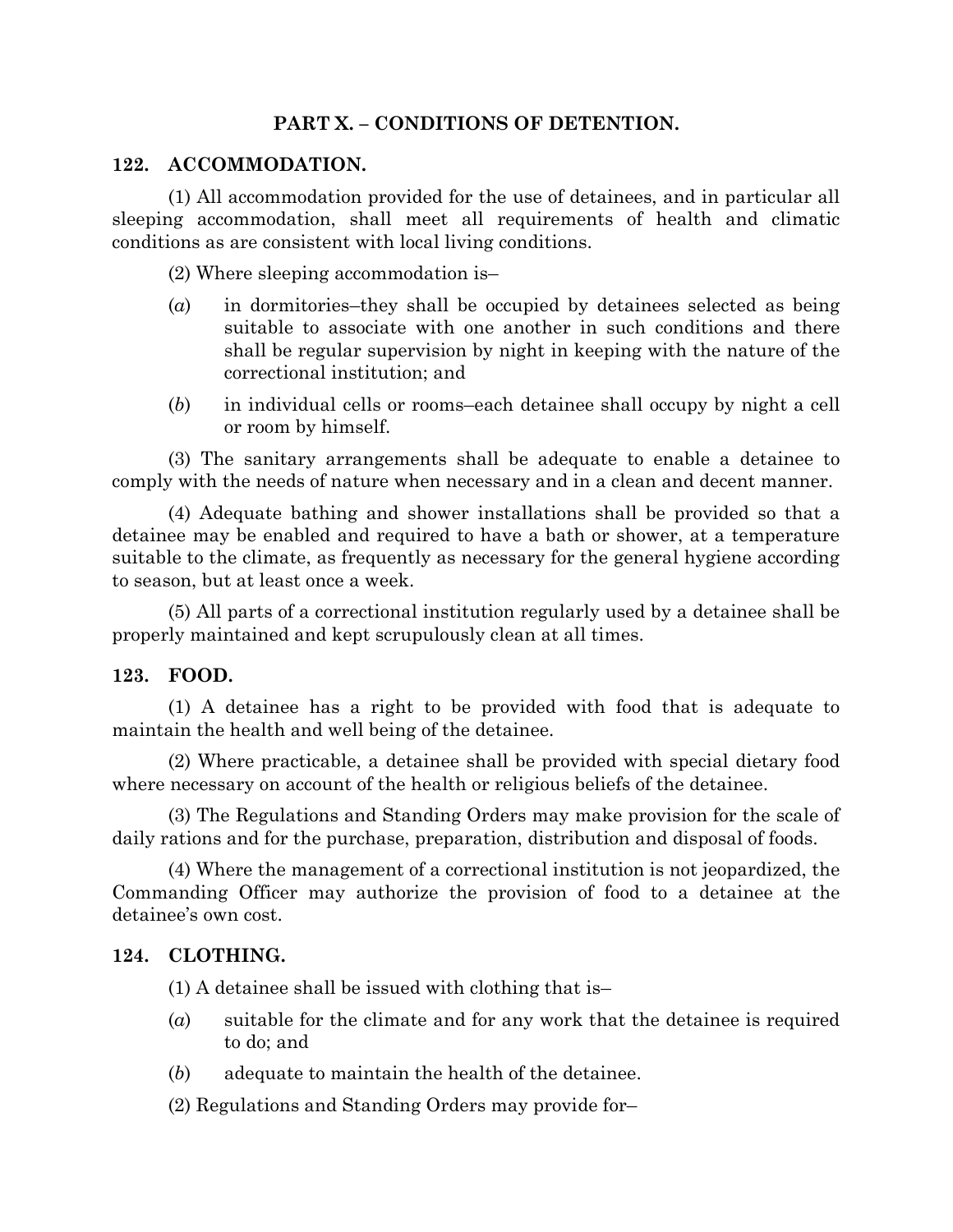## PART X. – CONDITIONS OF DETENTION.

### 122. ACCOMMODATION.

(1) All accommodation provided for the use of detainees, and in particular all sleeping accommodation, shall meet all requirements of health and climatic conditions as are consistent with local living conditions.

(2) Where sleeping accommodation is–

(*a*) in dormitories–they shall be occupied by detainees selected as being suitable to associate with one another in such conditions and there shall be regular supervision by night in keeping with the nature of the correctional institution; and

(*b*) in individual cells or rooms–each detainee shall occupy by night a cell or room by himself.

(3) The sanitary arrangements shall be adequate to enable a detainee to comply with the needs of nature when necessary and in a clean and decent manner.

(4) Adequate bathing and shower installations shall be provided so that a detainee may be enabled and required to have a bath or shower, at a temperature suitable to the climate, as frequently as necessary for the general hygiene according to season, but at least once a week.

(5) All parts of a correctional institution regularly used by a detainee shall be properly maintained and kept scrupulously clean at all times.

### 123. FOOD.

(1) A detainee has a right to be provided with food that is adequate to maintain the health and well being of the detainee.

(2) Where practicable, a detainee shall be provided with special dietary food where necessary on account of the health or religious beliefs of the detainee.

(3) The Regulations and Standing Orders may make provision for the scale of daily rations and for the purchase, preparation, distribution and disposal of foods.

(4) Where the management of a correctional institution is not jeopardized, the Commanding Officer may authorize the provision of food to a detainee at the detainee's own cost.

### 124. CLOTHING.

(1) A detainee shall be issued with clothing that is–

(*a*) suitable for the climate and for any work that the detainee is required to do; and

(*b*) adequate to maintain the health of the detainee.

(2) Regulations and Standing Orders may provide for–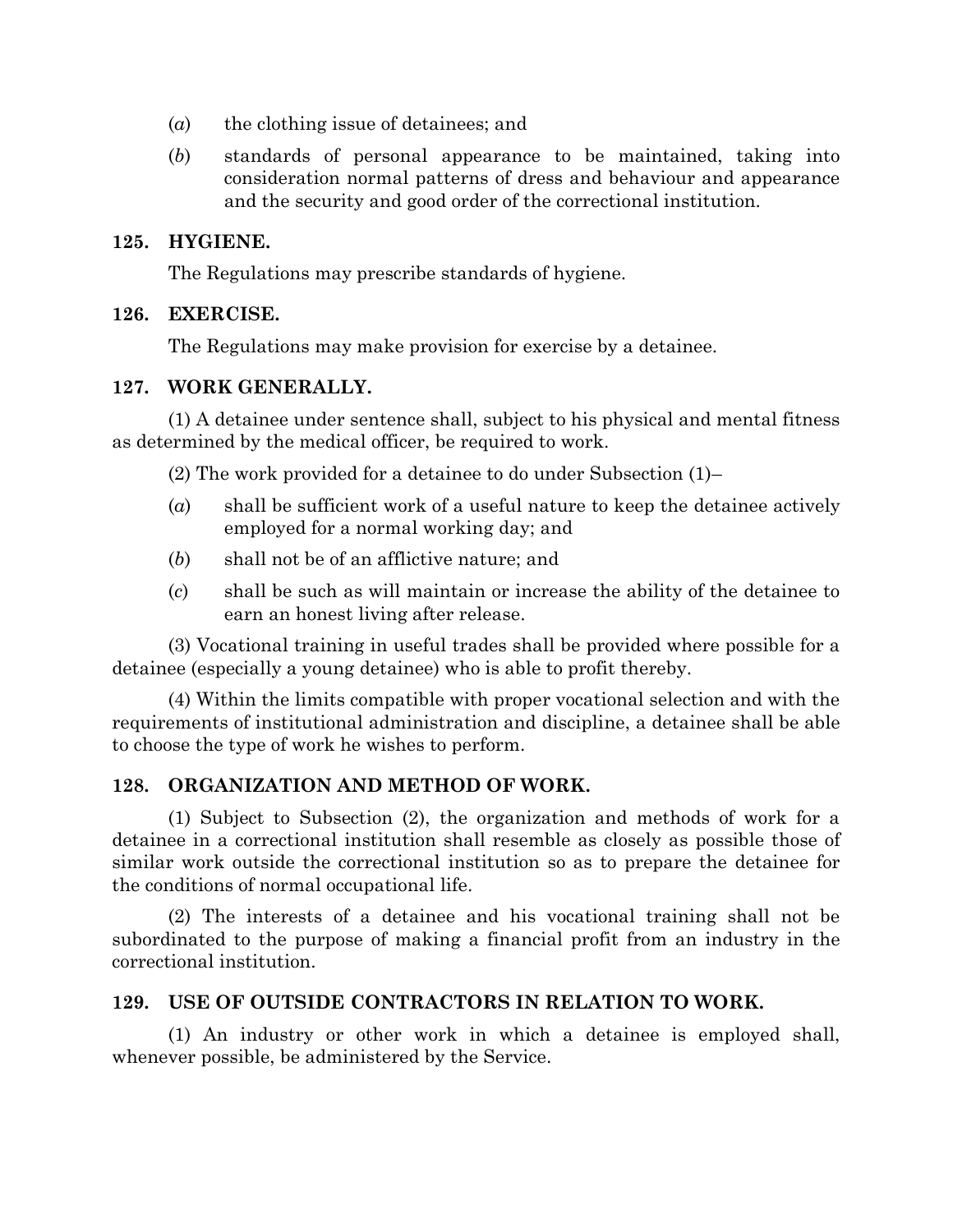(*a*) the clothing issue of detainees; and

(*b*) standards of personal appearance to be maintained, taking into consideration normal patterns of dress and behaviour and appearance and the security and good order of the correctional institution.

### 125. HYGIENE.

The Regulations may prescribe standards of hygiene.

### 126. EXERCISE.

The Regulations may make provision for exercise by a detainee.

### 127. WORK GENERALLY.

(1) A detainee under sentence shall, subject to his physical and mental fitness as determined by the medical officer, be required to work.

(2) The work provided for a detainee to do under Subsection (1)–

(*a*) shall be sufficient work of a useful nature to keep the detainee actively employed for a normal working day; and

(*b*) shall not be of an afflictive nature; and

(*c*) shall be such as will maintain or increase the ability of the detainee to earn an honest living after release.

(3) Vocational training in useful trades shall be provided where possible for a detainee (especially a young detainee) who is able to profit thereby.

(4) Within the limits compatible with proper vocational selection and with the requirements of institutional administration and discipline, a detainee shall be able to choose the type of work he wishes to perform.

### 128. ORGANIZATION AND METHOD OF WORK.

(1) Subject to Subsection (2), the organization and methods of work for a detainee in a correctional institution shall resemble as closely as possible those of similar work outside the correctional institution so as to prepare the detainee for the conditions of normal occupational life.

(2) The interests of a detainee and his vocational training shall not be subordinated to the purpose of making a financial profit from an industry in the correctional institution.

### 129. USE OF OUTSIDE CONTRACTORS IN RELATION TO WORK.

(1) An industry or other work in which a detainee is employed shall, whenever possible, be administered by the Service.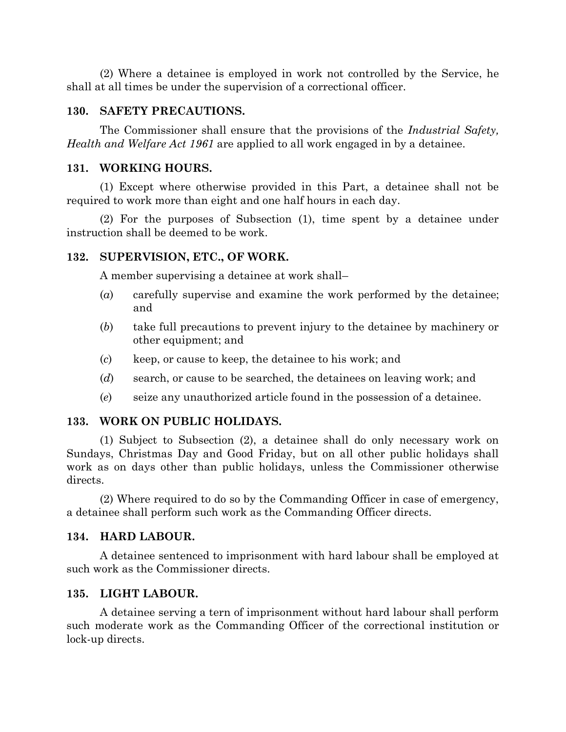(2) Where a detainee is employed in work not controlled by the Service, he shall at all times be under the supervision of a correctional officer.

### 130. SAFETY PRECAUTIONS.

The Commissioner shall ensure that the provisions of the *Industrial Safety, Health and Welfare Act 1961* are applied to all work engaged in by a detainee.

### 131. WORKING HOURS.

(1) Except where otherwise provided in this Part, a detainee shall not be required to work more than eight and one half hours in each day.

(2) For the purposes of Subsection (1), time spent by a detainee under instruction shall be deemed to be work.

### 132. SUPERVISION, ETC., OF WORK.

A member supervising a detainee at work shall–

(*a*) carefully supervise and examine the work performed by the detainee; and

(*b*) take full precautions to prevent injury to the detainee by machinery or other equipment; and

(*c*) keep, or cause to keep, the detainee to his work; and

(*d*) search, or cause to be searched, the detainees on leaving work; and

(*e*) seize any unauthorized article found in the possession of a detainee.

### 133. WORK ON PUBLIC HOLIDAYS.

(1) Subject to Subsection (2), a detainee shall do only necessary work on Sundays, Christmas Day and Good Friday, but on all other public holidays shall work as on days other than public holidays, unless the Commissioner otherwise directs.

(2) Where required to do so by the Commanding Officer in case of emergency, a detainee shall perform such work as the Commanding Officer directs.

### 134. HARD LABOUR.

A detainee sentenced to imprisonment with hard labour shall be employed at such work as the Commissioner directs.

### 135. LIGHT LABOUR.

A detainee serving a tern of imprisonment without hard labour shall perform such moderate work as the Commanding Officer of the correctional institution or lock-up directs.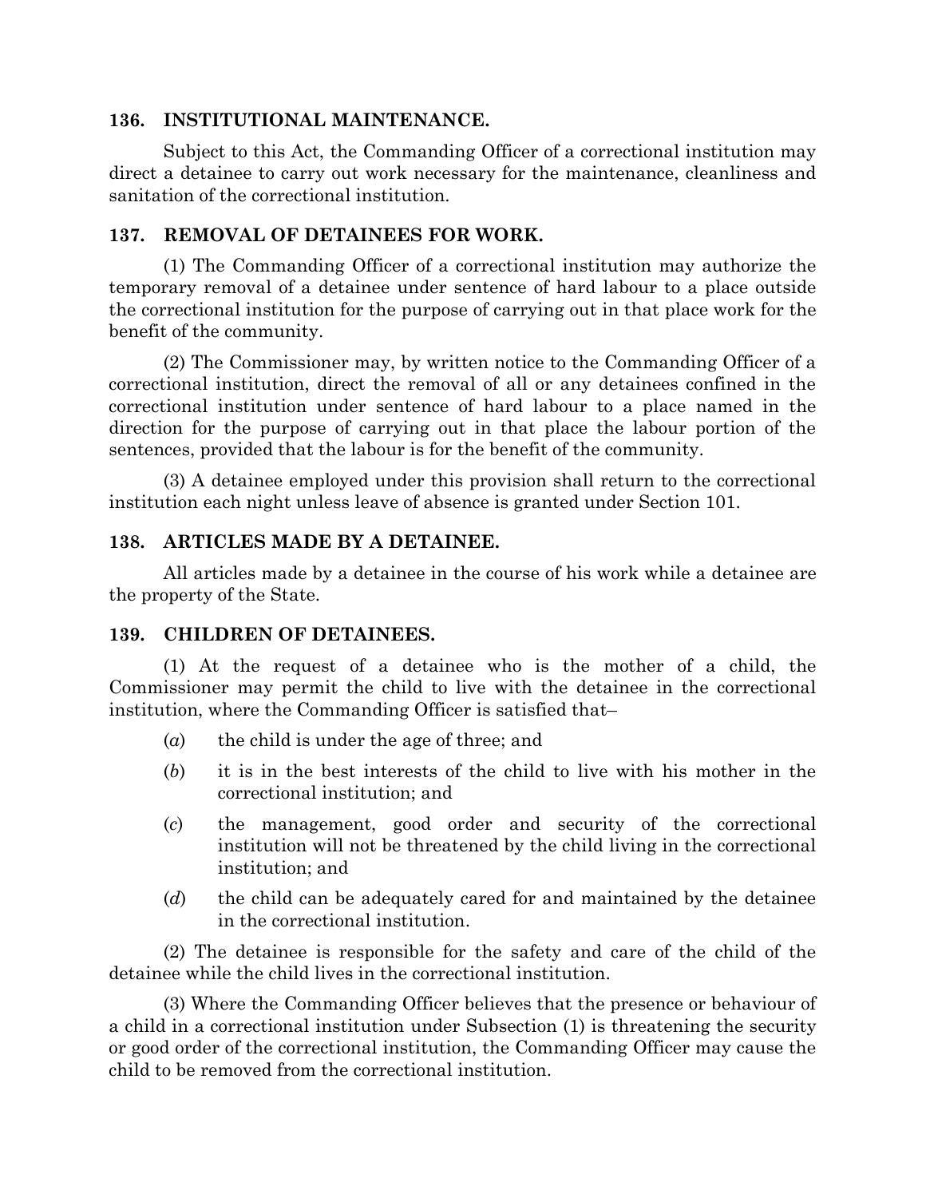### 136. INSTITUTIONAL MAINTENANCE.

Subject to this Act, the Commanding Officer of a correctional institution may direct a detainee to carry out work necessary for the maintenance, cleanliness and sanitation of the correctional institution.

### 137. REMOVAL OF DETAINEES FOR WORK.

(1) The Commanding Officer of a correctional institution may authorize the temporary removal of a detainee under sentence of hard labour to a place outside the correctional institution for the purpose of carrying out in that place work for the benefit of the community.

(2) The Commissioner may, by written notice to the Commanding Officer of a correctional institution, direct the removal of all or any detainees confined in the correctional institution under sentence of hard labour to a place named in the direction for the purpose of carrying out in that place the labour portion of the sentences, provided that the labour is for the benefit of the community.

(3) A detainee employed under this provision shall return to the correctional institution each night unless leave of absence is granted under Section 101.

### 138. ARTICLES MADE BY A DETAINEE.

All articles made by a detainee in the course of his work while a detainee are the property of the State.

### 139. CHILDREN OF DETAINEES.

(1) At the request of a detainee who is the mother of a child, the Commissioner may permit the child to live with the detainee in the correctional institution, where the Commanding Officer is satisfied that–

(*a*) the child is under the age of three; and

(*b*) it is in the best interests of the child to live with his mother in the correctional institution; and

(*c*) the management, good order and security of the correctional institution will not be threatened by the child living in the correctional institution; and

(*d*) the child can be adequately cared for and maintained by the detainee in the correctional institution.

(2) The detainee is responsible for the safety and care of the child of the detainee while the child lives in the correctional institution.

(3) Where the Commanding Officer believes that the presence or behaviour of a child in a correctional institution under Subsection (1) is threatening the security or good order of the correctional institution, the Commanding Officer may cause the child to be removed from the correctional institution.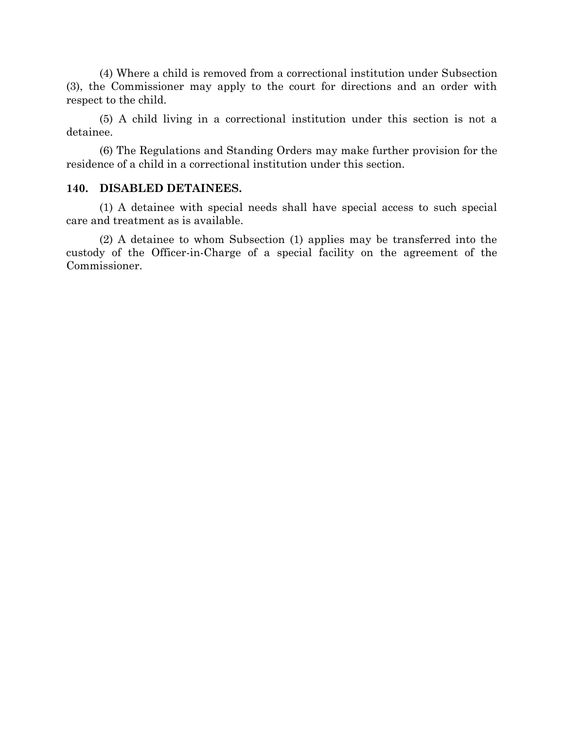(4) Where a child is removed from a correctional institution under Subsection (3), the Commissioner may apply to the court for directions and an order with respect to the child.

(5) A child living in a correctional institution under this section is not a detainee.

(6) The Regulations and Standing Orders may make further provision for the residence of a child in a correctional institution under this section.

**140. DISABLED DETAINEES.**

(1) A detainee with special needs shall have special access to such special care and treatment as is available.

(2) A detainee to whom Subsection (1) applies may be transferred into the custody of the Officer-in-Charge of a special facility on the agreement of the Commissioner.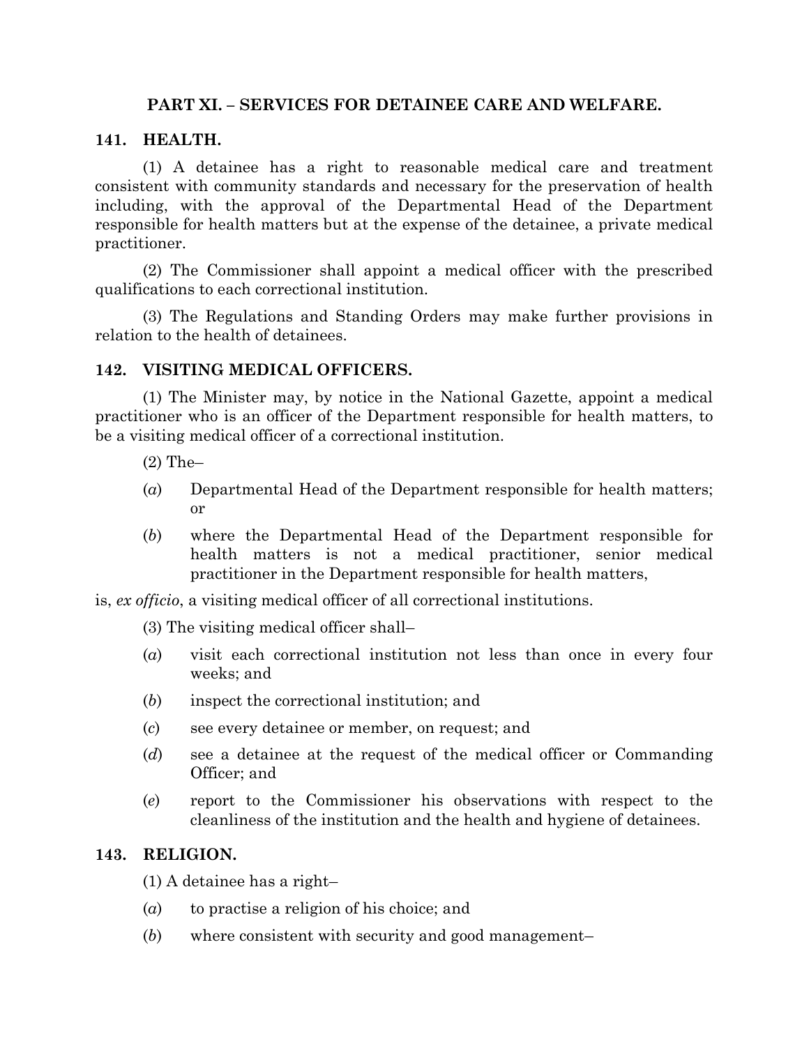## PART XI. – SERVICES FOR DETAINEE CARE AND WELFARE.

### 141. HEALTH.

(1) A detainee has a right to reasonable medical care and treatment consistent with community standards and necessary for the preservation of health including, with the approval of the Departmental Head of the Department responsible for health matters but at the expense of the detainee, a private medical practitioner.

(2) The Commissioner shall appoint a medical officer with the prescribed qualifications to each correctional institution.

(3) The Regulations and Standing Orders may make further provisions in relation to the health of detainees.

### 142. VISITING MEDICAL OFFICERS.

(1) The Minister may, by notice in the National Gazette, appoint a medical practitioner who is an officer of the Department responsible for health matters, to be a visiting medical officer of a correctional institution.

(2) The–

(*a*) Departmental Head of the Department responsible for health matters; or

(*b*) where the Departmental Head of the Department responsible for health matters is not a medical practitioner, senior medical practitioner in the Department responsible for health matters,

is, *ex officio*, a visiting medical officer of all correctional institutions.

(3) The visiting medical officer shall–

(*a*) visit each correctional institution not less than once in every four weeks; and

(*b*) inspect the correctional institution; and

(*c*) see every detainee or member, on request; and

(*d*) see a detainee at the request of the medical officer or Commanding Officer; and

(*e*) report to the Commissioner his observations with respect to the cleanliness of the institution and the health and hygiene of detainees.

### 143. RELIGION.

(1) A detainee has a right–

(*a*) to practise a religion of his choice; and

(*b*) where consistent with security and good management–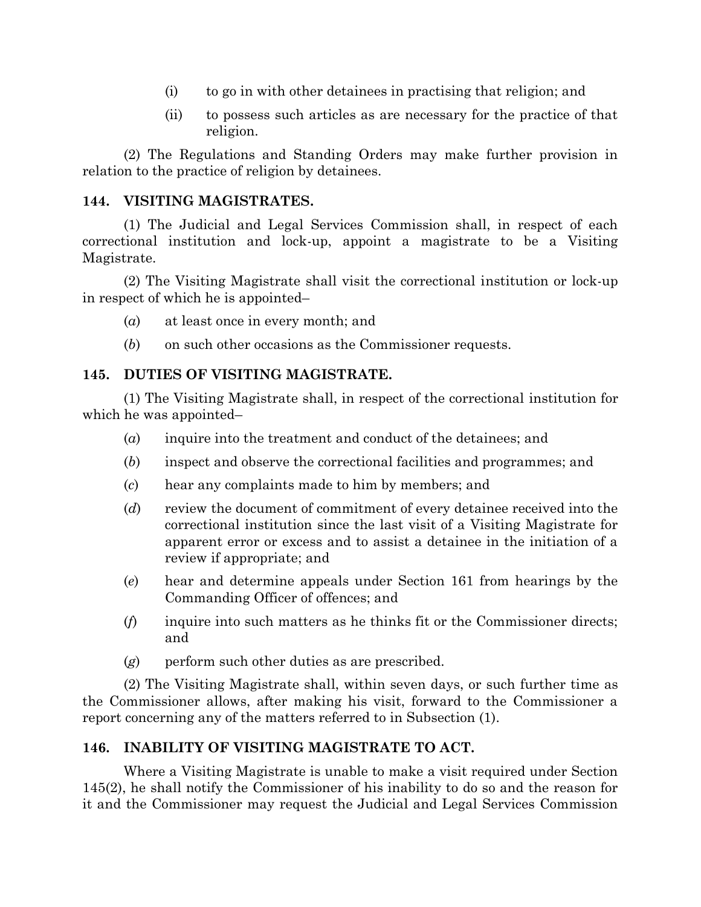(i) to go in with other detainees in practising that religion; and

(ii) to possess such articles as are necessary for the practice of that religion.

(2) The Regulations and Standing Orders may make further provision in relation to the practice of religion by detainees.

**144. VISITING MAGISTRATES.**

(1) The Judicial and Legal Services Commission shall, in respect of each correctional institution and lock-up, appoint a magistrate to be a Visiting Magistrate.

(2) The Visiting Magistrate shall visit the correctional institution or lock-up in respect of which he is appointed–

(*a*) at least once in every month; and

(*b*) on such other occasions as the Commissioner requests.

**145. DUTIES OF VISITING MAGISTRATE.**

(1) The Visiting Magistrate shall, in respect of the correctional institution for which he was appointed–

(*a*) inquire into the treatment and conduct of the detainees; and

(*b*) inspect and observe the correctional facilities and programmes; and

(*c*) hear any complaints made to him by members; and

(*d*) review the document of commitment of every detainee received into the correctional institution since the last visit of a Visiting Magistrate for apparent error or excess and to assist a detainee in the initiation of a review if appropriate; and

(*e*) hear and determine appeals under Section 161 from hearings by the Commanding Officer of offences; and

(*f*) inquire into such matters as he thinks fit or the Commissioner directs; and

(*g*) perform such other duties as are prescribed.

(2) The Visiting Magistrate shall, within seven days, or such further time as the Commissioner allows, after making his visit, forward to the Commissioner a report concerning any of the matters referred to in Subsection (1).

**146. INABILITY OF VISITING MAGISTRATE TO ACT.**

Where a Visiting Magistrate is unable to make a visit required under Section 145(2), he shall notify the Commissioner of his inability to do so and the reason for it and the Commissioner may request the Judicial and Legal Services Commission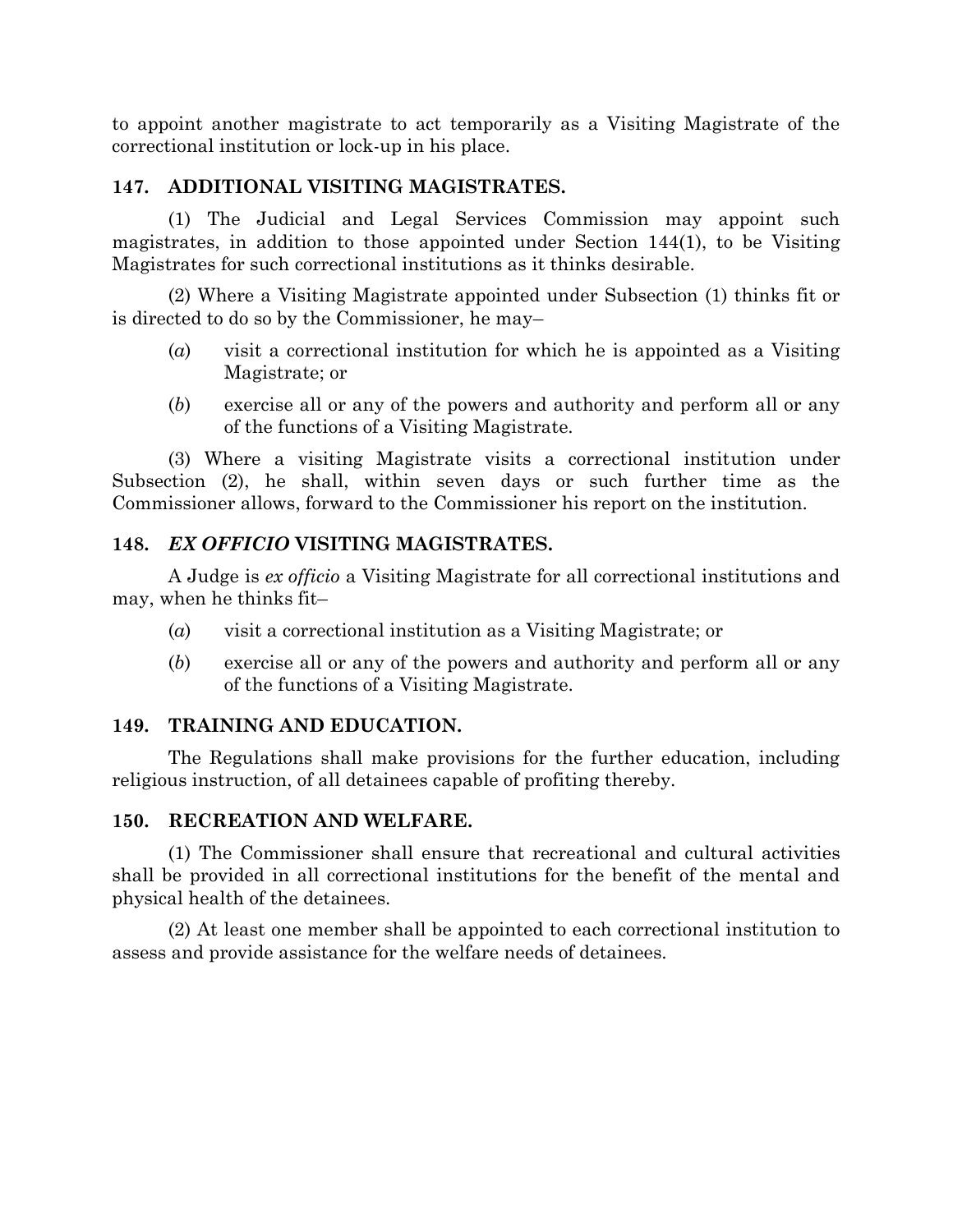to appoint another magistrate to act temporarily as a Visiting Magistrate of the correctional institution or lock-up in his place.

### 147. ADDITIONAL VISITING MAGISTRATES.

(1) The Judicial and Legal Services Commission may appoint such magistrates, in addition to those appointed under Section 144(1), to be Visiting Magistrates for such correctional institutions as it thinks desirable.

(2) Where a Visiting Magistrate appointed under Subsection (1) thinks fit or is directed to do so by the Commissioner, he may–

(*a*) visit a correctional institution for which he is appointed as a Visiting Magistrate; or

(*b*) exercise all or any of the powers and authority and perform all or any of the functions of a Visiting Magistrate.

(3) Where a visiting Magistrate visits a correctional institution under Subsection (2), he shall, within seven days or such further time as the Commissioner allows, forward to the Commissioner his report on the institution.

### 148. *EX OFFICIO* VISITING MAGISTRATES.

A Judge is *ex officio* a Visiting Magistrate for all correctional institutions and may, when he thinks fit–

(*a*) visit a correctional institution as a Visiting Magistrate; or

(*b*) exercise all or any of the powers and authority and perform all or any of the functions of a Visiting Magistrate.

### 149. TRAINING AND EDUCATION.

The Regulations shall make provisions for the further education, including religious instruction, of all detainees capable of profiting thereby.

### 150. RECREATION AND WELFARE.

(1) The Commissioner shall ensure that recreational and cultural activities shall be provided in all correctional institutions for the benefit of the mental and physical health of the detainees.

(2) At least one member shall be appointed to each correctional institution to assess and provide assistance for the welfare needs of detainees.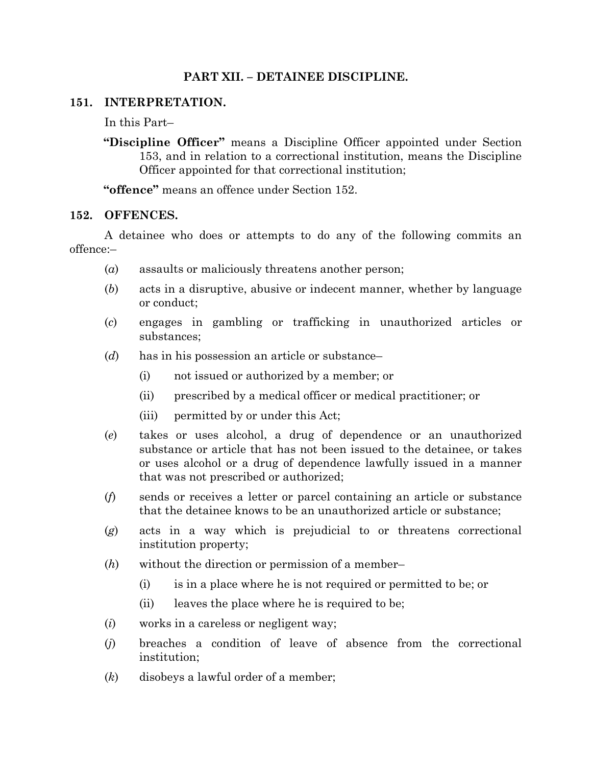## PART XII. – DETAINEE DISCIPLINE.

### 151. INTERPRETATION.

In this Part–

**"Discipline Officer"** means a Discipline Officer appointed under Section 153, and in relation to a correctional institution, means the Discipline Officer appointed for that correctional institution;

**"offence"** means an offence under Section 152.

### 152. OFFENCES.

A detainee who does or attempts to do any of the following commits an offence:–

(*a*) assaults or maliciously threatens another person;

(*b*) acts in a disruptive, abusive or indecent manner, whether by language or conduct;

(*c*) engages in gambling or trafficking in unauthorized articles or substances;

(*d*) has in his possession an article or substance–

- (i) not issued or authorized by a member; or
- (ii) prescribed by a medical officer or medical practitioner; or
- (iii) permitted by or under this Act;

(*e*) takes or uses alcohol, a drug of dependence or an unauthorized substance or article that has not been issued to the detainee, or takes or uses alcohol or a drug of dependence lawfully issued in a manner that was not prescribed or authorized;

(*f*) sends or receives a letter or parcel containing an article or substance that the detainee knows to be an unauthorized article or substance;

(*g*) acts in a way which is prejudicial to or threatens correctional institution property;

(*h*) without the direction or permission of a member–

- (i) is in a place where he is not required or permitted to be; or
- (ii) leaves the place where he is required to be;

(*i*) works in a careless or negligent way;

(*j*) breaches a condition of leave of absence from the correctional institution;

(*k*) disobeys a lawful order of a member;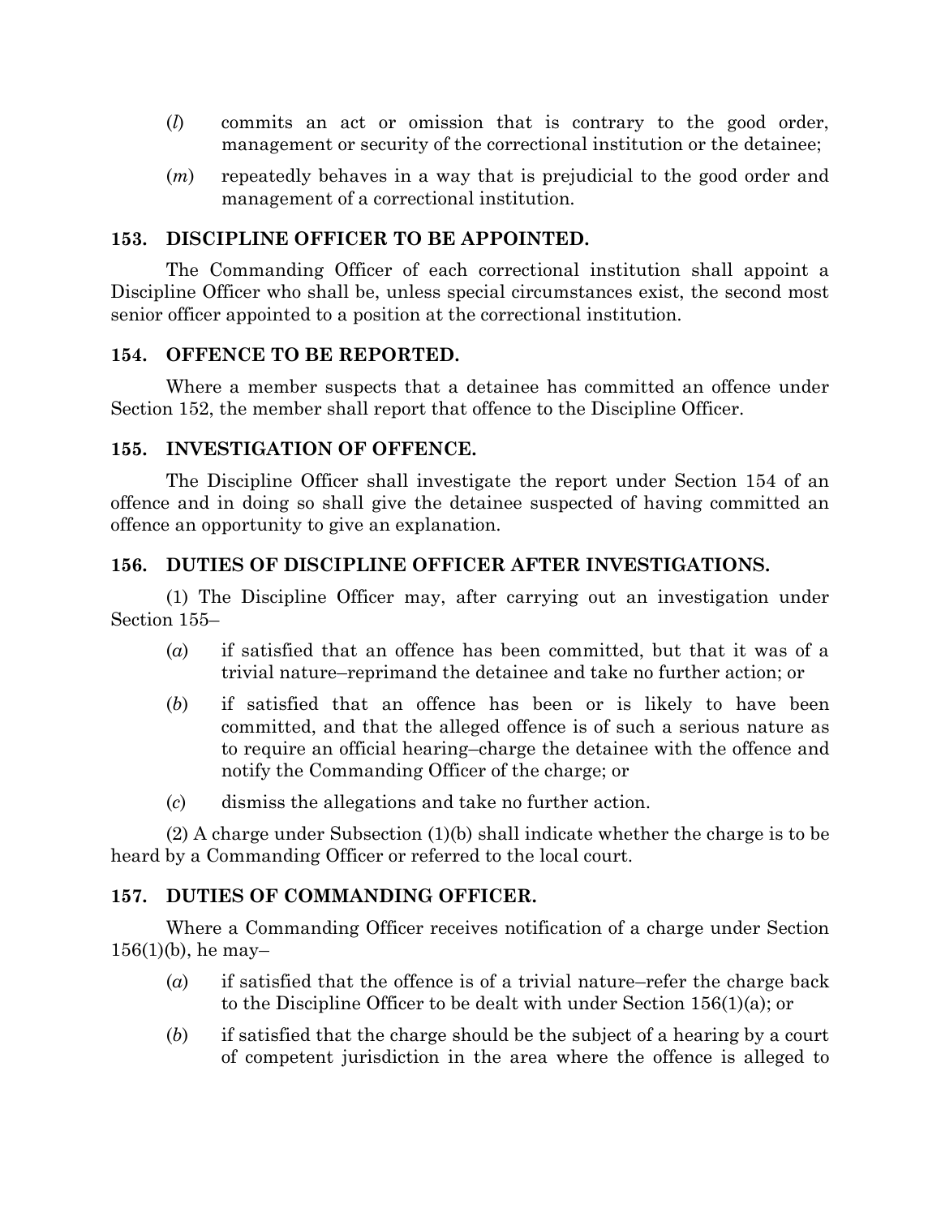(*l*) commits an act or omission that is contrary to the good order, management or security of the correctional institution or the detainee;

(*m*) repeatedly behaves in a way that is prejudicial to the good order and management of a correctional institution.

### 153. DISCIPLINE OFFICER TO BE APPOINTED.

The Commanding Officer of each correctional institution shall appoint a Discipline Officer who shall be, unless special circumstances exist, the second most senior officer appointed to a position at the correctional institution.

### 154. OFFENCE TO BE REPORTED.

Where a member suspects that a detainee has committed an offence under Section 152, the member shall report that offence to the Discipline Officer.

### 155. INVESTIGATION OF OFFENCE.

The Discipline Officer shall investigate the report under Section 154 of an offence and in doing so shall give the detainee suspected of having committed an offence an opportunity to give an explanation.

### 156. DUTIES OF DISCIPLINE OFFICER AFTER INVESTIGATIONS.

(1) The Discipline Officer may, after carrying out an investigation under Section 155–

(*a*) if satisfied that an offence has been committed, but that it was of a trivial nature–reprimand the detainee and take no further action; or

(*b*) if satisfied that an offence has been or is likely to have been committed, and that the alleged offence is of such a serious nature as to require an official hearing–charge the detainee with the offence and notify the Commanding Officer of the charge; or

(*c*) dismiss the allegations and take no further action.

(2) A charge under Subsection (1)(b) shall indicate whether the charge is to be heard by a Commanding Officer or referred to the local court.

### 157. DUTIES OF COMMANDING OFFICER.

Where a Commanding Officer receives notification of a charge under Section 156(1)(b), he may–

(*a*) if satisfied that the offence is of a trivial nature–refer the charge back to the Discipline Officer to be dealt with under Section 156(1)(a); or

(*b*) if satisfied that the charge should be the subject of a hearing by a court of competent jurisdiction in the area where the offence is alleged to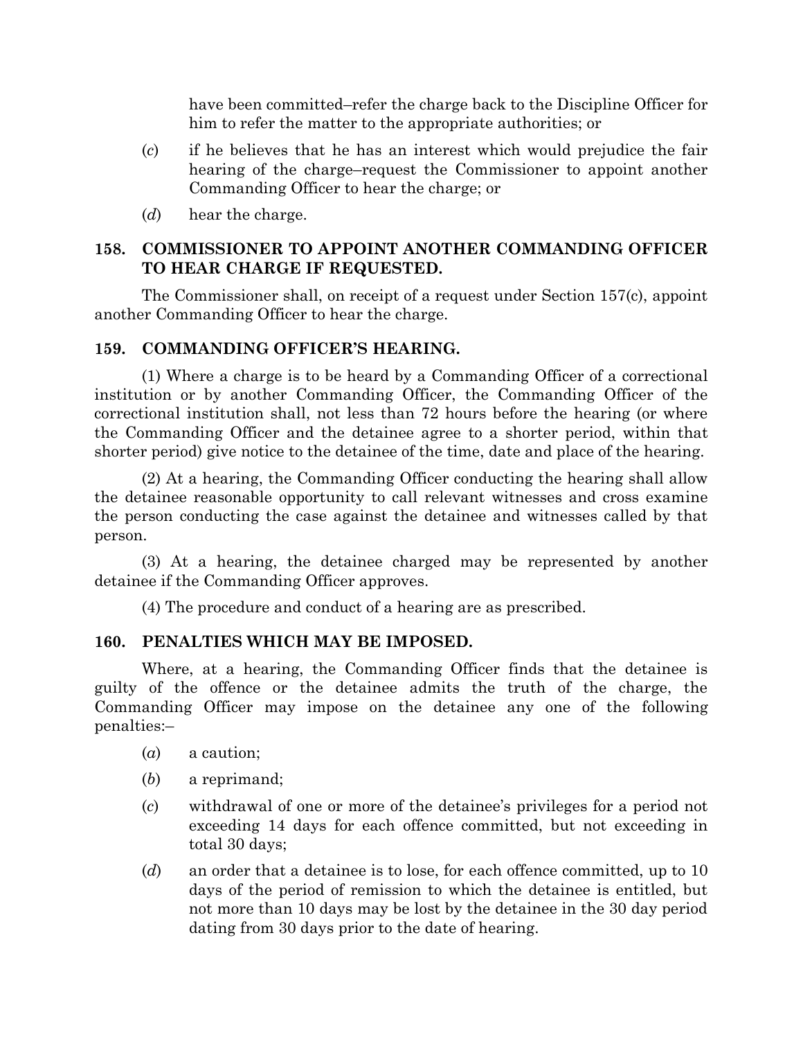have been committed–refer the charge back to the Discipline Officer for him to refer the matter to the appropriate authorities; or

(*c*) if he believes that he has an interest which would prejudice the fair hearing of the charge–request the Commissioner to appoint another Commanding Officer to hear the charge; or

(*d*) hear the charge.

**158. COMMISSIONER TO APPOINT ANOTHER COMMANDING OFFICER TO HEAR CHARGE IF REQUESTED.**

The Commissioner shall, on receipt of a request under Section 157(c), appoint another Commanding Officer to hear the charge.

**159. COMMANDING OFFICER'S HEARING.**

(1) Where a charge is to be heard by a Commanding Officer of a correctional institution or by another Commanding Officer, the Commanding Officer of the correctional institution shall, not less than 72 hours before the hearing (or where the Commanding Officer and the detainee agree to a shorter period, within that shorter period) give notice to the detainee of the time, date and place of the hearing.

(2) At a hearing, the Commanding Officer conducting the hearing shall allow the detainee reasonable opportunity to call relevant witnesses and cross examine the person conducting the case against the detainee and witnesses called by that person.

(3) At a hearing, the detainee charged may be represented by another detainee if the Commanding Officer approves.

(4) The procedure and conduct of a hearing are as prescribed.

**160. PENALTIES WHICH MAY BE IMPOSED.**

Where, at a hearing, the Commanding Officer finds that the detainee is guilty of the offence or the detainee admits the truth of the charge, the Commanding Officer may impose on the detainee any one of the following penalties:–

(*a*) a caution;

(*b*) a reprimand;

(*c*) withdrawal of one or more of the detainee's privileges for a period not exceeding 14 days for each offence committed, but not exceeding in total 30 days;

(*d*) an order that a detainee is to lose, for each offence committed, up to 10 days of the period of remission to which the detainee is entitled, but not more than 10 days may be lost by the detainee in the 30 day period dating from 30 days prior to the date of hearing.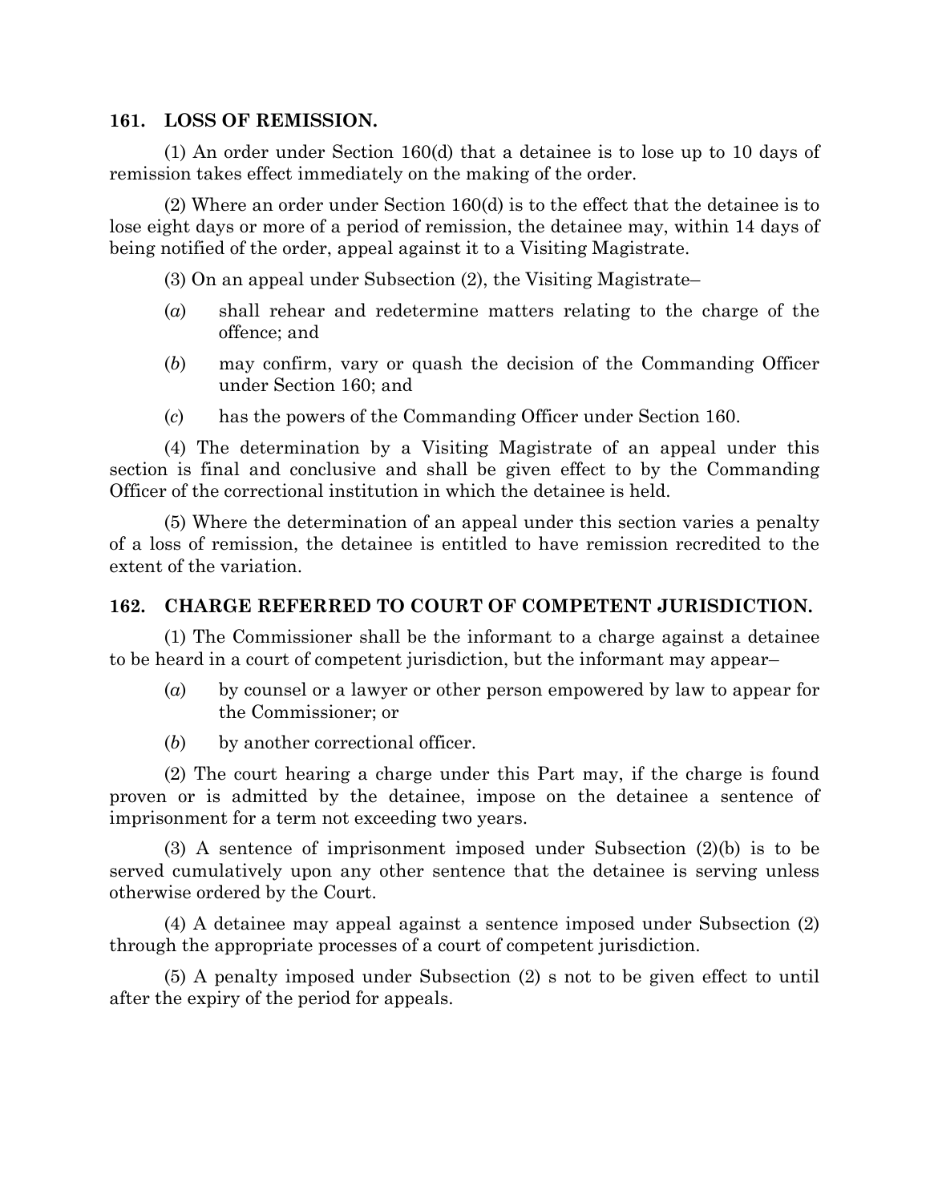### 161. LOSS OF REMISSION.

(1) An order under Section 160(d) that a detainee is to lose up to 10 days of remission takes effect immediately on the making of the order.

(2) Where an order under Section 160(d) is to the effect that the detainee is to lose eight days or more of a period of remission, the detainee may, within 14 days of being notified of the order, appeal against it to a Visiting Magistrate.

(3) On an appeal under Subsection (2), the Visiting Magistrate–

(*a*) shall rehear and redetermine matters relating to the charge of the offence; and

(*b*) may confirm, vary or quash the decision of the Commanding Officer under Section 160; and

(*c*) has the powers of the Commanding Officer under Section 160.

(4) The determination by a Visiting Magistrate of an appeal under this section is final and conclusive and shall be given effect to by the Commanding Officer of the correctional institution in which the detainee is held.

(5) Where the determination of an appeal under this section varies a penalty of a loss of remission, the detainee is entitled to have remission recredited to the extent of the variation.

### 162. CHARGE REFERRED TO COURT OF COMPETENT JURISDICTION.

(1) The Commissioner shall be the informant to a charge against a detainee to be heard in a court of competent jurisdiction, but the informant may appear–

(*a*) by counsel or a lawyer or other person empowered by law to appear for the Commissioner; or

(*b*) by another correctional officer.

(2) The court hearing a charge under this Part may, if the charge is found proven or is admitted by the detainee, impose on the detainee a sentence of imprisonment for a term not exceeding two years.

(3) A sentence of imprisonment imposed under Subsection (2)(b) is to be served cumulatively upon any other sentence that the detainee is serving unless otherwise ordered by the Court.

(4) A detainee may appeal against a sentence imposed under Subsection (2) through the appropriate processes of a court of competent jurisdiction.

(5) A penalty imposed under Subsection (2) s not to be given effect to until after the expiry of the period for appeals.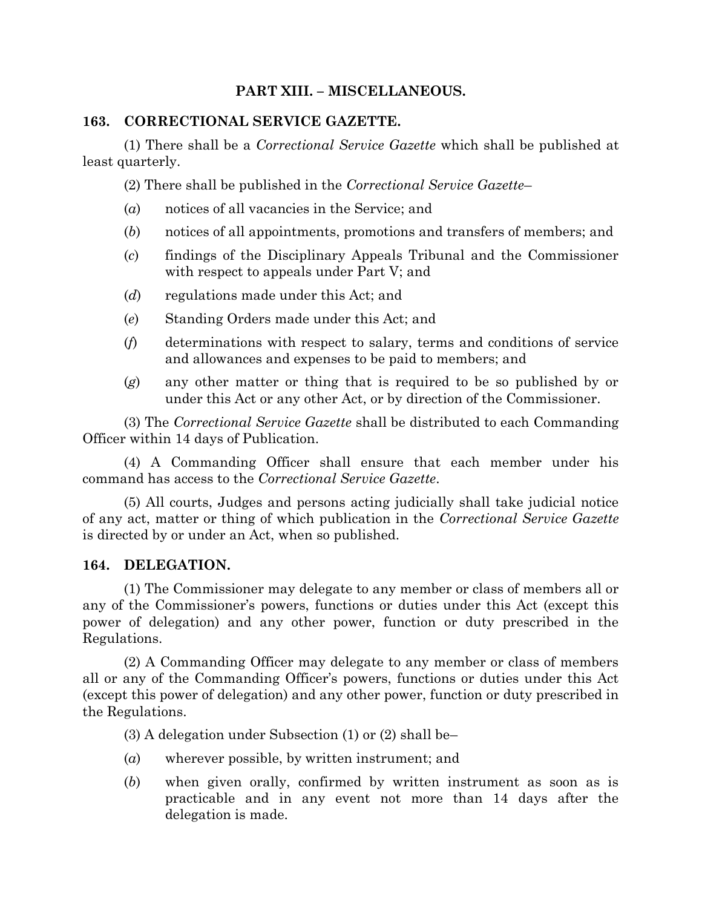## PART XIII. – MISCELLANEOUS.

### 163. CORRECTIONAL SERVICE GAZETTE.

(1) There shall be a *Correctional Service Gazette* which shall be published at least quarterly.

(2) There shall be published in the *Correctional Service Gazette*–

(*a*) notices of all vacancies in the Service; and

(*b*) notices of all appointments, promotions and transfers of members; and

(*c*) findings of the Disciplinary Appeals Tribunal and the Commissioner with respect to appeals under Part V; and

(*d*) regulations made under this Act; and

(*e*) Standing Orders made under this Act; and

(*f*) determinations with respect to salary, terms and conditions of service and allowances and expenses to be paid to members; and

(*g*) any other matter or thing that is required to be so published by or under this Act or any other Act, or by direction of the Commissioner.

(3) The *Correctional Service Gazette* shall be distributed to each Commanding Officer within 14 days of Publication.

(4) A Commanding Officer shall ensure that each member under his command has access to the *Correctional Service Gazette*.

(5) All courts, Judges and persons acting judicially shall take judicial notice of any act, matter or thing of which publication in the *Correctional Service Gazette* is directed by or under an Act, when so published.

### 164. DELEGATION.

(1) The Commissioner may delegate to any member or class of members all or any of the Commissioner's powers, functions or duties under this Act (except this power of delegation) and any other power, function or duty prescribed in the Regulations.

(2) A Commanding Officer may delegate to any member or class of members all or any of the Commanding Officer's powers, functions or duties under this Act (except this power of delegation) and any other power, function or duty prescribed in the Regulations.

(3) A delegation under Subsection (1) or (2) shall be–

(*a*) wherever possible, by written instrument; and

(*b*) when given orally, confirmed by written instrument as soon as is practicable and in any event not more than 14 days after the delegation is made.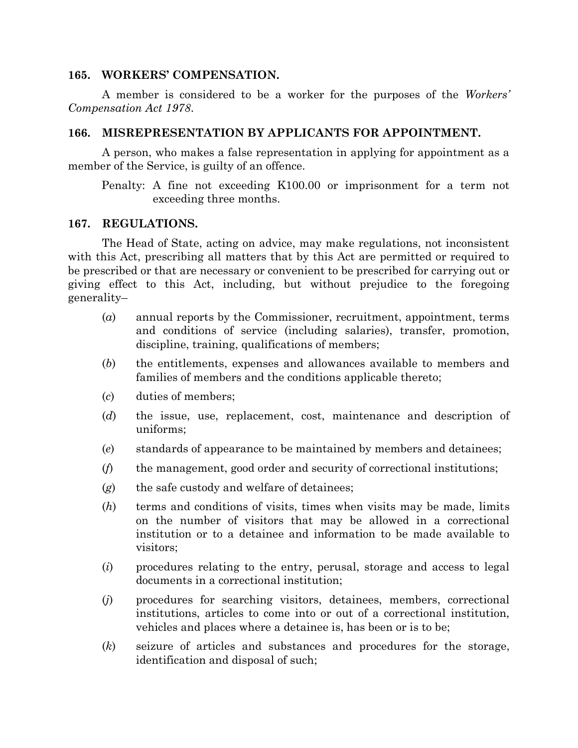### 165. WORKERS' COMPENSATION.

A member is considered to be a worker for the purposes of the *Workers' Compensation Act 1978*.

### 166. MISREPRESENTATION BY APPLICANTS FOR APPOINTMENT.

A person, who makes a false representation in applying for appointment as a member of the Service, is guilty of an offence.

Penalty: A fine not exceeding K100.00 or imprisonment for a term not exceeding three months.

### 167. REGULATIONS.

The Head of State, acting on advice, may make regulations, not inconsistent with this Act, prescribing all matters that by this Act are permitted or required to be prescribed or that are necessary or convenient to be prescribed for carrying out or giving effect to this Act, including, but without prejudice to the foregoing generality–

(*a*) annual reports by the Commissioner, recruitment, appointment, terms and conditions of service (including salaries), transfer, promotion, discipline, training, qualifications of members;

(*b*) the entitlements, expenses and allowances available to members and families of members and the conditions applicable thereto;

(*c*) duties of members;

(*d*) the issue, use, replacement, cost, maintenance and description of uniforms;

(*e*) standards of appearance to be maintained by members and detainees;

(*f*) the management, good order and security of correctional institutions;

(*g*) the safe custody and welfare of detainees;

(*h*) terms and conditions of visits, times when visits may be made, limits on the number of visitors that may be allowed in a correctional institution or to a detainee and information to be made available to visitors;

(*i*) procedures relating to the entry, perusal, storage and access to legal documents in a correctional institution;

(*j*) procedures for searching visitors, detainees, members, correctional institutions, articles to come into or out of a correctional institution, vehicles and places where a detainee is, has been or is to be;

(*k*) seizure of articles and substances and procedures for the storage, identification and disposal of such;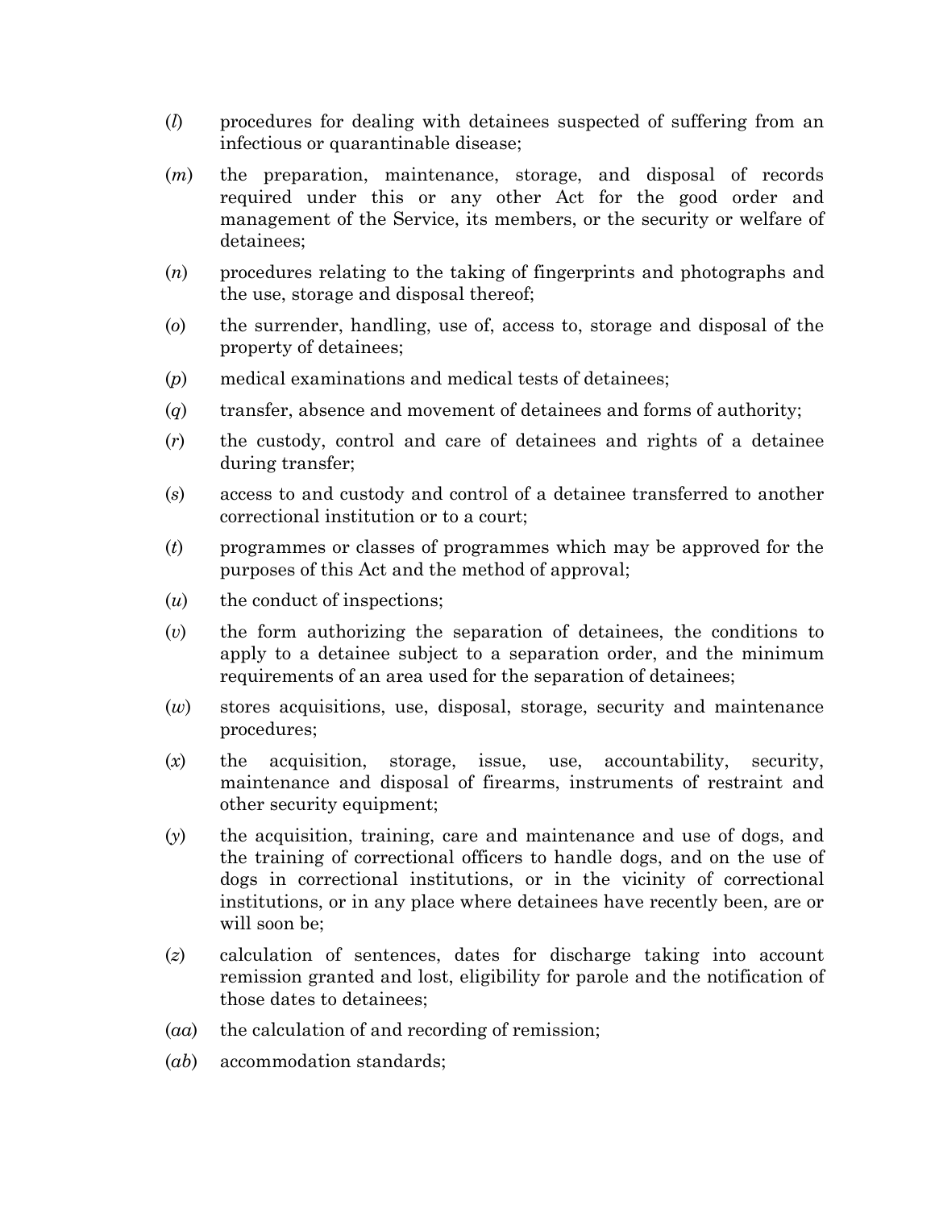(*l*) procedures for dealing with detainees suspected of suffering from an infectious or quarantinable disease;

(*m*) the preparation, maintenance, storage, and disposal of records required under this or any other Act for the good order and management of the Service, its members, or the security or welfare of detainees;

(*n*) procedures relating to the taking of fingerprints and photographs and the use, storage and disposal thereof;

(*o*) the surrender, handling, use of, access to, storage and disposal of the property of detainees;

(*p*) medical examinations and medical tests of detainees;

(*q*) transfer, absence and movement of detainees and forms of authority;

(*r*) the custody, control and care of detainees and rights of a detainee during transfer;

(*s*) access to and custody and control of a detainee transferred to another correctional institution or to a court;

(*t*) programmes or classes of programmes which may be approved for the purposes of this Act and the method of approval;

(*u*) the conduct of inspections;

(*v*) the form authorizing the separation of detainees, the conditions to apply to a detainee subject to a separation order, and the minimum requirements of an area used for the separation of detainees;

(*w*) stores acquisitions, use, disposal, storage, security and maintenance procedures;

(*x*) the acquisition, storage, issue, use, accountability, security, maintenance and disposal of firearms, instruments of restraint and other security equipment;

(*y*) the acquisition, training, care and maintenance and use of dogs, and the training of correctional officers to handle dogs, and on the use of dogs in correctional institutions, or in the vicinity of correctional institutions, or in any place where detainees have recently been, are or will soon be;

(*z*) calculation of sentences, dates for discharge taking into account remission granted and lost, eligibility for parole and the notification of those dates to detainees;

(*aa*) the calculation of and recording of remission;

(*ab*) accommodation standards;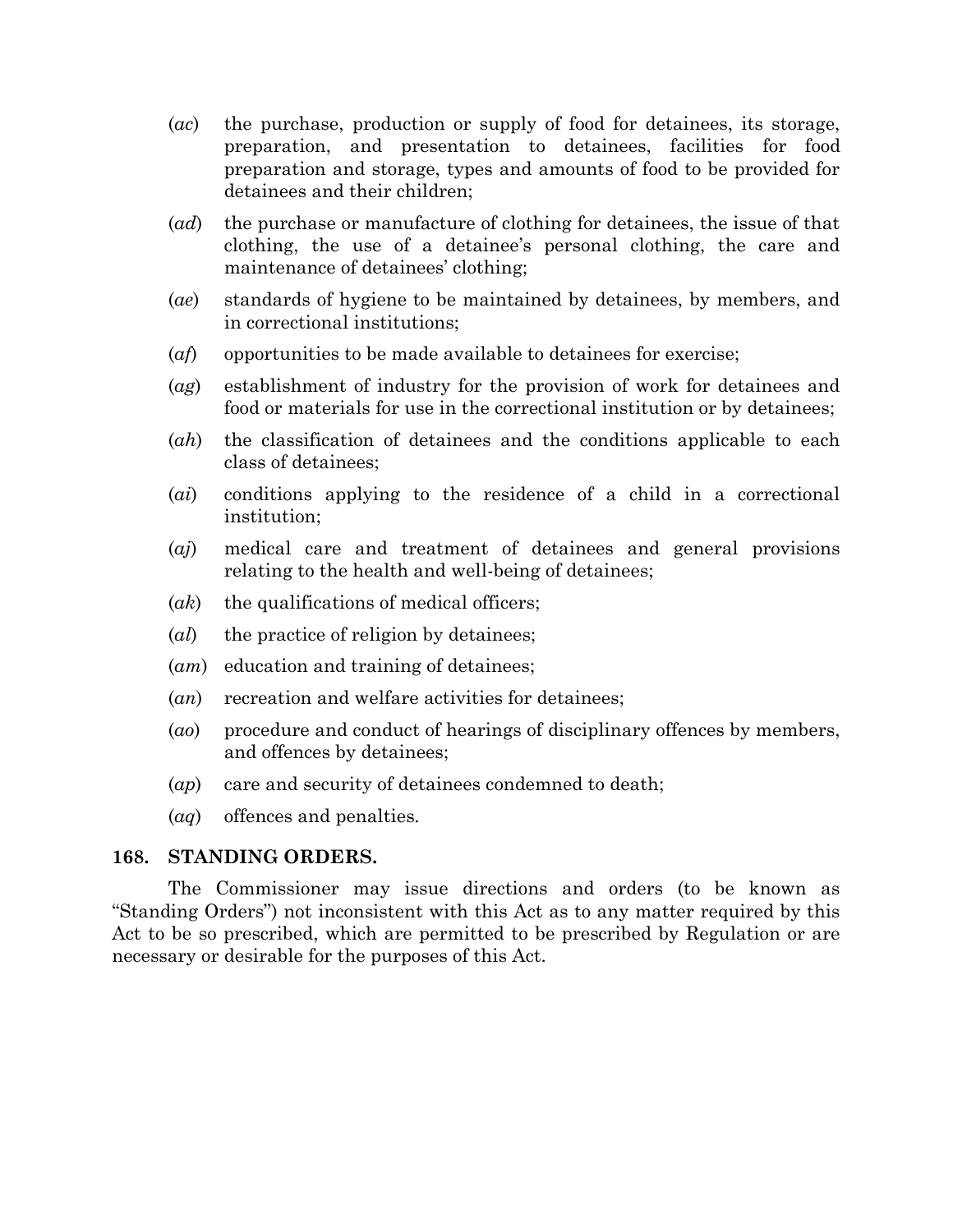(*ac*) the purchase, production or supply of food for detainees, its storage, preparation, and presentation to detainees, facilities for food preparation and storage, types and amounts of food to be provided for detainees and their children;

(*ad*) the purchase or manufacture of clothing for detainees, the issue of that clothing, the use of a detainee's personal clothing, the care and maintenance of detainees' clothing;

(*ae*) standards of hygiene to be maintained by detainees, by members, and in correctional institutions;

(*af*) opportunities to be made available to detainees for exercise;

(*ag*) establishment of industry for the provision of work for detainees and food or materials for use in the correctional institution or by detainees;

(*ah*) the classification of detainees and the conditions applicable to each class of detainees;

(*ai*) conditions applying to the residence of a child in a correctional institution;

(*aj*) medical care and treatment of detainees and general provisions relating to the health and well-being of detainees;

(*ak*) the qualifications of medical officers;

(*al*) the practice of religion by detainees;

(*am*) education and training of detainees;

(*an*) recreation and welfare activities for detainees;

(*ao*) procedure and conduct of hearings of disciplinary offences by members, and offences by detainees;

(*ap*) care and security of detainees condemned to death;

(*aq*) offences and penalties.

## 168. STANDING ORDERS.

The Commissioner may issue directions and orders (to be known as "Standing Orders") not inconsistent with this Act as to any matter required by this Act to be so prescribed, which are permitted to be prescribed by Regulation or are necessary or desirable for the purposes of this Act.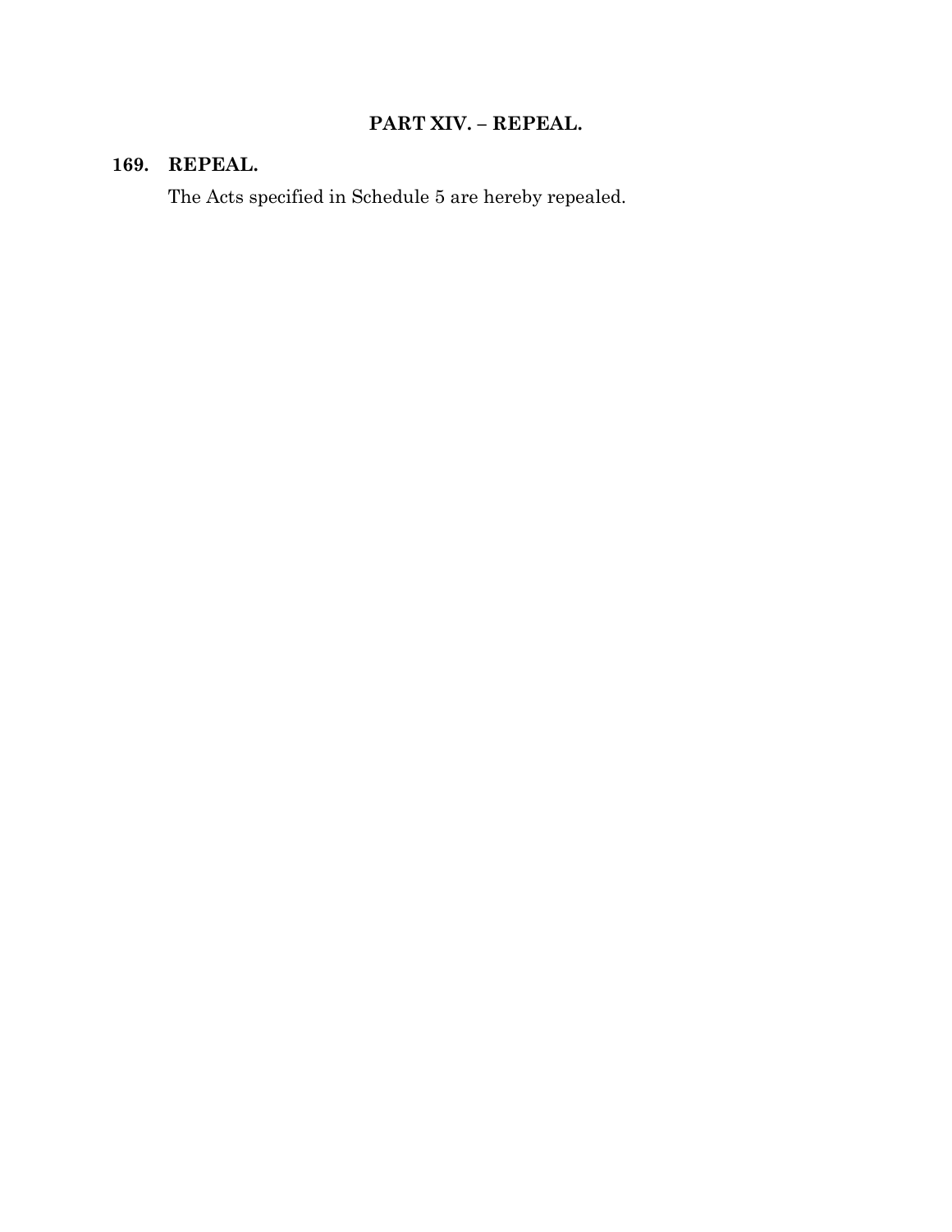## PART XIV. – REPEAL.

### 169. REPEAL.

The Acts specified in Schedule 5 are hereby repealed.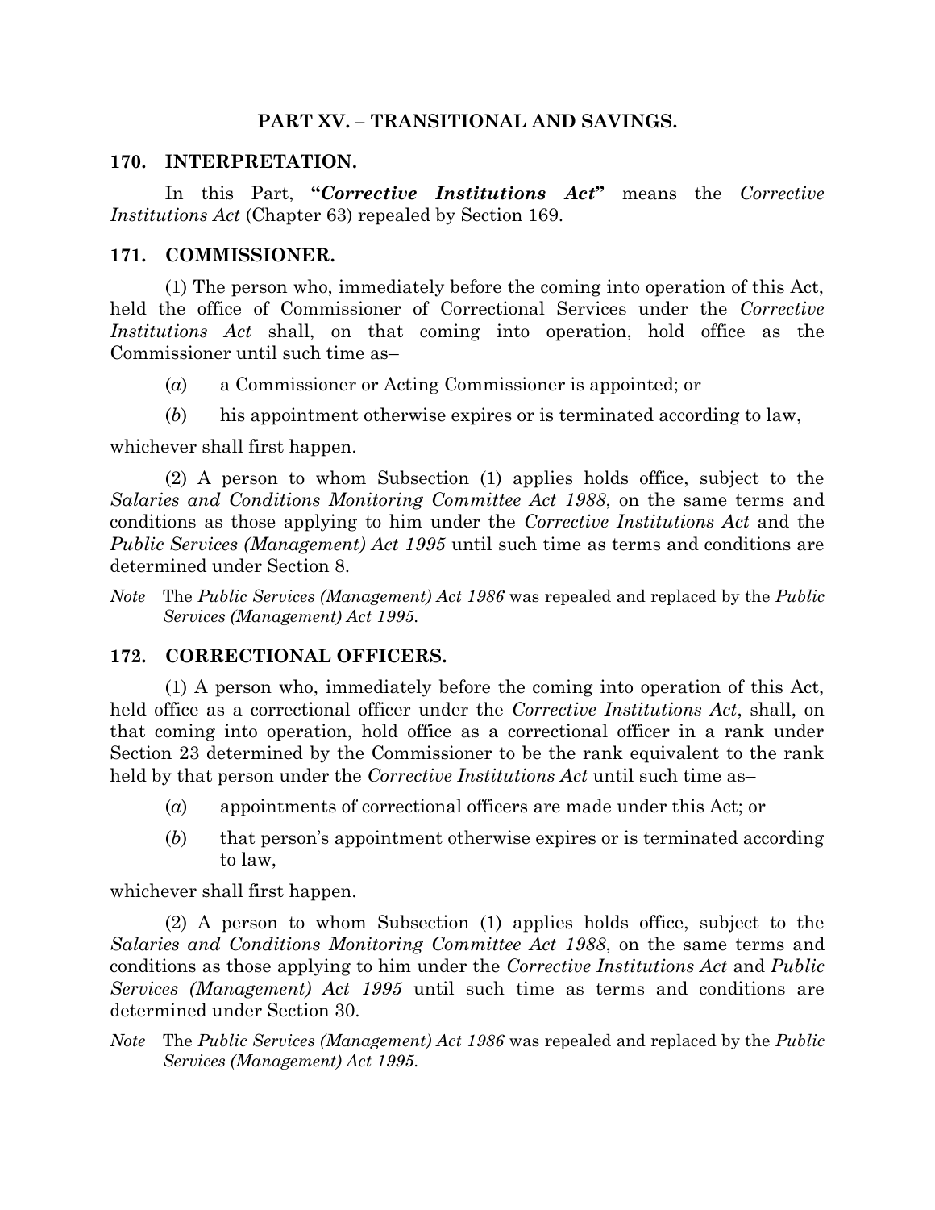## PART XV. – TRANSITIONAL AND SAVINGS.

### 170. INTERPRETATION.

In this Part, **"*Corrective Institutions Act*"** means the *Corrective Institutions Act* (Chapter 63) repealed by Section 169.

### 171. COMMISSIONER.

(1) The person who, immediately before the coming into operation of this Act, held the office of Commissioner of Correctional Services under the *Corrective Institutions Act* shall, on that coming into operation, hold office as the Commissioner until such time as–

(*a*) a Commissioner or Acting Commissioner is appointed; or

(*b*) his appointment otherwise expires or is terminated according to law,

whichever shall first happen.

(2) A person to whom Subsection (1) applies holds office, subject to the *Salaries and Conditions Monitoring Committee Act 1988*, on the same terms and conditions as those applying to him under the *Corrective Institutions Act* and the *Public Services (Management) Act 1995* until such time as terms and conditions are determined under Section 8.

*Note* The *Public Services (Management) Act 1986* was repealed and replaced by the *Public Services (Management) Act 1995*.

### 172. CORRECTIONAL OFFICERS.

(1) A person who, immediately before the coming into operation of this Act, held office as a correctional officer under the *Corrective Institutions Act*, shall, on that coming into operation, hold office as a correctional officer in a rank under Section 23 determined by the Commissioner to be the rank equivalent to the rank held by that person under the *Corrective Institutions Act* until such time as–

(*a*) appointments of correctional officers are made under this Act; or

(*b*) that person's appointment otherwise expires or is terminated according to law,

whichever shall first happen.

(2) A person to whom Subsection (1) applies holds office, subject to the *Salaries and Conditions Monitoring Committee Act 1988*, on the same terms and conditions as those applying to him under the *Corrective Institutions Act* and *Public Services (Management) Act 1995* until such time as terms and conditions are determined under Section 30.

*Note* The *Public Services (Management) Act 1986* was repealed and replaced by the *Public Services (Management) Act 1995*.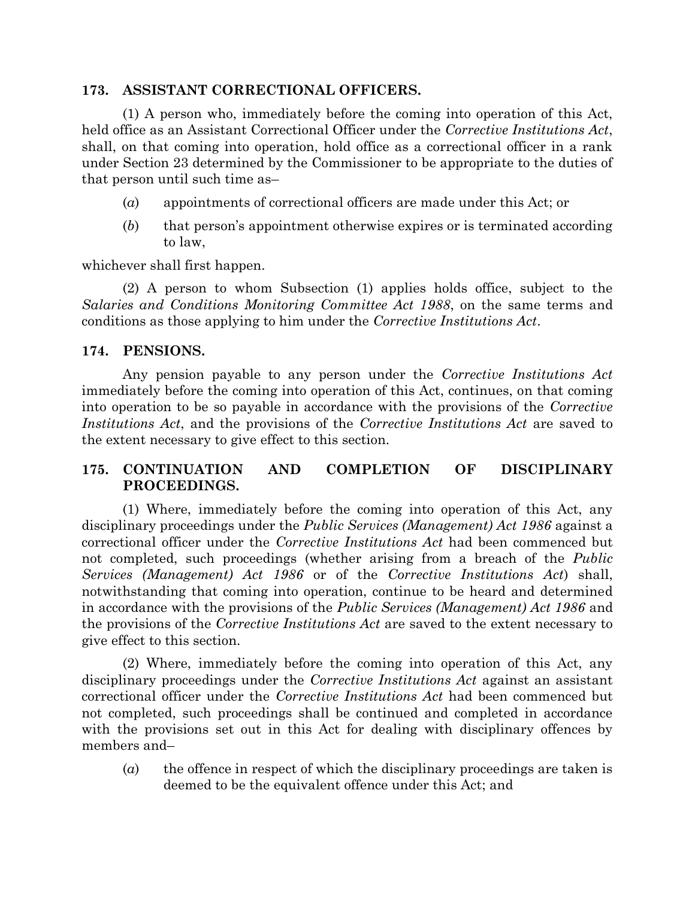### 173. ASSISTANT CORRECTIONAL OFFICERS.

(1) A person who, immediately before the coming into operation of this Act, held office as an Assistant Correctional Officer under the *Corrective Institutions Act*, shall, on that coming into operation, hold office as a correctional officer in a rank under Section 23 determined by the Commissioner to be appropriate to the duties of that person until such time as–

(*a*) appointments of correctional officers are made under this Act; or

(*b*) that person's appointment otherwise expires or is terminated according to law,

whichever shall first happen.

(2) A person to whom Subsection (1) applies holds office, subject to the *Salaries and Conditions Monitoring Committee Act 1988*, on the same terms and conditions as those applying to him under the *Corrective Institutions Act*.

### 174. PENSIONS.

Any pension payable to any person under the *Corrective Institutions Act* immediately before the coming into operation of this Act, continues, on that coming into operation to be so payable in accordance with the provisions of the *Corrective Institutions Act*, and the provisions of the *Corrective Institutions Act* are saved to the extent necessary to give effect to this section.

### 175. CONTINUATION AND COMPLETION OF DISCIPLINARY PROCEEDINGS.

(1) Where, immediately before the coming into operation of this Act, any disciplinary proceedings under the *Public Services (Management) Act 1986* against a correctional officer under the *Corrective Institutions Act* had been commenced but not completed, such proceedings (whether arising from a breach of the *Public Services (Management) Act 1986* or of the *Corrective Institutions Act*) shall, notwithstanding that coming into operation, continue to be heard and determined in accordance with the provisions of the *Public Services (Management) Act 1986* and the provisions of the *Corrective Institutions Act* are saved to the extent necessary to give effect to this section.

(2) Where, immediately before the coming into operation of this Act, any disciplinary proceedings under the *Corrective Institutions Act* against an assistant correctional officer under the *Corrective Institutions Act* had been commenced but not completed, such proceedings shall be continued and completed in accordance with the provisions set out in this Act for dealing with disciplinary offences by members and–

(*a*) the offence in respect of which the disciplinary proceedings are taken is deemed to be the equivalent offence under this Act; and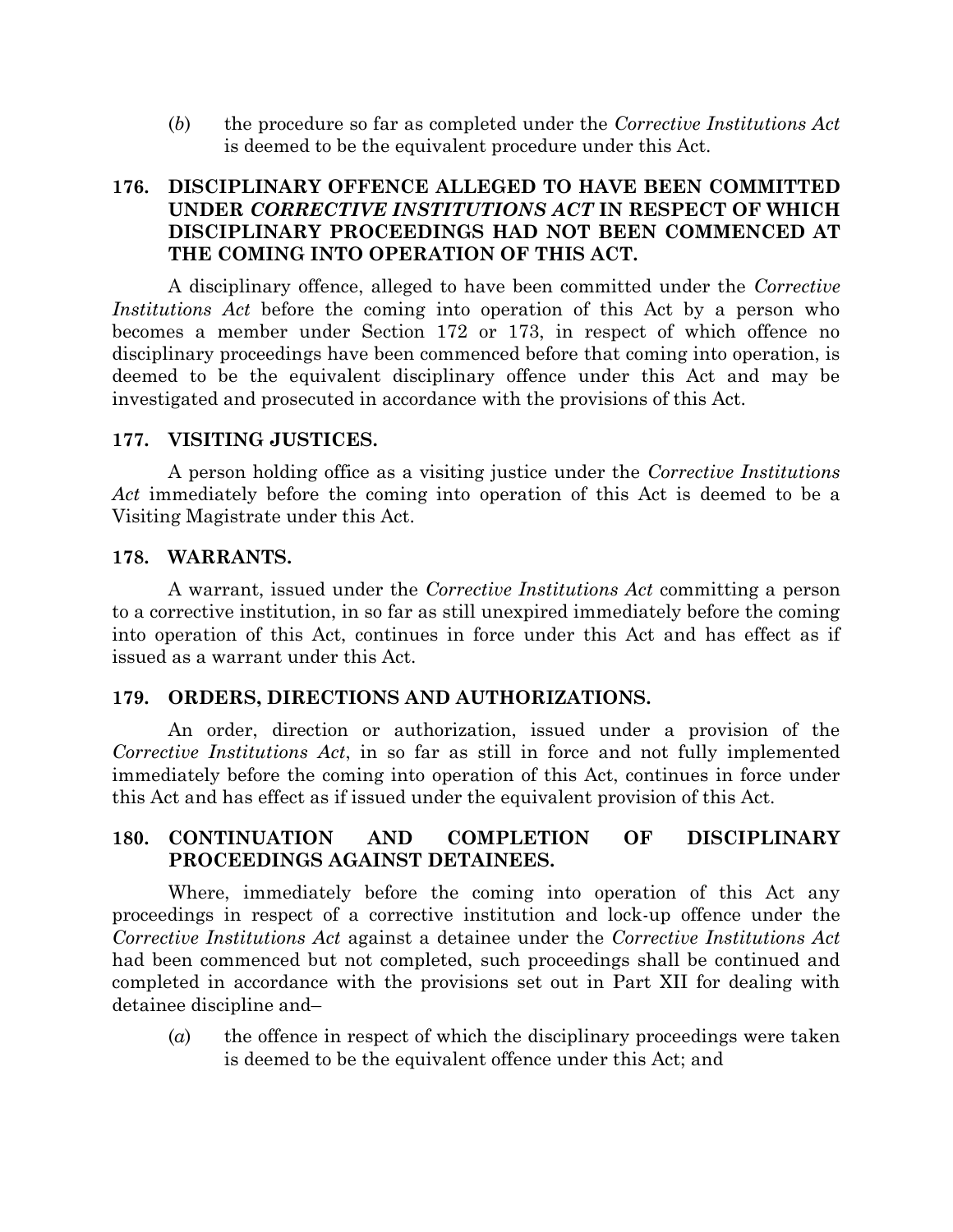(*b*) the procedure so far as completed under the *Corrective Institutions Act* is deemed to be the equivalent procedure under this Act.

### 176. DISCIPLINARY OFFENCE ALLEGED TO HAVE BEEN COMMITTED UNDER *CORRECTIVE INSTITUTIONS ACT* IN RESPECT OF WHICH DISCIPLINARY PROCEEDINGS HAD NOT BEEN COMMENCED AT THE COMING INTO OPERATION OF THIS ACT.

A disciplinary offence, alleged to have been committed under the *Corrective Institutions Act* before the coming into operation of this Act by a person who becomes a member under Section 172 or 173, in respect of which offence no disciplinary proceedings have been commenced before that coming into operation, is deemed to be the equivalent disciplinary offence under this Act and may be investigated and prosecuted in accordance with the provisions of this Act.

### 177. VISITING JUSTICES.

A person holding office as a visiting justice under the *Corrective Institutions Act* immediately before the coming into operation of this Act is deemed to be a Visiting Magistrate under this Act.

### 178. WARRANTS.

A warrant, issued under the *Corrective Institutions Act* committing a person to a corrective institution, in so far as still unexpired immediately before the coming into operation of this Act, continues in force under this Act and has effect as if issued as a warrant under this Act.

### 179. ORDERS, DIRECTIONS AND AUTHORIZATIONS.

An order, direction or authorization, issued under a provision of the *Corrective Institutions Act*, in so far as still in force and not fully implemented immediately before the coming into operation of this Act, continues in force under this Act and has effect as if issued under the equivalent provision of this Act.

### 180. CONTINUATION AND COMPLETION OF DISCIPLINARY PROCEEDINGS AGAINST DETAINEES.

Where, immediately before the coming into operation of this Act any proceedings in respect of a corrective institution and lock-up offence under the *Corrective Institutions Act* against a detainee under the *Corrective Institutions Act* had been commenced but not completed, such proceedings shall be continued and completed in accordance with the provisions set out in Part XII for dealing with detainee discipline and–

(*a*) the offence in respect of which the disciplinary proceedings were taken is deemed to be the equivalent offence under this Act; and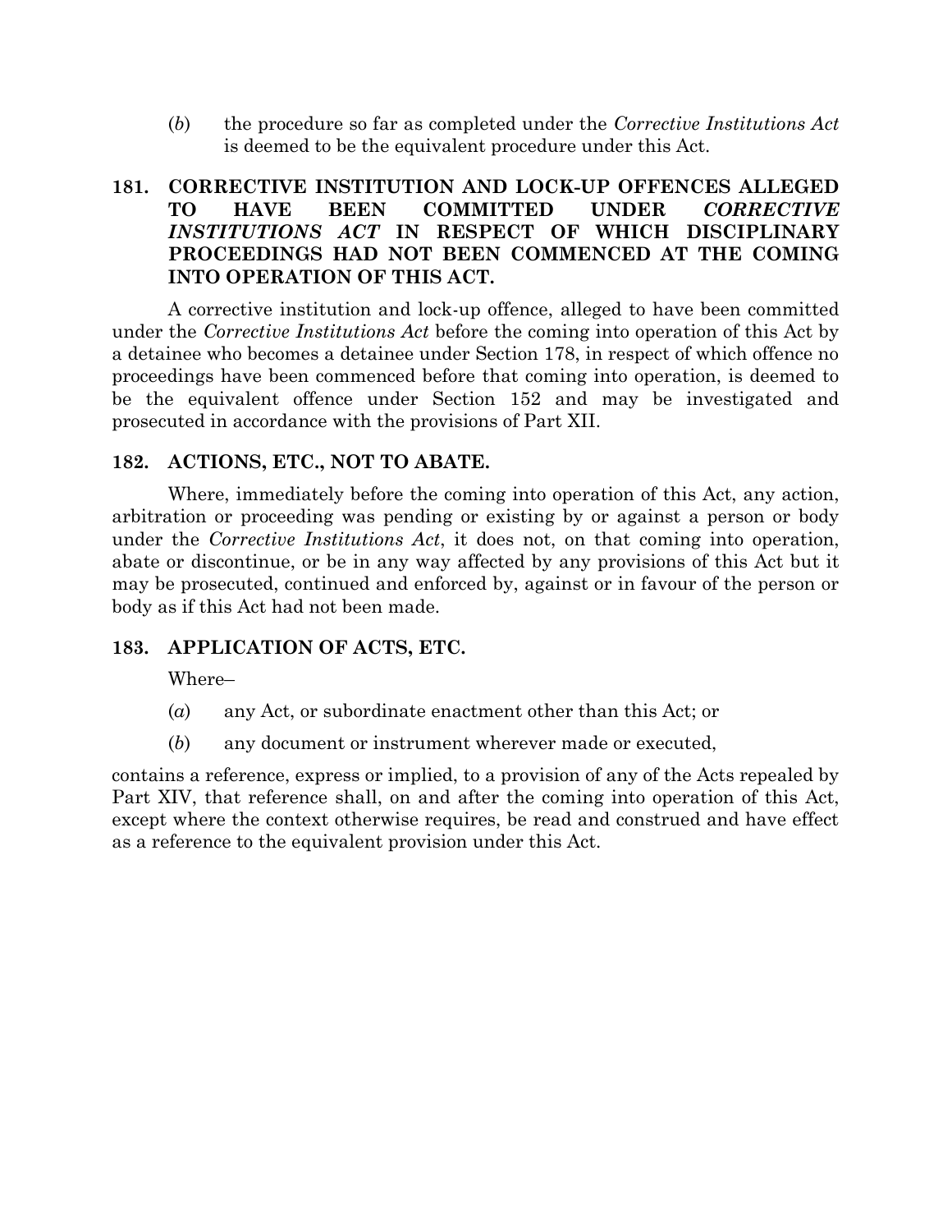(*b*) the procedure so far as completed under the *Corrective Institutions Act* is deemed to be the equivalent procedure under this Act.

### 181. CORRECTIVE INSTITUTION AND LOCK-UP OFFENCES ALLEGED TO HAVE BEEN COMMITTED UNDER *CORRECTIVE INSTITUTIONS ACT* IN RESPECT OF WHICH DISCIPLINARY PROCEEDINGS HAD NOT BEEN COMMENCED AT THE COMING INTO OPERATION OF THIS ACT.

A corrective institution and lock-up offence, alleged to have been committed under the *Corrective Institutions Act* before the coming into operation of this Act by a detainee who becomes a detainee under Section 178, in respect of which offence no proceedings have been commenced before that coming into operation, is deemed to be the equivalent offence under Section 152 and may be investigated and prosecuted in accordance with the provisions of Part XII.

### 182. ACTIONS, ETC., NOT TO ABATE.

Where, immediately before the coming into operation of this Act, any action, arbitration or proceeding was pending or existing by or against a person or body under the *Corrective Institutions Act*, it does not, on that coming into operation, abate or discontinue, or be in any way affected by any provisions of this Act but it may be prosecuted, continued and enforced by, against or in favour of the person or body as if this Act had not been made.

### 183. APPLICATION OF ACTS, ETC.

Where–

(*a*) any Act, or subordinate enactment other than this Act; or

(*b*) any document or instrument wherever made or executed,

contains a reference, express or implied, to a provision of any of the Acts repealed by Part XIV, that reference shall, on and after the coming into operation of this Act, except where the context otherwise requires, be read and construed and have effect as a reference to the equivalent provision under this Act.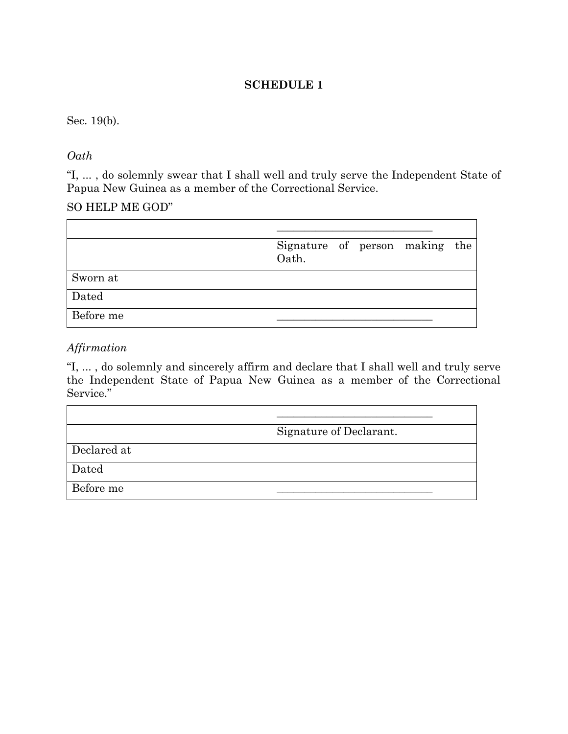# SCHEDULE 1

Sec. 19(b).

*Oath*

"I, ... , do solemnly swear that I shall well and truly serve the Independent State of Papua New Guinea as a member of the Correctional Service.

SO HELP ME GOD"

| | |
|---|---|
| | ___________________________ |
| | Signature of person making the Oath. |
| Sworn at | |
| Dated | |
| Before me | ___________________________ |

*Affirmation*

"I, ... , do solemnly and sincerely affirm and declare that I shall well and truly serve the Independent State of Papua New Guinea as a member of the Correctional Service."

| | |
|---|---|
| | ___________________________ |
| | Signature of Declarant. |
| Declared at | |
| Dated | |
| Before me | ___________________________ |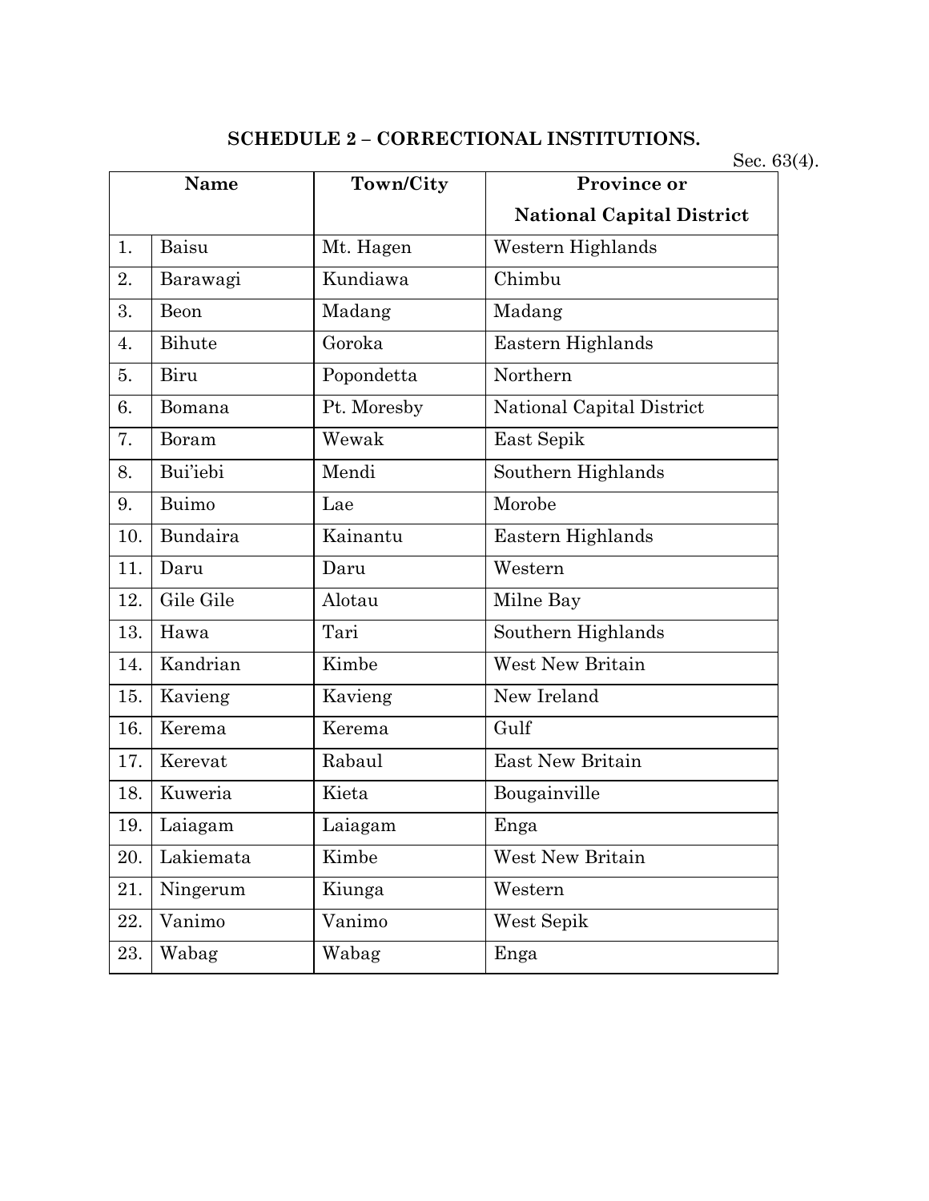## SCHEDULE 2 – CORRECTIONAL INSTITUTIONS.

Sec. 63(4).

| Name | | Town/City | Province or National Capital District |
|---|---|---|---|
| 1. | Baisu | Mt. Hagen | Western Highlands |
| 2. | Barawagi | Kundiawa | Chimbu |
| 3. | Beon | Madang | Madang |
| 4. | Bihute | Goroka | Eastern Highlands |
| 5. | Biru | Popondetta | Northern |
| 6. | Bomana | Pt. Moresby | National Capital District |
| 7. | Boram | Wewak | East Sepik |
| 8. | Bui'iebi | Mendi | Southern Highlands |
| 9. | Buimo | Lae | Morobe |
| 10. | Bundaira | Kainantu | Eastern Highlands |
| 11. | Daru | Daru | Western |
| 12. | Gile Gile | Alotau | Milne Bay |
| 13. | Hawa | Tari | Southern Highlands |
| 14. | Kandrian | Kimbe | West New Britain |
| 15. | Kavieng | Kavieng | New Ireland |
| 16. | Kerema | Kerema | Gulf |
| 17. | Kerevat | Rabaul | East New Britain |
| 18. | Kuweria | Kieta | Bougainville |
| 19. | Laiagam | Laiagam | Enga |
| 20. | Lakiemata | Kimbe | West New Britain |
| 21. | Ningerum | Kiunga | Western |
| 22. | Vanimo | Vanimo | West Sepik |
| 23. | Wabag | Wabag | Enga |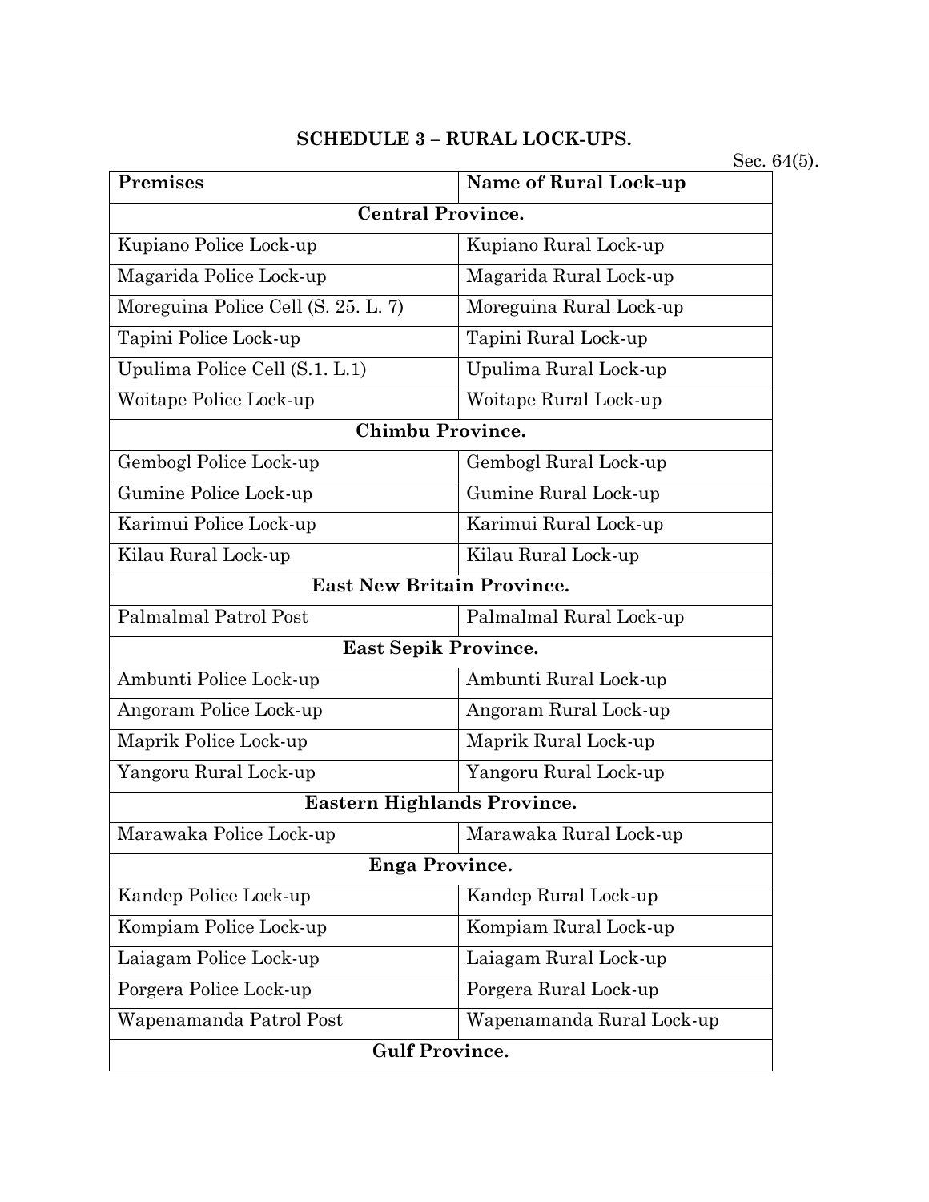## SCHEDULE 3 – RURAL LOCK-UPS.

Sec. 64(5).

| Premises | Name of Rural Lock-up |
|---|---|
| **Central Province.** | |
| Kupiano Police Lock-up | Kupiano Rural Lock-up |
| Magarida Police Lock-up | Magarida Rural Lock-up |
| Moreguina Police Cell (S. 25. L. 7) | Moreguina Rural Lock-up |
| Tapini Police Lock-up | Tapini Rural Lock-up |
| Upulima Police Cell (S.1. L.1) | Upulima Rural Lock-up |
| Woitape Police Lock-up | Woitape Rural Lock-up |
| **Chimbu Province.** | |
| Gembogl Police Lock-up | Gembogl Rural Lock-up |
| Gumine Police Lock-up | Gumine Rural Lock-up |
| Karimui Police Lock-up | Karimui Rural Lock-up |
| Kilau Rural Lock-up | Kilau Rural Lock-up |
| **East New Britain Province.** | |
| Palmalmal Patrol Post | Palmalmal Rural Lock-up |
| **East Sepik Province.** | |
| Ambunti Police Lock-up | Ambunti Rural Lock-up |
| Angoram Police Lock-up | Angoram Rural Lock-up |
| Maprik Police Lock-up | Maprik Rural Lock-up |
| Yangoru Rural Lock-up | Yangoru Rural Lock-up |
| **Eastern Highlands Province.** | |
| Marawaka Police Lock-up | Marawaka Rural Lock-up |
| **Enga Province.** | |
| Kandep Police Lock-up | Kandep Rural Lock-up |
| Kompiam Police Lock-up | Kompiam Rural Lock-up |
| Laiagam Police Lock-up | Laiagam Rural Lock-up |
| Porgera Police Lock-up | Porgera Rural Lock-up |
| Wapenamanda Patrol Post | Wapenamanda Rural Lock-up |
| **Gulf Province.** | |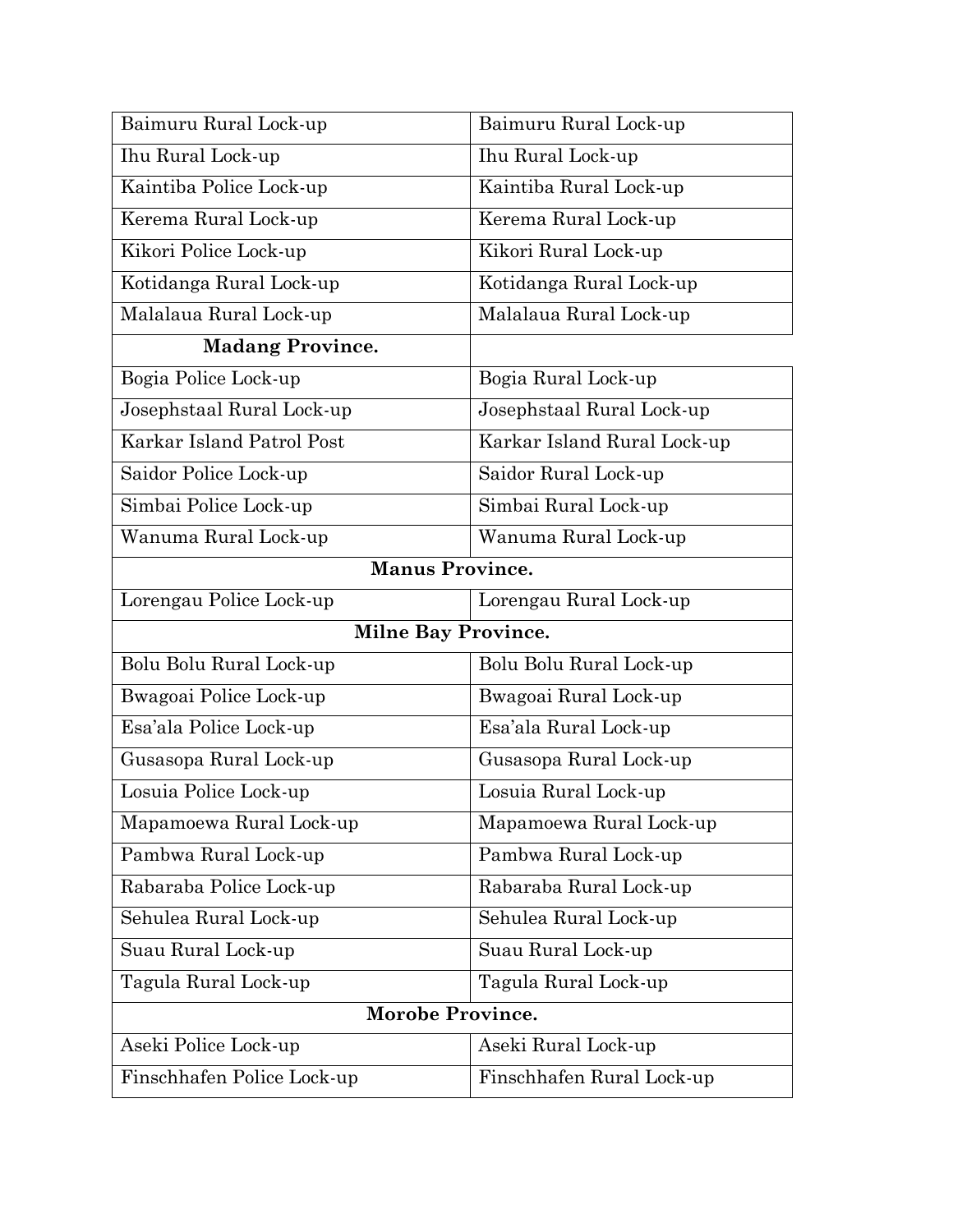| | |
|---|---|
| Baimuru Rural Lock-up | Baimuru Rural Lock-up |
| Ihu Rural Lock-up | Ihu Rural Lock-up |
| Kaintiba Police Lock-up | Kaintiba Rural Lock-up |
| Kerema Rural Lock-up | Kerema Rural Lock-up |
| Kikori Police Lock-up | Kikori Rural Lock-up |
| Kotidanga Rural Lock-up | Kotidanga Rural Lock-up |
| Malalaua Rural Lock-up | Malalaua Rural Lock-up |
| **Madang Province.** | |
| Bogia Police Lock-up | Bogia Rural Lock-up |
| Josephstaal Rural Lock-up | Josephstaal Rural Lock-up |
| Karkar Island Patrol Post | Karkar Island Rural Lock-up |
| Saidor Police Lock-up | Saidor Rural Lock-up |
| Simbai Police Lock-up | Simbai Rural Lock-up |
| Wanuma Rural Lock-up | Wanuma Rural Lock-up |
| **Manus Province.** | |
| Lorengau Police Lock-up | Lorengau Rural Lock-up |
| **Milne Bay Province.** | |
| Bolu Bolu Rural Lock-up | Bolu Bolu Rural Lock-up |
| Bwagoai Police Lock-up | Bwagoai Rural Lock-up |
| Esa'ala Police Lock-up | Esa'ala Rural Lock-up |
| Gusasopa Rural Lock-up | Gusasopa Rural Lock-up |
| Losuia Police Lock-up | Losuia Rural Lock-up |
| Mapamoewa Rural Lock-up | Mapamoewa Rural Lock-up |
| Pambwa Rural Lock-up | Pambwa Rural Lock-up |
| Rabaraba Police Lock-up | Rabaraba Rural Lock-up |
| Sehulea Rural Lock-up | Sehulea Rural Lock-up |
| Suau Rural Lock-up | Suau Rural Lock-up |
| Tagula Rural Lock-up | Tagula Rural Lock-up |
| **Morobe Province.** | |
| Aseki Police Lock-up | Aseki Rural Lock-up |
| Finschhafen Police Lock-up | Finschhafen Rural Lock-up |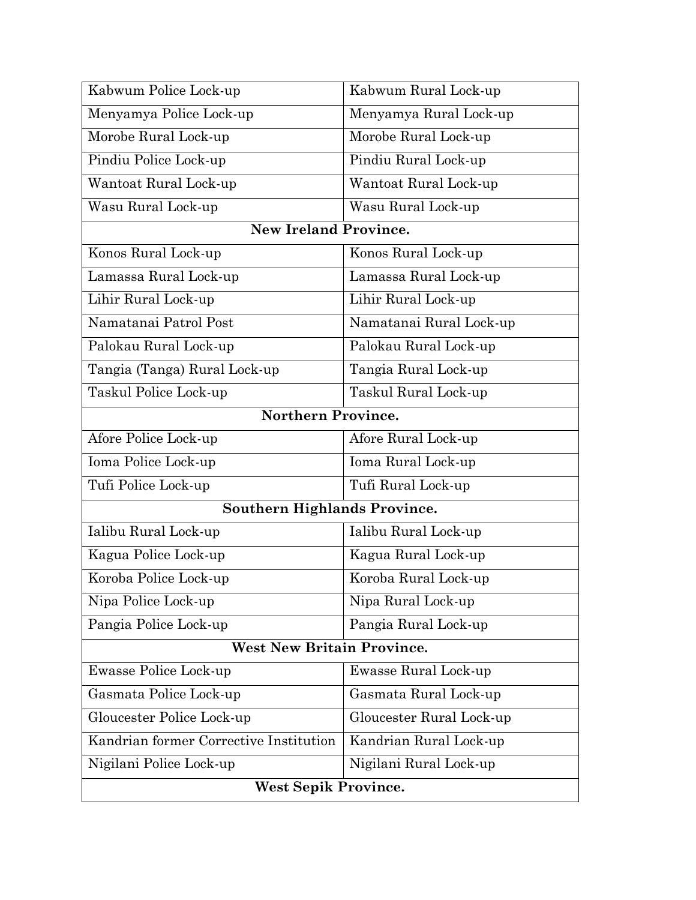| | |
|---|---|
| Kabwum Police Lock-up | Kabwum Rural Lock-up |
| Menyamya Police Lock-up | Menyamya Rural Lock-up |
| Morobe Rural Lock-up | Morobe Rural Lock-up |
| Pindiu Police Lock-up | Pindiu Rural Lock-up |
| Wantoat Rural Lock-up | Wantoat Rural Lock-up |
| Wasu Rural Lock-up | Wasu Rural Lock-up |
| **New Ireland Province.** | |
| Konos Rural Lock-up | Konos Rural Lock-up |
| Lamassa Rural Lock-up | Lamassa Rural Lock-up |
| Lihir Rural Lock-up | Lihir Rural Lock-up |
| Namatanai Patrol Post | Namatanai Rural Lock-up |
| Palokau Rural Lock-up | Palokau Rural Lock-up |
| Tangia (Tanga) Rural Lock-up | Tangia Rural Lock-up |
| Taskul Police Lock-up | Taskul Rural Lock-up |
| **Northern Province.** | |
| Afore Police Lock-up | Afore Rural Lock-up |
| Ioma Police Lock-up | Ioma Rural Lock-up |
| Tufi Police Lock-up | Tufi Rural Lock-up |
| **Southern Highlands Province.** | |
| Ialibu Rural Lock-up | Ialibu Rural Lock-up |
| Kagua Police Lock-up | Kagua Rural Lock-up |
| Koroba Police Lock-up | Koroba Rural Lock-up |
| Nipa Police Lock-up | Nipa Rural Lock-up |
| Pangia Police Lock-up | Pangia Rural Lock-up |
| **West New Britain Province.** | |
| Ewasse Police Lock-up | Ewasse Rural Lock-up |
| Gasmata Police Lock-up | Gasmata Rural Lock-up |
| Gloucester Police Lock-up | Gloucester Rural Lock-up |
| Kandrian former Corrective Institution | Kandrian Rural Lock-up |
| Nigilani Police Lock-up | Nigilani Rural Lock-up |
| **West Sepik Province.** | |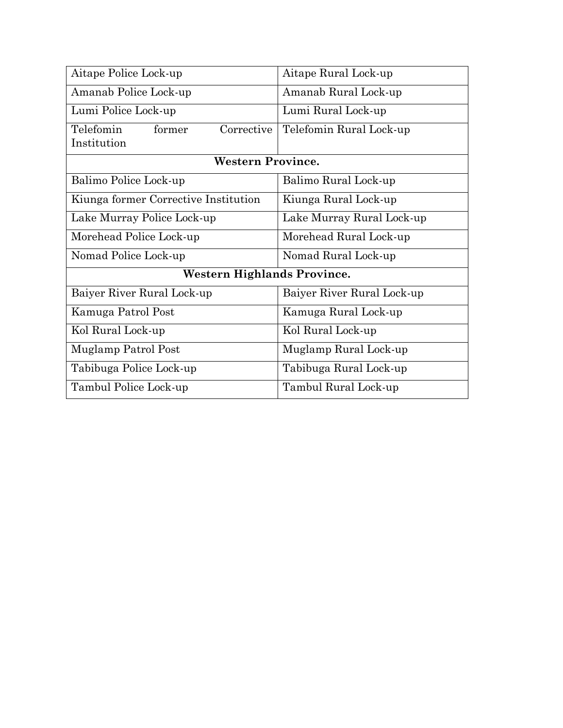| | |
|---|---|
| Aitape Police Lock-up | Aitape Rural Lock-up |
| Amanab Police Lock-up | Amanab Rural Lock-up |
| Lumi Police Lock-up | Lumi Rural Lock-up |
| Telefomin former Corrective Institution | Telefomin Rural Lock-up |
| **Western Province.** | |
| Balimo Police Lock-up | Balimo Rural Lock-up |
| Kiunga former Corrective Institution | Kiunga Rural Lock-up |
| Lake Murray Police Lock-up | Lake Murray Rural Lock-up |
| Morehead Police Lock-up | Morehead Rural Lock-up |
| Nomad Police Lock-up | Nomad Rural Lock-up |
| **Western Highlands Province.** | |
| Baiyer River Rural Lock-up | Baiyer River Rural Lock-up |
| Kamuga Patrol Post | Kamuga Rural Lock-up |
| Kol Rural Lock-up | Kol Rural Lock-up |
| Muglamp Patrol Post | Muglamp Rural Lock-up |
| Tabibuga Police Lock-up | Tabibuga Rural Lock-up |
| Tambul Police Lock-up | Tambul Rural Lock-up |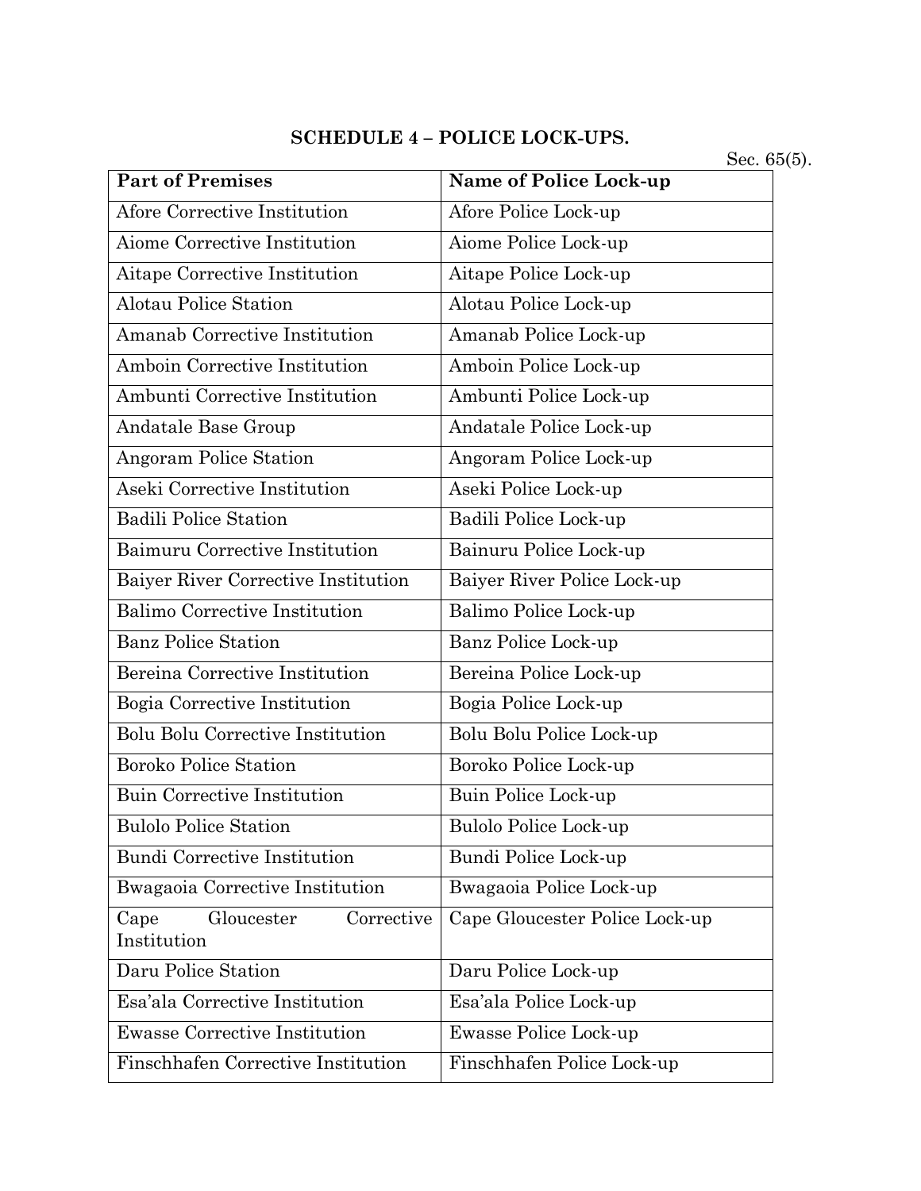## SCHEDULE 4 – POLICE LOCK-UPS.

Sec. 65(5).

| Part of Premises | Name of Police Lock-up |
|---|---|
| Afore Corrective Institution | Afore Police Lock-up |
| Aiome Corrective Institution | Aiome Police Lock-up |
| Aitape Corrective Institution | Aitape Police Lock-up |
| Alotau Police Station | Alotau Police Lock-up |
| Amanab Corrective Institution | Amanab Police Lock-up |
| Amboin Corrective Institution | Amboin Police Lock-up |
| Ambunti Corrective Institution | Ambunti Police Lock-up |
| Andatale Base Group | Andatale Police Lock-up |
| Angoram Police Station | Angoram Police Lock-up |
| Aseki Corrective Institution | Aseki Police Lock-up |
| Badili Police Station | Badili Police Lock-up |
| Baimuru Corrective Institution | Bainuru Police Lock-up |
| Baiyer River Corrective Institution | Baiyer River Police Lock-up |
| Balimo Corrective Institution | Balimo Police Lock-up |
| Banz Police Station | Banz Police Lock-up |
| Bereina Corrective Institution | Bereina Police Lock-up |
| Bogia Corrective Institution | Bogia Police Lock-up |
| Bolu Bolu Corrective Institution | Bolu Bolu Police Lock-up |
| Boroko Police Station | Boroko Police Lock-up |
| Buin Corrective Institution | Buin Police Lock-up |
| Bulolo Police Station | Bulolo Police Lock-up |
| Bundi Corrective Institution | Bundi Police Lock-up |
| Bwagaoia Corrective Institution | Bwagaoia Police Lock-up |
| Cape Gloucester Corrective Institution | Cape Gloucester Police Lock-up |
| Daru Police Station | Daru Police Lock-up |
| Esa'ala Corrective Institution | Esa'ala Police Lock-up |
| Ewasse Corrective Institution | Ewasse Police Lock-up |
| Finschhafen Corrective Institution | Finschhafen Police Lock-up |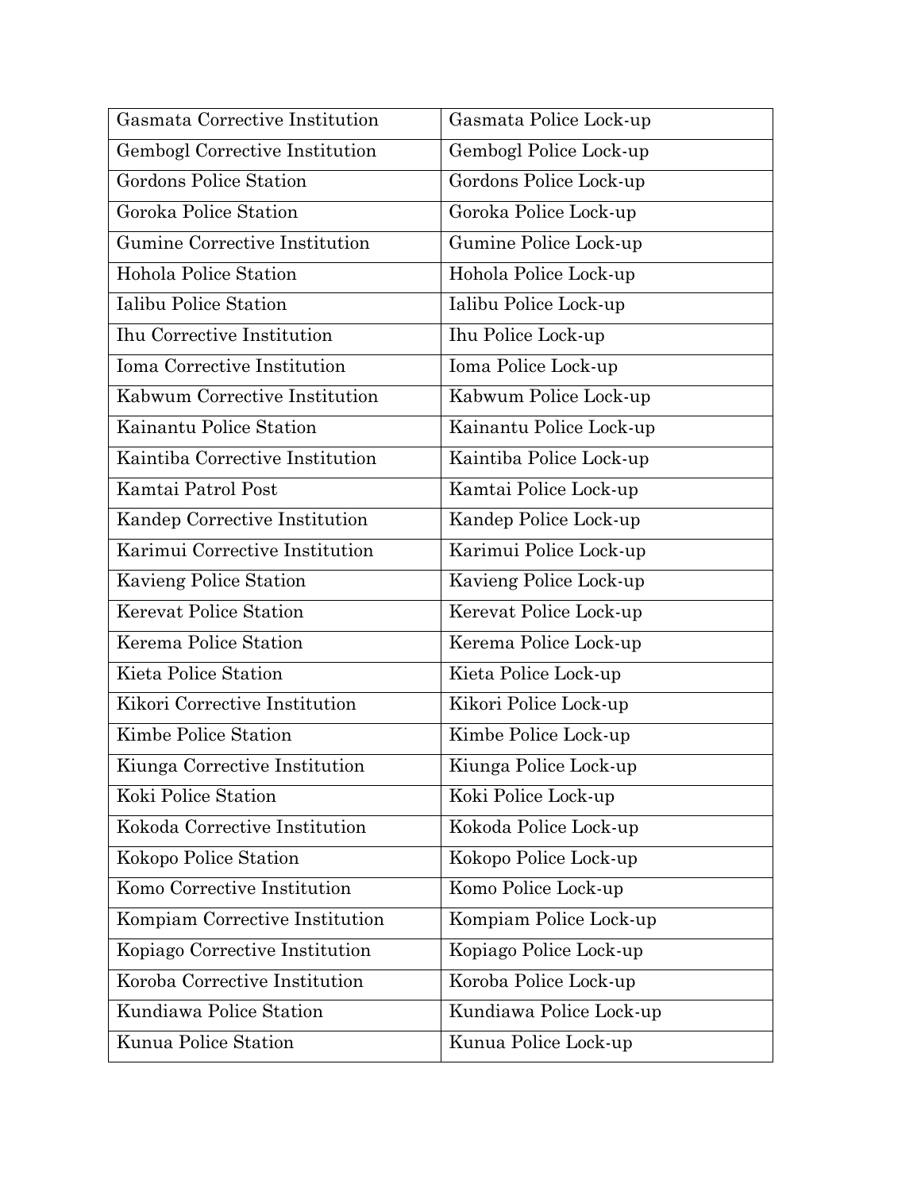| Gasmata Corrective Institution | Gasmata Police Lock-up |
|---|---|
| Gembogl Corrective Institution | Gembogl Police Lock-up |
| Gordons Police Station | Gordons Police Lock-up |
| Goroka Police Station | Goroka Police Lock-up |
| Gumine Corrective Institution | Gumine Police Lock-up |
| Hohola Police Station | Hohola Police Lock-up |
| Ialibu Police Station | Ialibu Police Lock-up |
| Ihu Corrective Institution | Ihu Police Lock-up |
| Ioma Corrective Institution | Ioma Police Lock-up |
| Kabwum Corrective Institution | Kabwum Police Lock-up |
| Kainantu Police Station | Kainantu Police Lock-up |
| Kaintiba Corrective Institution | Kaintiba Police Lock-up |
| Kamtai Patrol Post | Kamtai Police Lock-up |
| Kandep Corrective Institution | Kandep Police Lock-up |
| Karimui Corrective Institution | Karimui Police Lock-up |
| Kavieng Police Station | Kavieng Police Lock-up |
| Kerevat Police Station | Kerevat Police Lock-up |
| Kerema Police Station | Kerema Police Lock-up |
| Kieta Police Station | Kieta Police Lock-up |
| Kikori Corrective Institution | Kikori Police Lock-up |
| Kimbe Police Station | Kimbe Police Lock-up |
| Kiunga Corrective Institution | Kiunga Police Lock-up |
| Koki Police Station | Koki Police Lock-up |
| Kokoda Corrective Institution | Kokoda Police Lock-up |
| Kokopo Police Station | Kokopo Police Lock-up |
| Komo Corrective Institution | Komo Police Lock-up |
| Kompiam Corrective Institution | Kompiam Police Lock-up |
| Kopiago Corrective Institution | Kopiago Police Lock-up |
| Koroba Corrective Institution | Koroba Police Lock-up |
| Kundiawa Police Station | Kundiawa Police Lock-up |
| Kunua Police Station | Kunua Police Lock-up |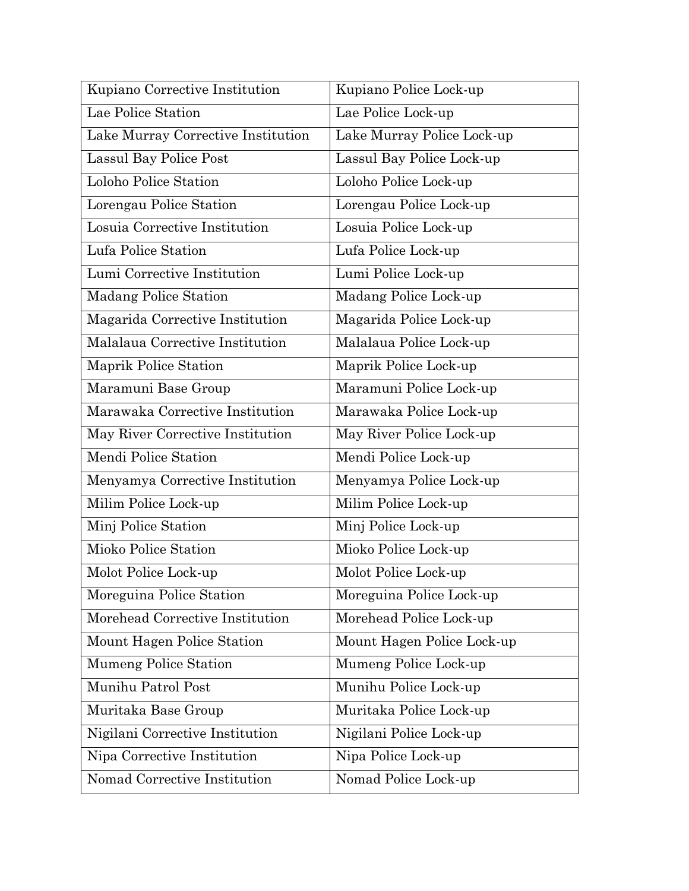| Kupiano Corrective Institution | Kupiano Police Lock-up |
|---|---|
| Lae Police Station | Lae Police Lock-up |
| Lake Murray Corrective Institution | Lake Murray Police Lock-up |
| Lassul Bay Police Post | Lassul Bay Police Lock-up |
| Loloho Police Station | Loloho Police Lock-up |
| Lorengau Police Station | Lorengau Police Lock-up |
| Losuia Corrective Institution | Losuia Police Lock-up |
| Lufa Police Station | Lufa Police Lock-up |
| Lumi Corrective Institution | Lumi Police Lock-up |
| Madang Police Station | Madang Police Lock-up |
| Magarida Corrective Institution | Magarida Police Lock-up |
| Malalaua Corrective Institution | Malalaua Police Lock-up |
| Maprik Police Station | Maprik Police Lock-up |
| Maramuni Base Group | Maramuni Police Lock-up |
| Marawaka Corrective Institution | Marawaka Police Lock-up |
| May River Corrective Institution | May River Police Lock-up |
| Mendi Police Station | Mendi Police Lock-up |
| Menyamya Corrective Institution | Menyamya Police Lock-up |
| Milim Police Lock-up | Milim Police Lock-up |
| Minj Police Station | Minj Police Lock-up |
| Mioko Police Station | Mioko Police Lock-up |
| Molot Police Lock-up | Molot Police Lock-up |
| Moreguina Police Station | Moreguina Police Lock-up |
| Morehead Corrective Institution | Morehead Police Lock-up |
| Mount Hagen Police Station | Mount Hagen Police Lock-up |
| Mumeng Police Station | Mumeng Police Lock-up |
| Munihu Patrol Post | Munihu Police Lock-up |
| Muritaka Base Group | Muritaka Police Lock-up |
| Nigilani Corrective Institution | Nigilani Police Lock-up |
| Nipa Corrective Institution | Nipa Police Lock-up |
| Nomad Corrective Institution | Nomad Police Lock-up |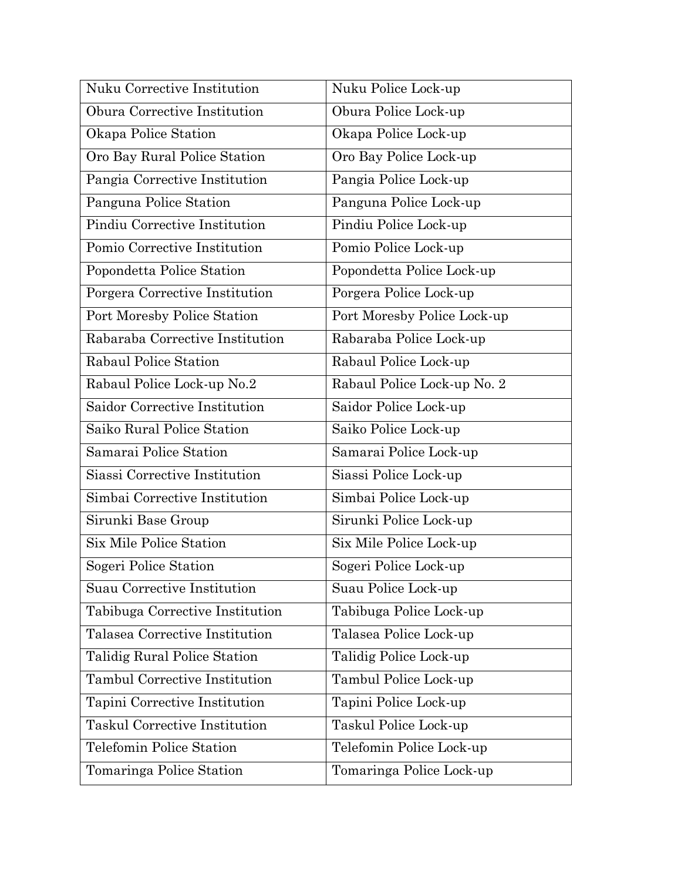| Nuku Corrective Institution | Nuku Police Lock-up |
| --- | --- |
| Obura Corrective Institution | Obura Police Lock-up |
| Okapa Police Station | Okapa Police Lock-up |
| Oro Bay Rural Police Station | Oro Bay Police Lock-up |
| Pangia Corrective Institution | Pangia Police Lock-up |
| Panguna Police Station | Panguna Police Lock-up |
| Pindiu Corrective Institution | Pindiu Police Lock-up |
| Pomio Corrective Institution | Pomio Police Lock-up |
| Popondetta Police Station | Popondetta Police Lock-up |
| Porgera Corrective Institution | Porgera Police Lock-up |
| Port Moresby Police Station | Port Moresby Police Lock-up |
| Rabaraba Corrective Institution | Rabaraba Police Lock-up |
| Rabaul Police Station | Rabaul Police Lock-up |
| Rabaul Police Lock-up No.2 | Rabaul Police Lock-up No. 2 |
| Saidor Corrective Institution | Saidor Police Lock-up |
| Saiko Rural Police Station | Saiko Police Lock-up |
| Samarai Police Station | Samarai Police Lock-up |
| Siassi Corrective Institution | Siassi Police Lock-up |
| Simbai Corrective Institution | Simbai Police Lock-up |
| Sirunki Base Group | Sirunki Police Lock-up |
| Six Mile Police Station | Six Mile Police Lock-up |
| Sogeri Police Station | Sogeri Police Lock-up |
| Suau Corrective Institution | Suau Police Lock-up |
| Tabibuga Corrective Institution | Tabibuga Police Lock-up |
| Talasea Corrective Institution | Talasea Police Lock-up |
| Talidig Rural Police Station | Talidig Police Lock-up |
| Tambul Corrective Institution | Tambul Police Lock-up |
| Tapini Corrective Institution | Tapini Police Lock-up |
| Taskul Corrective Institution | Taskul Police Lock-up |
| Telefomin Police Station | Telefomin Police Lock-up |
| Tomaringa Police Station | Tomaringa Police Lock-up |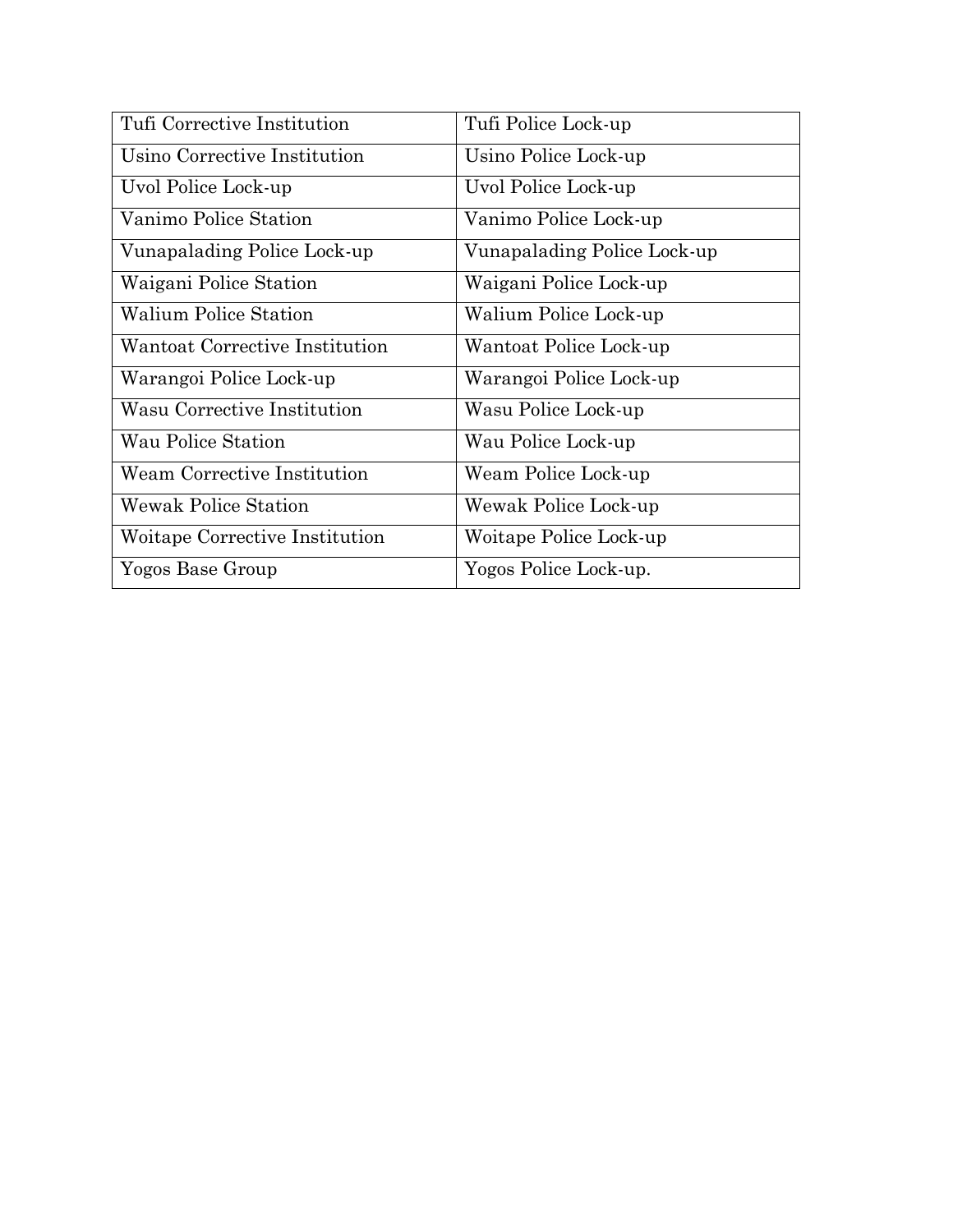| Tufi Corrective Institution | Tufi Police Lock-up |
|---|---|
| Usino Corrective Institution | Usino Police Lock-up |
| Uvol Police Lock-up | Uvol Police Lock-up |
| Vanimo Police Station | Vanimo Police Lock-up |
| Vunapalading Police Lock-up | Vunapalading Police Lock-up |
| Waigani Police Station | Waigani Police Lock-up |
| Walium Police Station | Walium Police Lock-up |
| Wantoat Corrective Institution | Wantoat Police Lock-up |
| Warangoi Police Lock-up | Warangoi Police Lock-up |
| Wasu Corrective Institution | Wasu Police Lock-up |
| Wau Police Station | Wau Police Lock-up |
| Weam Corrective Institution | Weam Police Lock-up |
| Wewak Police Station | Wewak Police Lock-up |
| Woitape Corrective Institution | Woitape Police Lock-up |
| Yogos Base Group | Yogos Police Lock-up. |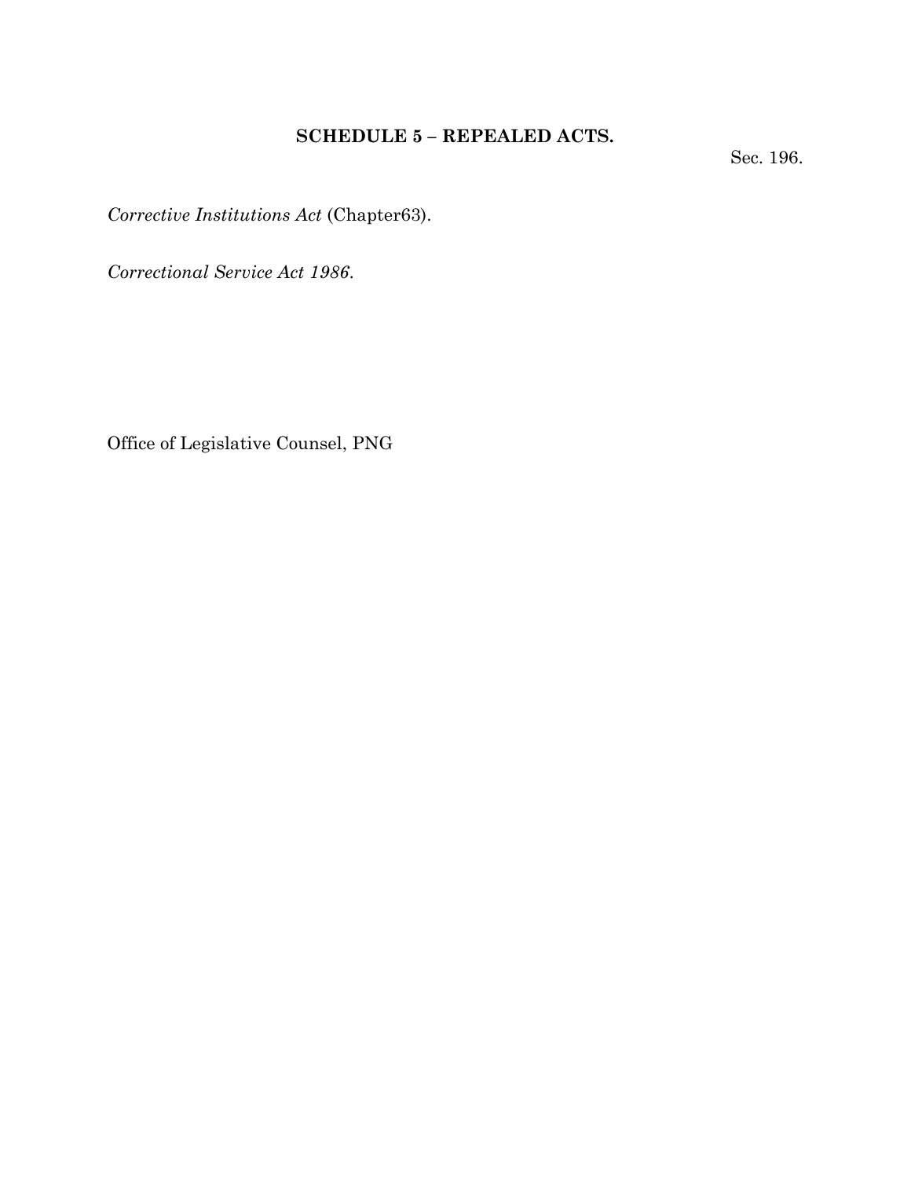## SCHEDULE 5 – REPEALED ACTS.

Sec. 196.

*Corrective Institutions Act* (Chapter63).

*Correctional Service Act 1986*.

Office of Legislative Counsel, PNG